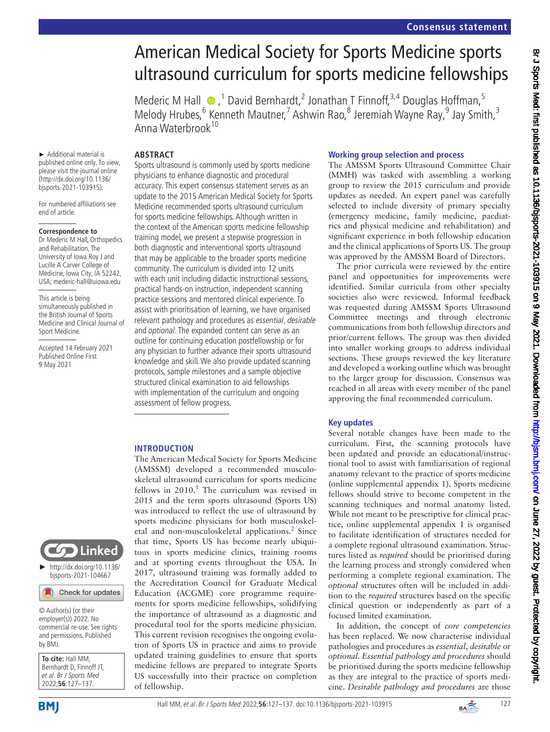# American Medical Society for Sports Medicine sports ultrasound curriculum for sports medicine fellowships

Mederic M Hall,[1] David Bernhardt,[2] Jonathan T Finnoff,[3,4] Douglas Hoffman,[5] Melody Hrubes,[6] Kenneth Mautner,[7] Ashwin Rao,[8] Jeremiah Wayne Ray,[9] Jay Smith,[3] Anna Waterbrook[10]

► Additional material is published online only. To view, please visit the journal online (http://dx.doi.org/10.1136/bjsports-2021-103915).

For numbered affiliations see end of article.

**Correspondence to**
Dr Mederic M Hall, Orthopedics and Rehabilitation, The University of Iowa Roy J and Lucille A Carver College of Medicine, Iowa City, IA 52242, USA; mederic-hall@uiowa.edu

This article is being simultaneously published in the British Journal of Sports Medicine and Clinical Journal of Sport Medicine.

Accepted 14 February 2021
Published Online First 9 May 2021

► http://dx.doi.org/10.1136/bjsports-2021-104667

© Author(s) (or their employer(s)) 2022. No commercial re-use. See rights and permissions. Published by BMJ.

**To cite:** Hall MM, Bernhardt D, Finnoff JT, *et al. Br J Sports Med* 2022;**56**:127–137.

## ABSTRACT

Sports ultrasound is commonly used by sports medicine physicians to enhance diagnostic and procedural accuracy. This expert consensus statement serves as an update to the 2015 American Medical Society for Sports Medicine recommended sports ultrasound curriculum for sports medicine fellowships. Although written in the context of the American sports medicine fellowship training model, we present a stepwise progression in both diagnostic and interventional sports ultrasound that may be applicable to the broader sports medicine community. The curriculum is divided into 12 units with each unit including didactic instructional sessions, practical hands-on instruction, independent scanning practice sessions and mentored clinical experience. To assist with prioritisation of learning, we have organised relevant pathology and procedures as *essential*, *desirable* and *optional*. The expanded content can serve as an outline for continuing education postfellowship or for any physician to further advance their sports ultrasound knowledge and skill. We also provide updated scanning protocols, sample milestones and a sample objective structured clinical examination to aid fellowships with implementation of the curriculum and ongoing assessment of fellow progress.

## INTRODUCTION

The American Medical Society for Sports Medicine (AMSSM) developed a recommended musculoskeletal ultrasound curriculum for sports medicine fellows in 2010.[1] The curriculum was revised in 2015 and the term sports ultrasound (Sports US) was introduced to reflect the use of ultrasound by sports medicine physicians for both musculoskeletal and non-musculoskeletal applications.[2] Since that time, Sports US has become nearly ubiquitous in sports medicine clinics, training rooms and at sporting events throughout the USA. In 2017, ultrasound training was formally added to the Accreditation Council for Graduate Medical Education (ACGME) core programme requirements for sports medicine fellowships, solidifying the importance of ultrasound as a diagnostic and procedural tool for the sports medicine physician. This current revision recognises the ongoing evolution of Sports US in practice and aims to provide updated training guidelines to ensure that sports medicine fellows are prepared to integrate Sports US successfully into their practice on completion of fellowship.

## Working group selection and process

The AMSSM Sports Ultrasound Committee Chair (MMH) was tasked with assembling a working group to review the 2015 curriculum and provide updates as needed. An expert panel was carefully selected to include diversity of primary specialty (emergency medicine, family medicine, paediatrics and physical medicine and rehabilitation) and significant experience in both fellowship education and the clinical applications of Sports US. The group was approved by the AMSSM Board of Directors.

The prior curricula were reviewed by the entire panel and opportunities for improvements were identified. Similar curricula from other specialty societies also were reviewed. Informal feedback was requested during AMSSM Sports Ultrasound Committee meetings and through electronic communications from both fellowship directors and prior/current fellows. The group was then divided into smaller working groups to address individual sections. These groups reviewed the key literature and developed a working outline which was brought to the larger group for discussion. Consensus was reached in all areas with every member of the panel approving the final recommended curriculum.

## Key updates

Several notable changes have been made to the curriculum. First, the scanning protocols have been updated and provide an educational/instructional tool to assist with familiarisation of regional anatomy relevant to the practice of sports medicine (online supplemental appendix 1). Sports medicine fellows should strive to become competent in the scanning techniques and normal anatomy listed. While not meant to be prescriptive for clinical practice, online supplemental appendix 1 is organised to facilitate identification of structures needed for a complete regional ultrasound examination. Structures listed as *required* should be prioritised during the learning process and strongly considered when performing a complete regional examination. The *optional* structures often will be included in addition to the *required* structures based on the specific clinical question or independently as part of a focused limited examination.

In addition, the concept of *core competencies* has been replaced. We now characterise individual pathologies and procedures as *essential*, *desirable* or *optional*. *Essential pathology and procedures* should be prioritised during the sports medicine fellowship as they are integral to the practice of sports medicine. *Desirable pathology and procedures* are those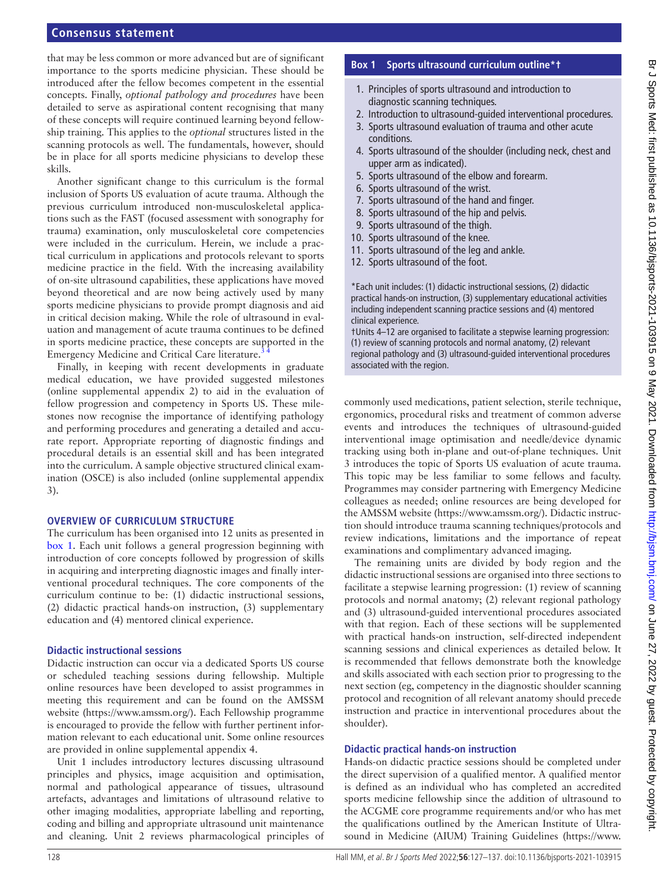that may be less common or more advanced but are of significant importance to the sports medicine physician. These should be introduced after the fellow becomes competent in the essential concepts. Finally, *optional pathology and procedures* have been detailed to serve as aspirational content recognising that many of these concepts will require continued learning beyond fellowship training. This applies to the *optional* structures listed in the scanning protocols as well. The fundamentals, however, should be in place for all sports medicine physicians to develop these skills.

Another significant change to this curriculum is the formal inclusion of Sports US evaluation of acute trauma. Although the previous curriculum introduced non-musculoskeletal applications such as the FAST (focused assessment with sonography for trauma) examination, only musculoskeletal core competencies were included in the curriculum. Herein, we include a practical curriculum in applications and protocols relevant to sports medicine practice in the field. With the increasing availability of on-site ultrasound capabilities, these applications have moved beyond theoretical and are now being actively used by many sports medicine physicians to provide prompt diagnosis and aid in critical decision making. While the role of ultrasound in evaluation and management of acute trauma continues to be defined in sports medicine practice, these concepts are supported in the Emergency Medicine and Critical Care literature.[3 4]

Finally, in keeping with recent developments in graduate medical education, we have provided suggested milestones (online supplemental appendix 2) to aid in the evaluation of fellow progression and competency in Sports US. These milestones now recognise the importance of identifying pathology and performing procedures and generating a detailed and accurate report. Appropriate reporting of diagnostic findings and procedural details is an essential skill and has been integrated into the curriculum. A sample objective structured clinical examination (OSCE) is also included (online supplemental appendix 3).

## OVERVIEW OF CURRICULUM STRUCTURE

The curriculum has been organised into 12 units as presented in box 1. Each unit follows a general progression beginning with introduction of core concepts followed by progression of skills in acquiring and interpreting diagnostic images and finally interventional procedural techniques. The core components of the curriculum continue to be: (1) didactic instructional sessions, (2) didactic practical hands-on instruction, (3) supplementary education and (4) mentored clinical experience.

### Box 1 Sports ultrasound curriculum outline*†

1. Principles of sports ultrasound and introduction to diagnostic scanning techniques.
2. Introduction to ultrasound-guided interventional procedures.
3. Sports ultrasound evaluation of trauma and other acute conditions.
4. Sports ultrasound of the shoulder (including neck, chest and upper arm as indicated).
5. Sports ultrasound of the elbow and forearm.
6. Sports ultrasound of the wrist.
7. Sports ultrasound of the hand and finger.
8. Sports ultrasound of the hip and pelvis.
9. Sports ultrasound of the thigh.
10. Sports ultrasound of the knee.
11. Sports ultrasound of the leg and ankle.
12. Sports ultrasound of the foot.

*Each unit includes: (1) didactic instructional sessions, (2) didactic practical hands-on instruction, (3) supplementary educational activities including independent scanning practice sessions and (4) mentored clinical experience.

†Units 4–12 are organised to facilitate a stepwise learning progression: (1) review of scanning protocols and normal anatomy, (2) relevant regional pathology and (3) ultrasound-guided interventional procedures associated with the region.

### Didactic instructional sessions

Didactic instruction can occur via a dedicated Sports US course or scheduled teaching sessions during fellowship. Multiple online resources have been developed to assist programmes in meeting this requirement and can be found on the AMSSM website (https://www.amssm.org/). Each Fellowship programme is encouraged to provide the fellow with further pertinent information relevant to each educational unit. Some online resources are provided in online supplemental appendix 4.

Unit 1 includes introductory lectures discussing ultrasound principles and physics, image acquisition and optimisation, normal and pathological appearance of tissues, ultrasound artefacts, advantages and limitations of ultrasound relative to other imaging modalities, appropriate labelling and reporting, coding and billing and appropriate ultrasound unit maintenance and cleaning. Unit 2 reviews pharmacological principles of commonly used medications, patient selection, sterile technique, ergonomics, procedural risks and treatment of common adverse events and introduces the techniques of ultrasound-guided interventional image optimisation and needle/device dynamic tracking using both in-plane and out-of-plane techniques. Unit 3 introduces the topic of Sports US evaluation of acute trauma. This topic may be less familiar to some fellows and faculty. Programmes may consider partnering with Emergency Medicine colleagues as needed; online resources are being developed for the AMSSM website (https://www.amssm.org/). Didactic instruction should introduce trauma scanning techniques/protocols and review indications, limitations and the importance of repeat examinations and complimentary advanced imaging.

The remaining units are divided by body region and the didactic instructional sessions are organised into three sections to facilitate a stepwise learning progression: (1) review of scanning protocols and normal anatomy; (2) relevant regional pathology and (3) ultrasound-guided interventional procedures associated with that region. Each of these sections will be supplemented with practical hands-on instruction, self-directed independent scanning sessions and clinical experiences as detailed below. It is recommended that fellows demonstrate both the knowledge and skills associated with each section prior to progressing to the next section (eg, competency in the diagnostic shoulder scanning protocol and recognition of all relevant anatomy should precede instruction and practice in interventional procedures about the shoulder).

### Didactic practical hands-on instruction

Hands-on didactic practice sessions should be completed under the direct supervision of a qualified mentor. A qualified mentor is defined as an individual who has completed an accredited sports medicine fellowship since the addition of ultrasound to the ACGME core programme requirements and/or who has met the qualifications outlined by the American Institute of Ultrasound in Medicine (AIUM) Training Guidelines (https://www.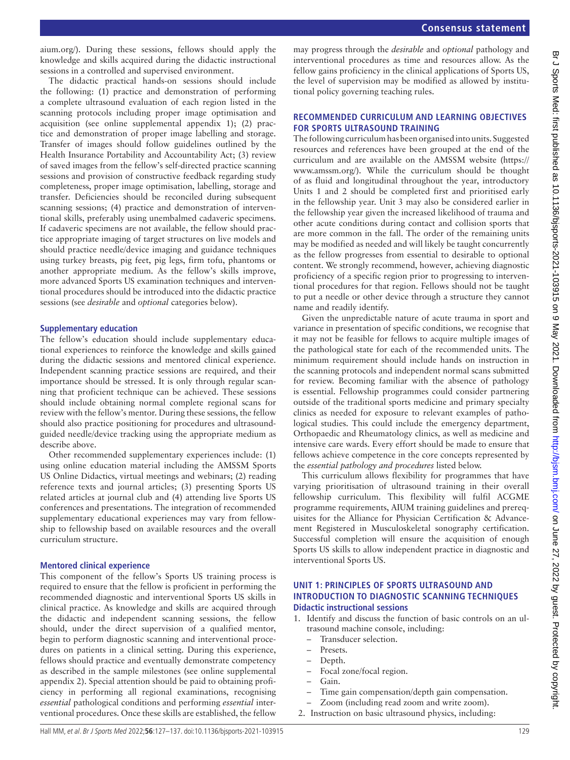aium.org/). During these sessions, fellows should apply the knowledge and skills acquired during the didactic instructional sessions in a controlled and supervised environment.

The didactic practical hands-on sessions should include the following: (1) practice and demonstration of performing a complete ultrasound evaluation of each region listed in the scanning protocols including proper image optimisation and acquisition (see online supplemental appendix 1); (2) practice and demonstration of proper image labelling and storage. Transfer of images should follow guidelines outlined by the Health Insurance Portability and Accountability Act; (3) review of saved images from the fellow's self-directed practice scanning sessions and provision of constructive feedback regarding study completeness, proper image optimisation, labelling, storage and transfer. Deficiencies should be reconciled during subsequent scanning sessions; (4) practice and demonstration of interventional skills, preferably using unembalmed cadaveric specimens. If cadaveric specimens are not available, the fellow should practice appropriate imaging of target structures on live models and should practice needle/device imaging and guidance techniques using turkey breasts, pig feet, pig legs, firm tofu, phantoms or another appropriate medium. As the fellow's skills improve, more advanced Sports US examination techniques and interventional procedures should be introduced into the didactic practice sessions (see *desirable* and *optional* categories below).

### Supplementary education

The fellow's education should include supplementary educational experiences to reinforce the knowledge and skills gained during the didactic sessions and mentored clinical experience. Independent scanning practice sessions are required, and their importance should be stressed. It is only through regular scanning that proficient technique can be achieved. These sessions should include obtaining normal complete regional scans for review with the fellow's mentor. During these sessions, the fellow should also practice positioning for procedures and ultrasound-guided needle/device tracking using the appropriate medium as describe above.

Other recommended supplementary experiences include: (1) using online education material including the AMSSM Sports US Online Didactics, virtual meetings and webinars; (2) reading reference texts and journal articles; (3) presenting Sports US related articles at journal club and (4) attending live Sports US conferences and presentations. The integration of recommended supplementary educational experiences may vary from fellowship to fellowship based on available resources and the overall curriculum structure.

### Mentored clinical experience

This component of the fellow's Sports US training process is required to ensure that the fellow is proficient in performing the recommended diagnostic and interventional Sports US skills in clinical practice. As knowledge and skills are acquired through the didactic and independent scanning sessions, the fellow should, under the direct supervision of a qualified mentor, begin to perform diagnostic scanning and interventional procedures on patients in a clinical setting. During this experience, fellows should practice and eventually demonstrate competency as described in the sample milestones (see online supplemental appendix 2). Special attention should be paid to obtaining proficiency in performing all regional examinations, recognising *essential* pathological conditions and performing *essential* interventional procedures. Once these skills are established, the fellow may progress through the *desirable* and *optional* pathology and interventional procedures as time and resources allow. As the fellow gains proficiency in the clinical applications of Sports US, the level of supervision may be modified as allowed by institutional policy governing teaching rules.

## RECOMMENDED CURRICULUM AND LEARNING OBJECTIVES FOR SPORTS ULTRASOUND TRAINING

The following curriculum has been organised into units. Suggested resources and references have been grouped at the end of the curriculum and are available on the AMSSM website (https://www.amssm.org/). While the curriculum should be thought of as fluid and longitudinal throughout the year, introductory Units 1 and 2 should be completed first and prioritised early in the fellowship year. Unit 3 may also be considered earlier in the fellowship year given the increased likelihood of trauma and other acute conditions during contact and collision sports that are more common in the fall. The order of the remaining units may be modified as needed and will likely be taught concurrently as the fellow progresses from essential to desirable to optional content. We strongly recommend, however, achieving diagnostic proficiency of a specific region prior to progressing to interventional procedures for that region. Fellows should not be taught to put a needle or other device through a structure they cannot name and readily identify.

Given the unpredictable nature of acute trauma in sport and variance in presentation of specific conditions, we recognise that it may not be feasible for fellows to acquire multiple images of the pathological state for each of the recommended units. The minimum requirement should include hands on instruction in the scanning protocols and independent normal scans submitted for review. Becoming familiar with the absence of pathology is essential. Fellowship programmes could consider partnering outside of the traditional sports medicine and primary specialty clinics as needed for exposure to relevant examples of pathological studies. This could include the emergency department, Orthopaedic and Rheumatology clinics, as well as medicine and intensive care wards. Every effort should be made to ensure that fellows achieve competence in the core concepts represented by the *essential pathology and procedures* listed below.

This curriculum allows flexibility for programmes that have varying prioritisation of ultrasound training in their overall fellowship curriculum. This flexibility will fulfil ACGME programme requirements, AIUM training guidelines and prerequisites for the Alliance for Physician Certification & Advancement Registered in Musculoskeletal sonography certification. Successful completion will ensure the acquisition of enough Sports US skills to allow independent practice in diagnostic and interventional Sports US.

## UNIT 1: PRINCIPLES OF SPORTS ULTRASOUND AND INTRODUCTION TO DIAGNOSTIC SCANNING TECHNIQUES

### Didactic instructional sessions

1. Identify and discuss the function of basic controls on an ultrasound machine console, including:
   - Transducer selection.
   - Presets.
   - Depth.
   - Focal zone/focal region.
   - Gain.
   - Time gain compensation/depth gain compensation.
   - Zoom (including read zoom and write zoom).
2. Instruction on basic ultrasound physics, including: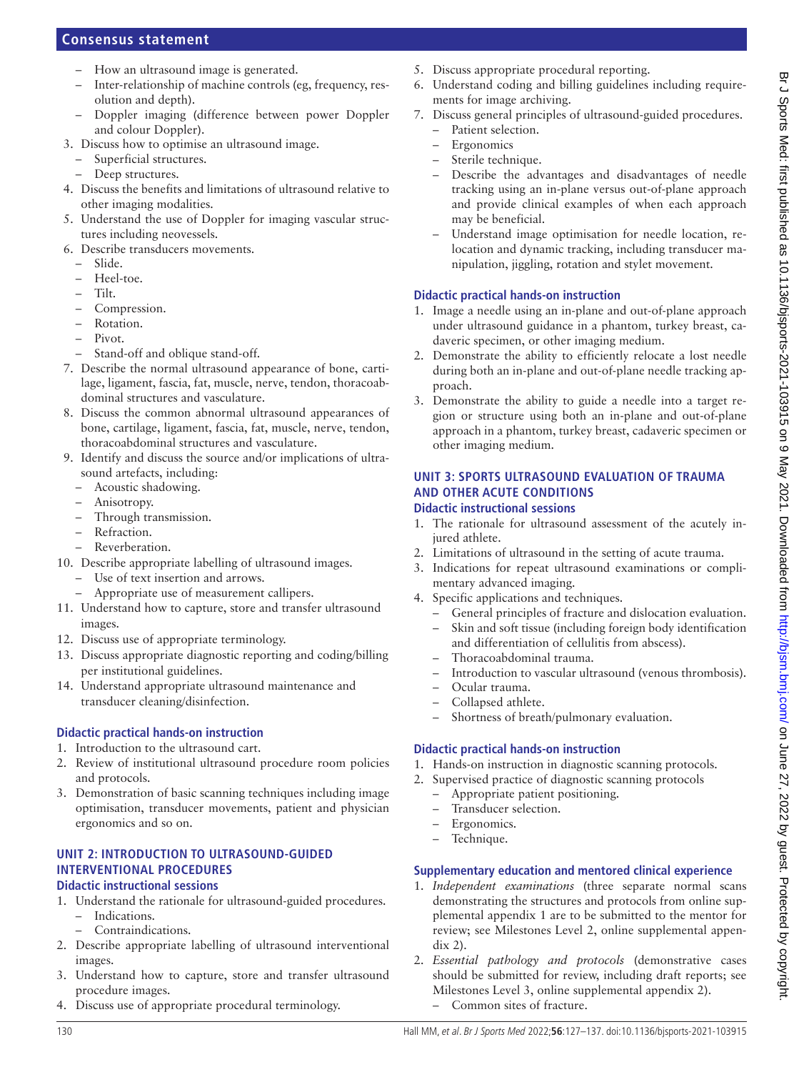- How an ultrasound image is generated.
- Inter-relationship of machine controls (eg, frequency, resolution and depth).
- Doppler imaging (difference between power Doppler and colour Doppler).

3. Discuss how to optimise an ultrasound image.
   - Superficial structures.
   - Deep structures.
4. Discuss the benefits and limitations of ultrasound relative to other imaging modalities.
5. Understand the use of Doppler for imaging vascular structures including neovessels.
6. Describe transducers movements.
   - Slide.
   - Heel-toe.
   - Tilt.
   - Compression.
   - Rotation.
   - Pivot.
   - Stand-off and oblique stand-off.
7. Describe the normal ultrasound appearance of bone, cartilage, ligament, fascia, fat, muscle, nerve, tendon, thoracoabdominal structures and vasculature.
8. Discuss the common abnormal ultrasound appearances of bone, cartilage, ligament, fascia, fat, muscle, nerve, tendon, thoracoabdominal structures and vasculature.
9. Identify and discuss the source and/or implications of ultrasound artefacts, including:
   - Acoustic shadowing.
   - Anisotropy.
   - Through transmission.
   - Refraction.
   - Reverberation.
10. Describe appropriate labelling of ultrasound images.
    - Use of text insertion and arrows.
    - Appropriate use of measurement callipers.
11. Understand how to capture, store and transfer ultrasound images.
12. Discuss use of appropriate terminology.
13. Discuss appropriate diagnostic reporting and coding/billing per institutional guidelines.
14. Understand appropriate ultrasound maintenance and transducer cleaning/disinfection.

### Didactic practical hands-on instruction

1. Introduction to the ultrasound cart.
2. Review of institutional ultrasound procedure room policies and protocols.
3. Demonstration of basic scanning techniques including image optimisation, transducer movements, patient and physician ergonomics and so on.

## UNIT 2: INTRODUCTION TO ULTRASOUND-GUIDED INTERVENTIONAL PROCEDURES

### Didactic instructional sessions

1. Understand the rationale for ultrasound-guided procedures.
   - Indications.
   - Contraindications.
2. Describe appropriate labelling of ultrasound interventional images.
3. Understand how to capture, store and transfer ultrasound procedure images.
4. Discuss use of appropriate procedural terminology.
5. Discuss appropriate procedural reporting.
6. Understand coding and billing guidelines including requirements for image archiving.
7. Discuss general principles of ultrasound-guided procedures.
   - Patient selection.
   - Ergonomics
   - Sterile technique.
   - Describe the advantages and disadvantages of needle tracking using an in-plane versus out-of-plane approach and provide clinical examples of when each approach may be beneficial.
   - Understand image optimisation for needle location, relocation and dynamic tracking, including transducer manipulation, jiggling, rotation and stylet movement.

### Didactic practical hands-on instruction

1. Image a needle using an in-plane and out-of-plane approach under ultrasound guidance in a phantom, turkey breast, cadaveric specimen, or other imaging medium.
2. Demonstrate the ability to efficiently relocate a lost needle during both an in-plane and out-of-plane needle tracking approach.
3. Demonstrate the ability to guide a needle into a target region or structure using both an in-plane and out-of-plane approach in a phantom, turkey breast, cadaveric specimen or other imaging medium.

## UNIT 3: SPORTS ULTRASOUND EVALUATION OF TRAUMA AND OTHER ACUTE CONDITIONS

### Didactic instructional sessions

1. The rationale for ultrasound assessment of the acutely injured athlete.
2. Limitations of ultrasound in the setting of acute trauma.
3. Indications for repeat ultrasound examinations or complimentary advanced imaging.
4. Specific applications and techniques.
   - General principles of fracture and dislocation evaluation.
   - Skin and soft tissue (including foreign body identification and differentiation of cellulitis from abscess).
   - Thoracoabdominal trauma.
   - Introduction to vascular ultrasound (venous thrombosis).
   - Ocular trauma.
   - Collapsed athlete.
   - Shortness of breath/pulmonary evaluation.

### Didactic practical hands-on instruction

1. Hands-on instruction in diagnostic scanning protocols.
2. Supervised practice of diagnostic scanning protocols
   - Appropriate patient positioning.
   - Transducer selection.
   - Ergonomics.
   - Technique.

### Supplementary education and mentored clinical experience

1. *Independent examinations* (three separate normal scans demonstrating the structures and protocols from online supplemental appendix 1 are to be submitted to the mentor for review; see Milestones Level 2, online supplemental appendix 2).
2. *Essential pathology and protocols* (demonstrative cases should be submitted for review, including draft reports; see Milestones Level 3, online supplemental appendix 2).
   - Common sites of fracture.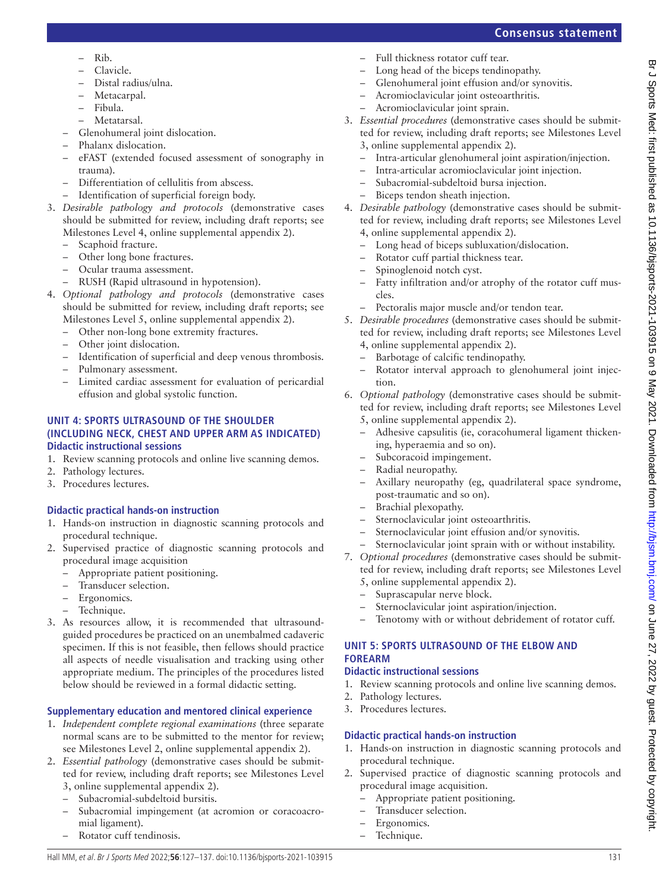- Rib.
  - Clavicle.
  - Distal radius/ulna.
  - Metacarpal.
  - Fibula.
  - Metatarsal.
- Glenohumeral joint dislocation.
- Phalanx dislocation.
- eFAST (extended focused assessment of sonography in trauma).
- Differentiation of cellulitis from abscess.
- Identification of superficial foreign body.

3. *Desirable pathology and protocols* (demonstrative cases should be submitted for review, including draft reports; see Milestones Level 4, online supplemental appendix 2).
   - Scaphoid fracture.
   - Other long bone fractures.
   - Ocular trauma assessment.
   - RUSH (Rapid ultrasound in hypotension).
4. *Optional pathology and protocols* (demonstrative cases should be submitted for review, including draft reports; see Milestones Level 5, online supplemental appendix 2).
   - Other non-long bone extremity fractures.
   - Other joint dislocation.
   - Identification of superficial and deep venous thrombosis.
   - Pulmonary assessment.
   - Limited cardiac assessment for evaluation of pericardial effusion and global systolic function.

## UNIT 4: SPORTS ULTRASOUND OF THE SHOULDER (INCLUDING NECK, CHEST AND UPPER ARM AS INDICATED)

### Didactic instructional sessions

1. Review scanning protocols and online live scanning demos.
2. Pathology lectures.
3. Procedures lectures.

### Didactic practical hands-on instruction

1. Hands-on instruction in diagnostic scanning protocols and procedural technique.
2. Supervised practice of diagnostic scanning protocols and procedural image acquisition
   - Appropriate patient positioning.
   - Transducer selection.
   - Ergonomics.
   - Technique.
3. As resources allow, it is recommended that ultrasound-guided procedures be practiced on an unembalmed cadaveric specimen. If this is not feasible, then fellows should practice all aspects of needle visualisation and tracking using other appropriate medium. The principles of the procedures listed below should be reviewed in a formal didactic setting.

### Supplementary education and mentored clinical experience

1. *Independent complete regional examinations* (three separate normal scans are to be submitted to the mentor for review; see Milestones Level 2, online supplemental appendix 2).
2. *Essential pathology* (demonstrative cases should be submitted for review, including draft reports; see Milestones Level 3, online supplemental appendix 2).
   - Subacromial-subdeltoid bursitis.
   - Subacromial impingement (at acromion or coracoacromial ligament).
   - Rotator cuff tendinosis.
   - Full thickness rotator cuff tear.
   - Long head of the biceps tendinopathy.
   - Glenohumeral joint effusion and/or synovitis.
   - Acromioclavicular joint osteoarthritis.
   - Acromioclavicular joint sprain.
3. *Essential procedures* (demonstrative cases should be submitted for review, including draft reports; see Milestones Level 3, online supplemental appendix 2).
   - Intra-articular glenohumeral joint aspiration/injection.
   - Intra-articular acromioclavicular joint injection.
   - Subacromial-subdeltoid bursa injection.
   - Biceps tendon sheath injection.
4. *Desirable pathology* (demonstrative cases should be submitted for review, including draft reports; see Milestones Level 4, online supplemental appendix 2).
   - Long head of biceps subluxation/dislocation.
   - Rotator cuff partial thickness tear.
   - Spinoglenoid notch cyst.
   - Fatty infiltration and/or atrophy of the rotator cuff muscles.
   - Pectoralis major muscle and/or tendon tear.
5. *Desirable procedures* (demonstrative cases should be submitted for review, including draft reports; see Milestones Level 4, online supplemental appendix 2).
   - Barbotage of calcific tendinopathy.
   - Rotator interval approach to glenohumeral joint injection.
6. *Optional pathology* (demonstrative cases should be submitted for review, including draft reports; see Milestones Level 5, online supplemental appendix 2).
   - Adhesive capsulitis (ie, coracohumeral ligament thickening, hyperaemia and so on).
   - Subcoracoid impingement.
   - Radial neuropathy.
   - Axillary neuropathy (eg, quadrilateral space syndrome, post-traumatic and so on).
   - Brachial plexopathy.
   - Sternoclavicular joint osteoarthritis.
   - Sternoclavicular joint effusion and/or synovitis.
   - Sternoclavicular joint sprain with or without instability.
7. *Optional procedures* (demonstrative cases should be submitted for review, including draft reports; see Milestones Level 5, online supplemental appendix 2).
   - Suprascapular nerve block.
   - Sternoclavicular joint aspiration/injection.
   - Tenotomy with or without debridement of rotator cuff.

## UNIT 5: SPORTS ULTRASOUND OF THE ELBOW AND FOREARM

### Didactic instructional sessions

1. Review scanning protocols and online live scanning demos.
2. Pathology lectures.
3. Procedures lectures.

### Didactic practical hands-on instruction

1. Hands-on instruction in diagnostic scanning protocols and procedural technique.
2. Supervised practice of diagnostic scanning protocols and procedural image acquisition.
   - Appropriate patient positioning.
   - Transducer selection.
   - Ergonomics.
   - Technique.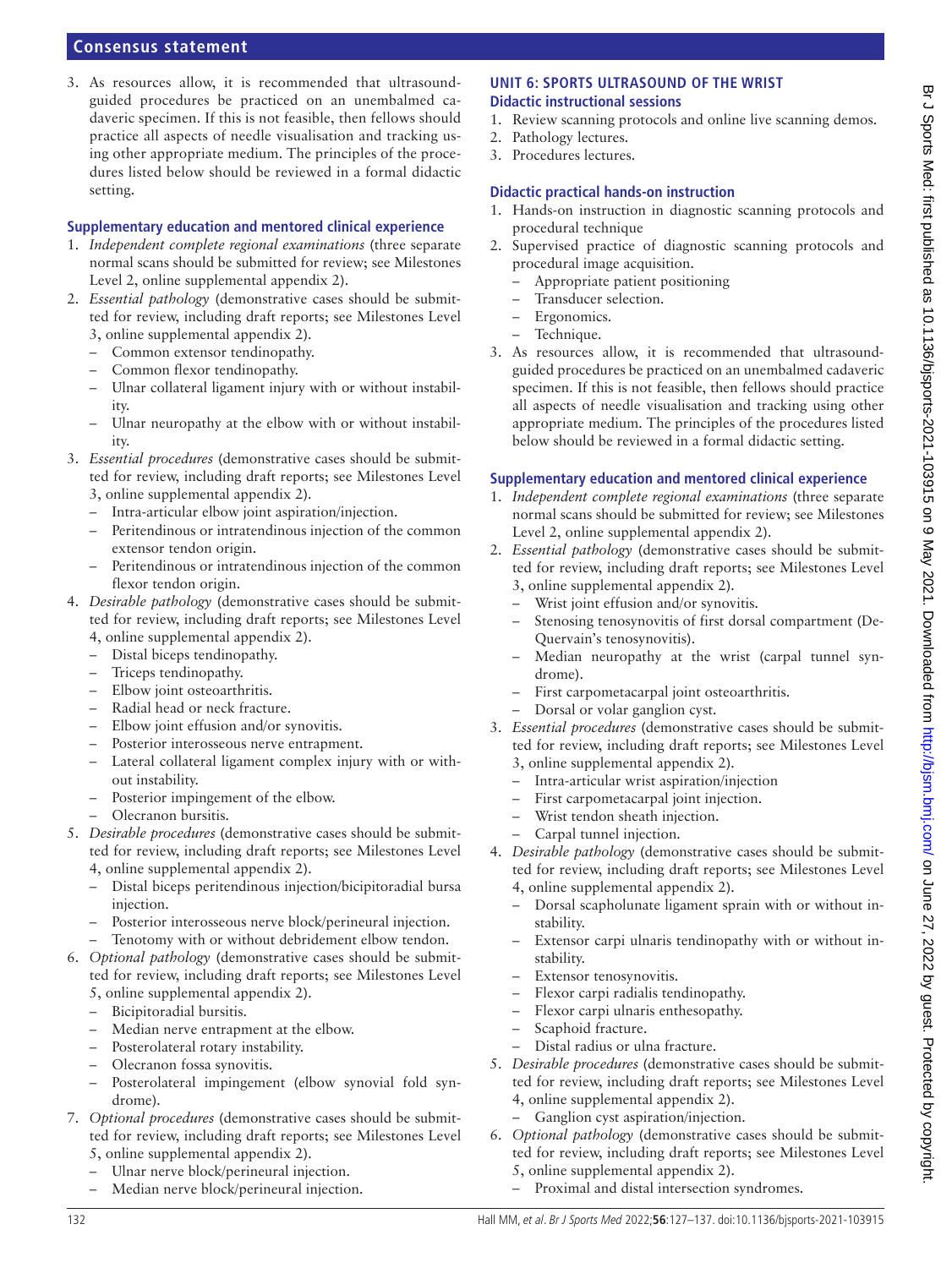3. As resources allow, it is recommended that ultrasound-guided procedures be practiced on an unembalmed cadaveric specimen. If this is not feasible, then fellows should practice all aspects of needle visualisation and tracking using other appropriate medium. The principles of the procedures listed below should be reviewed in a formal didactic setting.

### Supplementary education and mentored clinical experience

1. *Independent complete regional examinations* (three separate normal scans should be submitted for review; see Milestones Level 2, online supplemental appendix 2).
2. *Essential pathology* (demonstrative cases should be submitted for review, including draft reports; see Milestones Level 3, online supplemental appendix 2).
   - Common extensor tendinopathy.
   - Common flexor tendinopathy.
   - Ulnar collateral ligament injury with or without instability.
   - Ulnar neuropathy at the elbow with or without instability.
3. *Essential procedures* (demonstrative cases should be submitted for review, including draft reports; see Milestones Level 3, online supplemental appendix 2).
   - Intra-articular elbow joint aspiration/injection.
   - Peritendinous or intratendinous injection of the common extensor tendon origin.
   - Peritendinous or intratendinous injection of the common flexor tendon origin.
4. *Desirable pathology* (demonstrative cases should be submitted for review, including draft reports; see Milestones Level 4, online supplemental appendix 2).
   - Distal biceps tendinopathy.
   - Triceps tendinopathy.
   - Elbow joint osteoarthritis.
   - Radial head or neck fracture.
   - Elbow joint effusion and/or synovitis.
   - Posterior interosseous nerve entrapment.
   - Lateral collateral ligament complex injury with or without instability.
   - Posterior impingement of the elbow.
   - Olecranon bursitis.
5. *Desirable procedures* (demonstrative cases should be submitted for review, including draft reports; see Milestones Level 4, online supplemental appendix 2).
   - Distal biceps peritendinous injection/bicipitoradial bursa injection.
   - Posterior interosseous nerve block/perineural injection.
   - Tenotomy with or without debridement elbow tendon.
6. *Optional pathology* (demonstrative cases should be submitted for review, including draft reports; see Milestones Level 5, online supplemental appendix 2).
   - Bicipitoradial bursitis.
   - Median nerve entrapment at the elbow.
   - Posterolateral rotary instability.
   - Olecranon fossa synovitis.
   - Posterolateral impingement (elbow synovial fold syndrome).
7. *Optional procedures* (demonstrative cases should be submitted for review, including draft reports; see Milestones Level 5, online supplemental appendix 2).
   - Ulnar nerve block/perineural injection.
   - Median nerve block/perineural injection.

## UNIT 6: SPORTS ULTRASOUND OF THE WRIST

### Didactic instructional sessions

1. Review scanning protocols and online live scanning demos.
2. Pathology lectures.
3. Procedures lectures.

### Didactic practical hands-on instruction

1. Hands-on instruction in diagnostic scanning protocols and procedural technique
2. Supervised practice of diagnostic scanning protocols and procedural image acquisition.
   - Appropriate patient positioning
   - Transducer selection.
   - Ergonomics.
   - Technique.
3. As resources allow, it is recommended that ultrasound-guided procedures be practiced on an unembalmed cadaveric specimen. If this is not feasible, then fellows should practice all aspects of needle visualisation and tracking using other appropriate medium. The principles of the procedures listed below should be reviewed in a formal didactic setting.

### Supplementary education and mentored clinical experience

1. *Independent complete regional examinations* (three separate normal scans should be submitted for review; see Milestones Level 2, online supplemental appendix 2).
2. *Essential pathology* (demonstrative cases should be submitted for review, including draft reports; see Milestones Level 3, online supplemental appendix 2).
   - Wrist joint effusion and/or synovitis.
   - Stenosing tenosynovitis of first dorsal compartment (De-Quervain's tenosynovitis).
   - Median neuropathy at the wrist (carpal tunnel syndrome).
   - First carpometacarpal joint osteoarthritis.
   - Dorsal or volar ganglion cyst.
3. *Essential procedures* (demonstrative cases should be submitted for review, including draft reports; see Milestones Level 3, online supplemental appendix 2).
   - Intra-articular wrist aspiration/injection
   - First carpometacarpal joint injection.
   - Wrist tendon sheath injection.
   - Carpal tunnel injection.
4. *Desirable pathology* (demonstrative cases should be submitted for review, including draft reports; see Milestones Level 4, online supplemental appendix 2).
   - Dorsal scapholunate ligament sprain with or without instability.
   - Extensor carpi ulnaris tendinopathy with or without instability.
   - Extensor tenosynovitis.
   - Flexor carpi radialis tendinopathy.
   - Flexor carpi ulnaris enthesopathy.
   - Scaphoid fracture.
   - Distal radius or ulna fracture.
5. *Desirable procedures* (demonstrative cases should be submitted for review, including draft reports; see Milestones Level 4, online supplemental appendix 2).
   - Ganglion cyst aspiration/injection.
6. *Optional pathology* (demonstrative cases should be submitted for review, including draft reports; see Milestones Level 5, online supplemental appendix 2).
   - Proximal and distal intersection syndromes.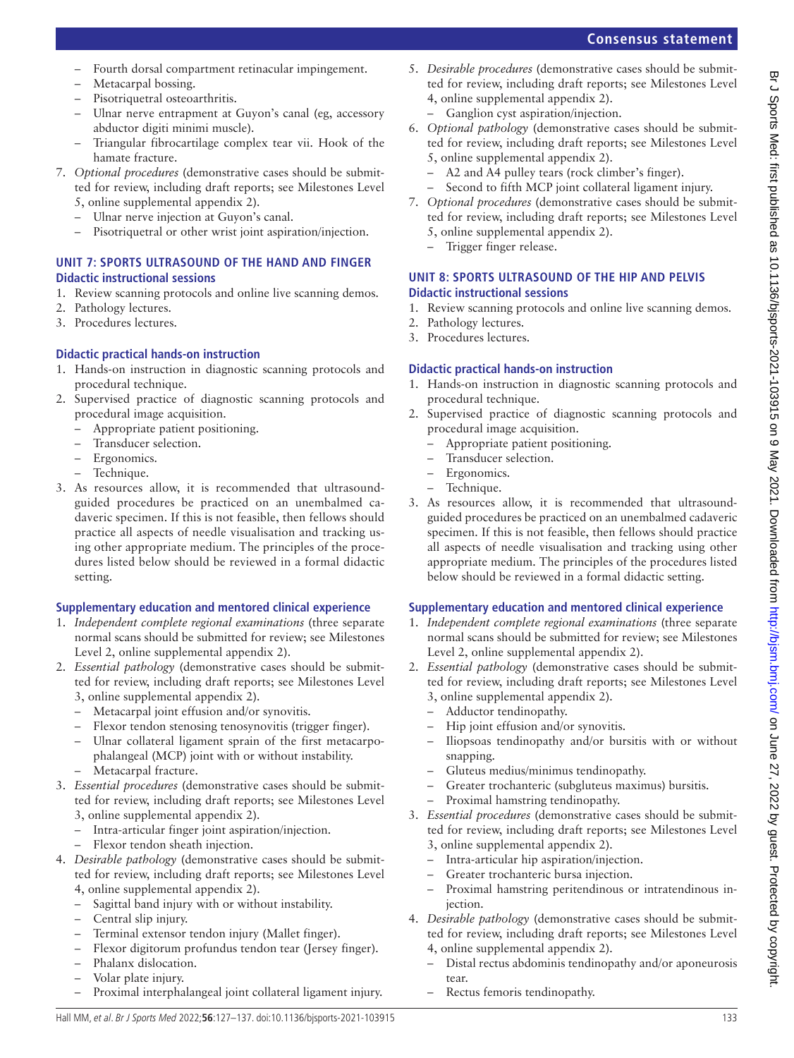- Fourth dorsal compartment retinacular impingement.
- Metacarpal bossing.
- Pisotriquetral osteoarthritis.
- Ulnar nerve entrapment at Guyon's canal (eg, accessory abductor digiti minimi muscle).
- Triangular fibrocartilage complex tear vii. Hook of the hamate fracture.

7. *Optional procedures* (demonstrative cases should be submitted for review, including draft reports; see Milestones Level 5, online supplemental appendix 2).
   - Ulnar nerve injection at Guyon's canal.
   - Pisotriquetral or other wrist joint aspiration/injection.

## UNIT 7: SPORTS ULTRASOUND OF THE HAND AND FINGER

### Didactic instructional sessions

1. Review scanning protocols and online live scanning demos.
2. Pathology lectures.
3. Procedures lectures.

### Didactic practical hands-on instruction

1. Hands-on instruction in diagnostic scanning protocols and procedural technique.
2. Supervised practice of diagnostic scanning protocols and procedural image acquisition.
   - Appropriate patient positioning.
   - Transducer selection.
   - Ergonomics.
   - Technique.
3. As resources allow, it is recommended that ultrasound-guided procedures be practiced on an unembalmed cadaveric specimen. If this is not feasible, then fellows should practice all aspects of needle visualisation and tracking using other appropriate medium. The principles of the procedures listed below should be reviewed in a formal didactic setting.

### Supplementary education and mentored clinical experience

1. *Independent complete regional examinations* (three separate normal scans should be submitted for review; see Milestones Level 2, online supplemental appendix 2).
2. *Essential pathology* (demonstrative cases should be submitted for review, including draft reports; see Milestones Level 3, online supplemental appendix 2).
   - Metacarpal joint effusion and/or synovitis.
   - Flexor tendon stenosing tenosynovitis (trigger finger).
   - Ulnar collateral ligament sprain of the first metacarpophalangeal (MCP) joint with or without instability.
   - Metacarpal fracture.
3. *Essential procedures* (demonstrative cases should be submitted for review, including draft reports; see Milestones Level 3, online supplemental appendix 2).
   - Intra-articular finger joint aspiration/injection.
   - Flexor tendon sheath injection.
4. *Desirable pathology* (demonstrative cases should be submitted for review, including draft reports; see Milestones Level 4, online supplemental appendix 2).
   - Sagittal band injury with or without instability.
   - Central slip injury.
   - Terminal extensor tendon injury (Mallet finger).
   - Flexor digitorum profundus tendon tear (Jersey finger).
   - Phalanx dislocation.
   - Volar plate injury.
   - Proximal interphalangeal joint collateral ligament injury.
5. *Desirable procedures* (demonstrative cases should be submitted for review, including draft reports; see Milestones Level 4, online supplemental appendix 2).
   - Ganglion cyst aspiration/injection.
6. *Optional pathology* (demonstrative cases should be submitted for review, including draft reports; see Milestones Level 5, online supplemental appendix 2).
   - A2 and A4 pulley tears (rock climber's finger).
   - Second to fifth MCP joint collateral ligament injury.
7. *Optional procedures* (demonstrative cases should be submitted for review, including draft reports; see Milestones Level 5, online supplemental appendix 2).
   - Trigger finger release.

## UNIT 8: SPORTS ULTRASOUND OF THE HIP AND PELVIS

### Didactic instructional sessions

1. Review scanning protocols and online live scanning demos.
2. Pathology lectures.
3. Procedures lectures.

### Didactic practical hands-on instruction

1. Hands-on instruction in diagnostic scanning protocols and procedural technique.
2. Supervised practice of diagnostic scanning protocols and procedural image acquisition.
   - Appropriate patient positioning.
   - Transducer selection.
   - Ergonomics.
   - Technique.
3. As resources allow, it is recommended that ultrasound-guided procedures be practiced on an unembalmed cadaveric specimen. If this is not feasible, then fellows should practice all aspects of needle visualisation and tracking using other appropriate medium. The principles of the procedures listed below should be reviewed in a formal didactic setting.

### Supplementary education and mentored clinical experience

1. *Independent complete regional examinations* (three separate normal scans should be submitted for review; see Milestones Level 2, online supplemental appendix 2).
2. *Essential pathology* (demonstrative cases should be submitted for review, including draft reports; see Milestones Level 3, online supplemental appendix 2).
   - Adductor tendinopathy.
   - Hip joint effusion and/or synovitis.
   - Iliopsoas tendinopathy and/or bursitis with or without snapping.
   - Gluteus medius/minimus tendinopathy.
   - Greater trochanteric (subgluteus maximus) bursitis.
   - Proximal hamstring tendinopathy.
3. *Essential procedures* (demonstrative cases should be submitted for review, including draft reports; see Milestones Level 3, online supplemental appendix 2).
   - Intra-articular hip aspiration/injection.
   - Greater trochanteric bursa injection.
   - Proximal hamstring peritendinous or intratendinous injection.
4. *Desirable pathology* (demonstrative cases should be submitted for review, including draft reports; see Milestones Level 4, online supplemental appendix 2).
   - Distal rectus abdominis tendinopathy and/or aponeurosis tear.
   - Rectus femoris tendinopathy.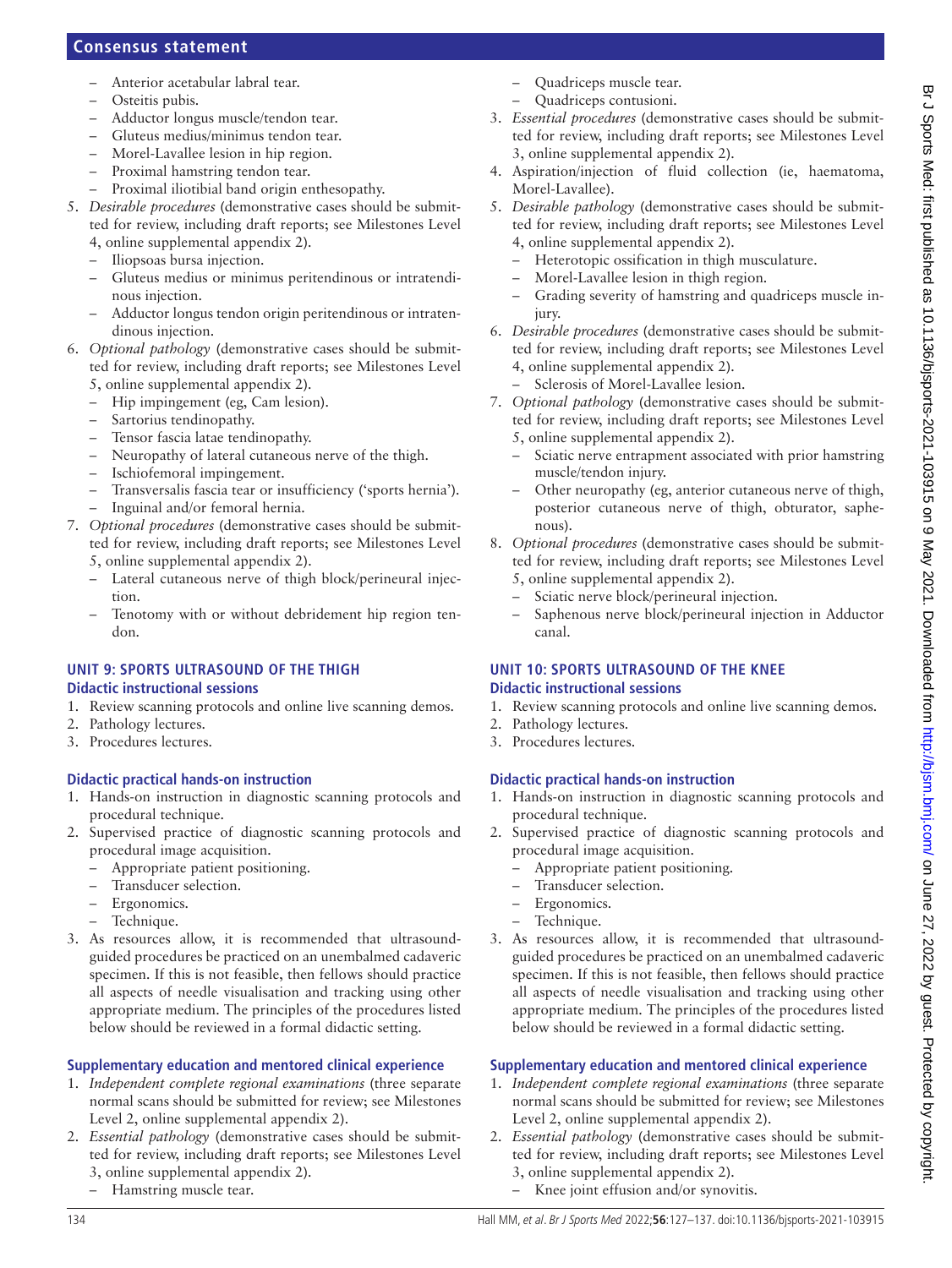- Anterior acetabular labral tear.
- Osteitis pubis.
- Adductor longus muscle/tendon tear.
- Gluteus medius/minimus tendon tear.
- Morel-Lavallee lesion in hip region.
- Proximal hamstring tendon tear.
- Proximal iliotibial band origin enthesopathy.

5. *Desirable procedures* (demonstrative cases should be submitted for review, including draft reports; see Milestones Level 4, online supplemental appendix 2).
   - Iliopsoas bursa injection.
   - Gluteus medius or minimus peritendinous or intratendinous injection.
   - Adductor longus tendon origin peritendinous or intratendinous injection.
6. *Optional pathology* (demonstrative cases should be submitted for review, including draft reports; see Milestones Level 5, online supplemental appendix 2).
   - Hip impingement (eg, Cam lesion).
   - Sartorius tendinopathy.
   - Tensor fascia latae tendinopathy.
   - Neuropathy of lateral cutaneous nerve of the thigh.
   - Ischiofemoral impingement.
   - Transversalis fascia tear or insufficiency ('sports hernia').
   - Inguinal and/or femoral hernia.
7. *Optional procedures* (demonstrative cases should be submitted for review, including draft reports; see Milestones Level 5, online supplemental appendix 2).
   - Lateral cutaneous nerve of thigh block/perineural injection.
   - Tenotomy with or without debridement hip region tendon.

## UNIT 9: SPORTS ULTRASOUND OF THE THIGH

### Didactic instructional sessions

1. Review scanning protocols and online live scanning demos.
2. Pathology lectures.
3. Procedures lectures.

### Didactic practical hands-on instruction

1. Hands-on instruction in diagnostic scanning protocols and procedural technique.
2. Supervised practice of diagnostic scanning protocols and procedural image acquisition.
   - Appropriate patient positioning.
   - Transducer selection.
   - Ergonomics.
   - Technique.
3. As resources allow, it is recommended that ultrasound-guided procedures be practiced on an unembalmed cadaveric specimen. If this is not feasible, then fellows should practice all aspects of needle visualisation and tracking using other appropriate medium. The principles of the procedures listed below should be reviewed in a formal didactic setting.

### Supplementary education and mentored clinical experience

1. *Independent complete regional examinations* (three separate normal scans should be submitted for review; see Milestones Level 2, online supplemental appendix 2).
2. *Essential pathology* (demonstrative cases should be submitted for review, including draft reports; see Milestones Level 3, online supplemental appendix 2).
   - Hamstring muscle tear.
   - Quadriceps muscle tear.
   - Quadriceps contusioni.
3. *Essential procedures* (demonstrative cases should be submitted for review, including draft reports; see Milestones Level 3, online supplemental appendix 2).
4. Aspiration/injection of fluid collection (ie, haematoma, Morel-Lavallee).
5. *Desirable pathology* (demonstrative cases should be submitted for review, including draft reports; see Milestones Level 4, online supplemental appendix 2).
   - Heterotopic ossification in thigh musculature.
   - Morel-Lavallee lesion in thigh region.
   - Grading severity of hamstring and quadriceps muscle injury.
6. *Desirable procedures* (demonstrative cases should be submitted for review, including draft reports; see Milestones Level 4, online supplemental appendix 2).
   - Sclerosis of Morel-Lavallee lesion.
7. *Optional pathology* (demonstrative cases should be submitted for review, including draft reports; see Milestones Level 5, online supplemental appendix 2).
   - Sciatic nerve entrapment associated with prior hamstring muscle/tendon injury.
   - Other neuropathy (eg, anterior cutaneous nerve of thigh, posterior cutaneous nerve of thigh, obturator, saphenous).
8. *Optional procedures* (demonstrative cases should be submitted for review, including draft reports; see Milestones Level 5, online supplemental appendix 2).
   - Sciatic nerve block/perineural injection.
   - Saphenous nerve block/perineural injection in Adductor canal.

## UNIT 10: SPORTS ULTRASOUND OF THE KNEE

### Didactic instructional sessions

1. Review scanning protocols and online live scanning demos.
2. Pathology lectures.
3. Procedures lectures.

### Didactic practical hands-on instruction

1. Hands-on instruction in diagnostic scanning protocols and procedural technique.
2. Supervised practice of diagnostic scanning protocols and procedural image acquisition.
   - Appropriate patient positioning.
   - Transducer selection.
   - Ergonomics.
   - Technique.
3. As resources allow, it is recommended that ultrasound-guided procedures be practiced on an unembalmed cadaveric specimen. If this is not feasible, then fellows should practice all aspects of needle visualisation and tracking using other appropriate medium. The principles of the procedures listed below should be reviewed in a formal didactic setting.

### Supplementary education and mentored clinical experience

1. *Independent complete regional examinations* (three separate normal scans should be submitted for review; see Milestones Level 2, online supplemental appendix 2).
2. *Essential pathology* (demonstrative cases should be submitted for review, including draft reports; see Milestones Level 3, online supplemental appendix 2).
   - Knee joint effusion and/or synovitis.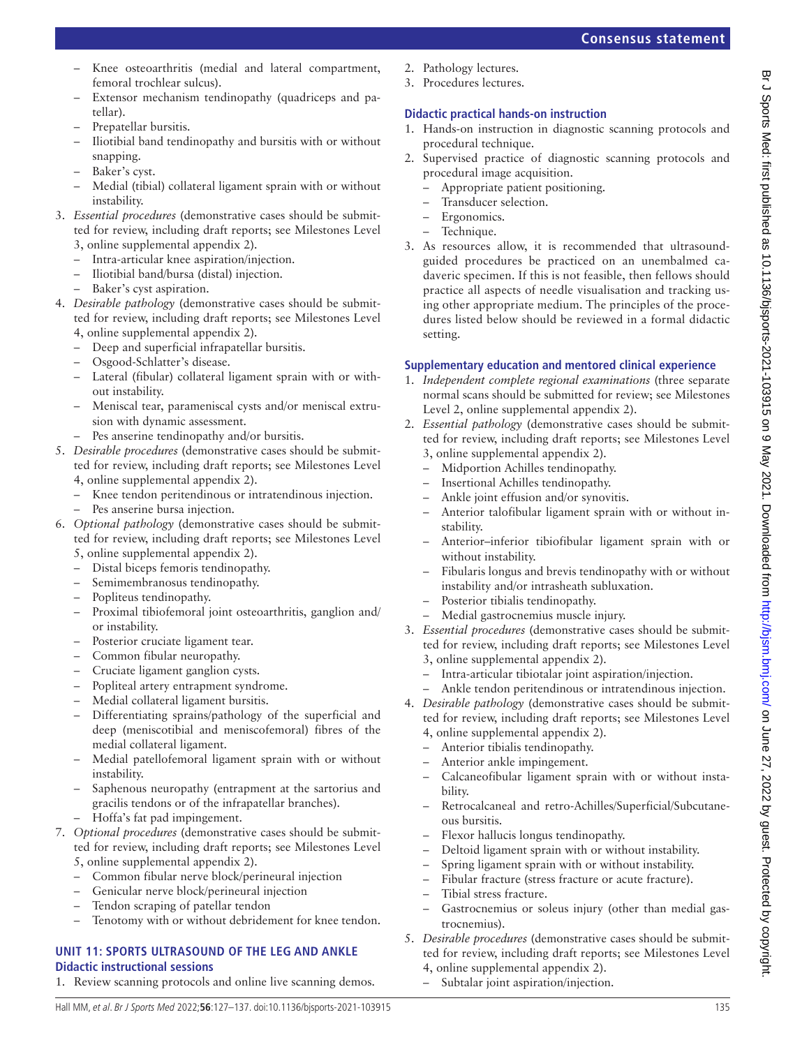- Knee osteoarthritis (medial and lateral compartment, femoral trochlear sulcus).
- Extensor mechanism tendinopathy (quadriceps and patellar).
- Prepatellar bursitis.
- Iliotibial band tendinopathy and bursitis with or without snapping.
- Baker's cyst.
- Medial (tibial) collateral ligament sprain with or without instability.

3. *Essential procedures* (demonstrative cases should be submitted for review, including draft reports; see Milestones Level 3, online supplemental appendix 2).
   - Intra-articular knee aspiration/injection.
   - Iliotibial band/bursa (distal) injection.
   - Baker's cyst aspiration.
4. *Desirable pathology* (demonstrative cases should be submitted for review, including draft reports; see Milestones Level 4, online supplemental appendix 2).
   - Deep and superficial infrapatellar bursitis.
   - Osgood-Schlatter's disease.
   - Lateral (fibular) collateral ligament sprain with or without instability.
   - Meniscal tear, parameniscal cysts and/or meniscal extrusion with dynamic assessment.
   - Pes anserine tendinopathy and/or bursitis.
5. *Desirable procedures* (demonstrative cases should be submitted for review, including draft reports; see Milestones Level 4, online supplemental appendix 2).
   - Knee tendon peritendinous or intratendinous injection.
   - Pes anserine bursa injection.
6. *Optional pathology* (demonstrative cases should be submitted for review, including draft reports; see Milestones Level 5, online supplemental appendix 2).
   - Distal biceps femoris tendinopathy.
   - Semimembranosus tendinopathy.
   - Popliteus tendinopathy.
   - Proximal tibiofemoral joint osteoarthritis, ganglion and/or instability.
   - Posterior cruciate ligament tear.
   - Common fibular neuropathy.
   - Cruciate ligament ganglion cysts.
   - Popliteal artery entrapment syndrome.
   - Medial collateral ligament bursitis.
   - Differentiating sprains/pathology of the superficial and deep (meniscotibial and meniscofemoral) fibres of the medial collateral ligament.
   - Medial patellofemoral ligament sprain with or without instability.
   - Saphenous neuropathy (entrapment at the sartorius and gracilis tendons or of the infrapatellar branches).
   - Hoffa's fat pad impingement.
7. *Optional procedures* (demonstrative cases should be submitted for review, including draft reports; see Milestones Level 5, online supplemental appendix 2).
   - Common fibular nerve block/perineural injection
   - Genicular nerve block/perineural injection
   - Tendon scraping of patellar tendon
   - Tenotomy with or without debridement for knee tendon.

## UNIT 11: SPORTS ULTRASOUND OF THE LEG AND ANKLE

### Didactic instructional sessions

1. Review scanning protocols and online live scanning demos.
2. Pathology lectures.
3. Procedures lectures.

### Didactic practical hands-on instruction

1. Hands-on instruction in diagnostic scanning protocols and procedural technique.
2. Supervised practice of diagnostic scanning protocols and procedural image acquisition.
   - Appropriate patient positioning.
   - Transducer selection.
   - Ergonomics.
   - Technique.
3. As resources allow, it is recommended that ultrasound-guided procedures be practiced on an unembalmed cadaveric specimen. If this is not feasible, then fellows should practice all aspects of needle visualisation and tracking using other appropriate medium. The principles of the procedures listed below should be reviewed in a formal didactic setting.

### Supplementary education and mentored clinical experience

1. *Independent complete regional examinations* (three separate normal scans should be submitted for review; see Milestones Level 2, online supplemental appendix 2).
2. *Essential pathology* (demonstrative cases should be submitted for review, including draft reports; see Milestones Level 3, online supplemental appendix 2).
   - Midportion Achilles tendinopathy.
   - Insertional Achilles tendinopathy.
   - Ankle joint effusion and/or synovitis.
   - Anterior talofibular ligament sprain with or without instability.
   - Anterior–inferior tibiofibular ligament sprain with or without instability.
   - Fibularis longus and brevis tendinopathy with or without instability and/or intrasheath subluxation.
   - Posterior tibialis tendinopathy.
   - Medial gastrocnemius muscle injury.
3. *Essential procedures* (demonstrative cases should be submitted for review, including draft reports; see Milestones Level 3, online supplemental appendix 2).
   - Intra-articular tibiotalar joint aspiration/injection.
   - Ankle tendon peritendinous or intratendinous injection.
4. *Desirable pathology* (demonstrative cases should be submitted for review, including draft reports; see Milestones Level 4, online supplemental appendix 2).
   - Anterior tibialis tendinopathy.
   - Anterior ankle impingement.
   - Calcaneofibular ligament sprain with or without instability.
   - Retrocalcaneal and retro-Achilles/Superficial/Subcutaneous bursitis.
   - Flexor hallucis longus tendinopathy.
   - Deltoid ligament sprain with or without instability.
   - Spring ligament sprain with or without instability.
   - Fibular fracture (stress fracture or acute fracture).
   - Tibial stress fracture.
   - Gastrocnemius or soleus injury (other than medial gastrocnemius).
5. *Desirable procedures* (demonstrative cases should be submitted for review, including draft reports; see Milestones Level 4, online supplemental appendix 2).
   - Subtalar joint aspiration/injection.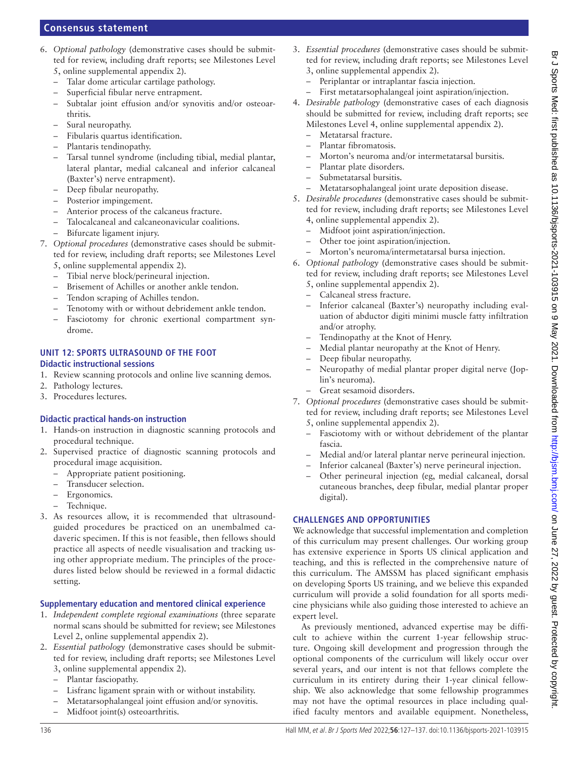6. *Optional pathology* (demonstrative cases should be submitted for review, including draft reports; see Milestones Level 5, online supplemental appendix 2).
   - Talar dome articular cartilage pathology.
   - Superficial fibular nerve entrapment.
   - Subtalar joint effusion and/or synovitis and/or osteoarthritis.
   - Sural neuropathy.
   - Fibularis quartus identification.
   - Plantaris tendinopathy.
   - Tarsal tunnel syndrome (including tibial, medial plantar, lateral plantar, medial calcaneal and inferior calcaneal (Baxter's) nerve entrapment).
   - Deep fibular neuropathy.
   - Posterior impingement.
   - Anterior process of the calcaneus fracture.
   - Talocalcaneal and calcaneonavicular coalitions.
   - Bifurcate ligament injury.
7. *Optional procedures* (demonstrative cases should be submitted for review, including draft reports; see Milestones Level 5, online supplemental appendix 2).
   - Tibial nerve block/perineural injection.
   - Brisement of Achilles or another ankle tendon.
   - Tendon scraping of Achilles tendon.
   - Tenotomy with or without debridement ankle tendon.
   - Fasciotomy for chronic exertional compartment syndrome.

## UNIT 12: SPORTS ULTRASOUND OF THE FOOT

### Didactic instructional sessions

1. Review scanning protocols and online live scanning demos.
2. Pathology lectures.
3. Procedures lectures.

### Didactic practical hands-on instruction

1. Hands-on instruction in diagnostic scanning protocols and procedural technique.
2. Supervised practice of diagnostic scanning protocols and procedural image acquisition.
   - Appropriate patient positioning.
   - Transducer selection.
   - Ergonomics.
   - Technique.
3. As resources allow, it is recommended that ultrasound-guided procedures be practiced on an unembalmed cadaveric specimen. If this is not feasible, then fellows should practice all aspects of needle visualisation and tracking using other appropriate medium. The principles of the procedures listed below should be reviewed in a formal didactic setting.

### Supplementary education and mentored clinical experience

1. *Independent complete regional examinations* (three separate normal scans should be submitted for review; see Milestones Level 2, online supplemental appendix 2).
2. *Essential pathology* (demonstrative cases should be submitted for review, including draft reports; see Milestones Level 3, online supplemental appendix 2).
   - Plantar fasciopathy.
   - Lisfranc ligament sprain with or without instability.
   - Metatarsophalangeal joint effusion and/or synovitis.
   - Midfoot joint(s) osteoarthritis.
3. *Essential procedures* (demonstrative cases should be submitted for review, including draft reports; see Milestones Level 3, online supplemental appendix 2).
   - Periplantar or intraplantar fascia injection.
   - First metatarsophalangeal joint aspiration/injection.
4. *Desirable pathology* (demonstrative cases of each diagnosis should be submitted for review, including draft reports; see Milestones Level 4, online supplemental appendix 2).
   - Metatarsal fracture.
   - Plantar fibromatosis.
   - Morton's neuroma and/or intermetatarsal bursitis.
   - Plantar plate disorders.
   - Submetatarsal bursitis.
   - Metatarsophalangeal joint urate deposition disease.
5. *Desirable procedures* (demonstrative cases should be submitted for review, including draft reports; see Milestones Level 4, online supplemental appendix 2).
   - Midfoot joint aspiration/injection.
   - Other toe joint aspiration/injection.
   - Morton's neuroma/intermetatarsal bursa injection.
6. *Optional pathology* (demonstrative cases should be submitted for review, including draft reports; see Milestones Level 5, online supplemental appendix 2).
   - Calcaneal stress fracture.
   - Inferior calcaneal (Baxter's) neuropathy including evaluation of abductor digiti minimi muscle fatty infiltration and/or atrophy.
   - Tendinopathy at the Knot of Henry.
   - Medial plantar neuropathy at the Knot of Henry.
   - Deep fibular neuropathy.
   - Neuropathy of medial plantar proper digital nerve (Joplin's neuroma).
   - Great sesamoid disorders.
7. *Optional procedures* (demonstrative cases should be submitted for review, including draft reports; see Milestones Level 5, online supplemental appendix 2).
   - Fasciotomy with or without debridement of the plantar fascia.
   - Medial and/or lateral plantar nerve perineural injection.
   - Inferior calcaneal (Baxter's) nerve perineural injection.
   - Other perineural injection (eg, medial calcaneal, dorsal cutaneous branches, deep fibular, medial plantar proper digital).

## CHALLENGES AND OPPORTUNITIES

We acknowledge that successful implementation and completion of this curriculum may present challenges. Our working group has extensive experience in Sports US clinical application and teaching, and this is reflected in the comprehensive nature of this curriculum. The AMSSM has placed significant emphasis on developing Sports US training, and we believe this expanded curriculum will provide a solid foundation for all sports medicine physicians while also guiding those interested to achieve an expert level.

As previously mentioned, advanced expertise may be difficult to achieve within the current 1-year fellowship structure. Ongoing skill development and progression through the optional components of the curriculum will likely occur over several years, and our intent is not that fellows complete the curriculum in its entirety during their 1-year clinical fellowship. We also acknowledge that some fellowship programmes may not have the optimal resources in place including qualified faculty mentors and available equipment. Nonetheless,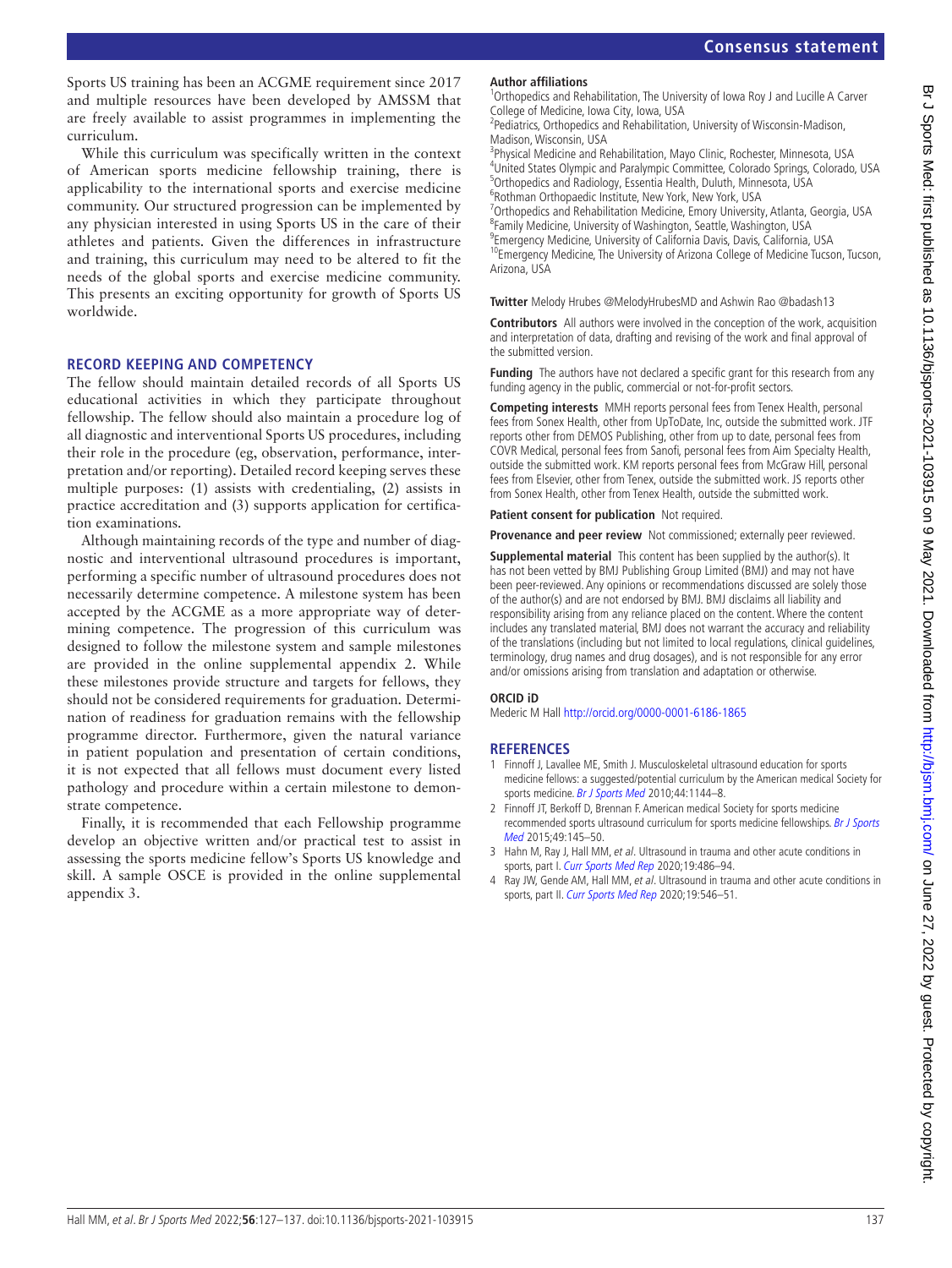Sports US training has been an ACGME requirement since 2017 and multiple resources have been developed by AMSSM that are freely available to assist programmes in implementing the curriculum.

While this curriculum was specifically written in the context of American sports medicine fellowship training, there is applicability to the international sports and exercise medicine community. Our structured progression can be implemented by any physician interested in using Sports US in the care of their athletes and patients. Given the differences in infrastructure and training, this curriculum may need to be altered to fit the needs of the global sports and exercise medicine community. This presents an exciting opportunity for growth of Sports US worldwide.

## RECORD KEEPING AND COMPETENCY

The fellow should maintain detailed records of all Sports US educational activities in which they participate throughout fellowship. The fellow should also maintain a procedure log of all diagnostic and interventional Sports US procedures, including their role in the procedure (eg, observation, performance, interpretation and/or reporting). Detailed record keeping serves these multiple purposes: (1) assists with credentialing, (2) assists in practice accreditation and (3) supports application for certification examinations.

Although maintaining records of the type and number of diagnostic and interventional ultrasound procedures is important, performing a specific number of ultrasound procedures does not necessarily determine competence. A milestone system has been accepted by the ACGME as a more appropriate way of determining competence. The progression of this curriculum was designed to follow the milestone system and sample milestones are provided in the online supplemental appendix 2. While these milestones provide structure and targets for fellows, they should not be considered requirements for graduation. Determination of readiness for graduation remains with the fellowship programme director. Furthermore, given the natural variance in patient population and presentation of certain conditions, it is not expected that all fellows must document every listed pathology and procedure within a certain milestone to demonstrate competence.

Finally, it is recommended that each Fellowship programme develop an objective written and/or practical test to assist in assessing the sports medicine fellow's Sports US knowledge and skill. A sample OSCE is provided in the online supplemental appendix 3.

**Author affiliations**

[1]Orthopedics and Rehabilitation, The University of Iowa Roy J and Lucille A Carver College of Medicine, Iowa City, Iowa, USA
[2]Pediatrics, Orthopedics and Rehabilitation, University of Wisconsin-Madison, Madison, Wisconsin, USA
[3]Physical Medicine and Rehabilitation, Mayo Clinic, Rochester, Minnesota, USA
[4]United States Olympic and Paralympic Committee, Colorado Springs, Colorado, USA
[5]Orthopedics and Radiology, Essentia Health, Duluth, Minnesota, USA
[6]Rothman Orthopaedic Institute, New York, New York, USA
[7]Orthopedics and Rehabilitation Medicine, Emory University, Atlanta, Georgia, USA
[8]Family Medicine, University of Washington, Seattle, Washington, USA
[9]Emergency Medicine, University of California Davis, Davis, California, USA
[10]Emergency Medicine, The University of Arizona College of Medicine Tucson, Tucson, Arizona, USA

**Twitter** Melody Hrubes @MelodyHrubesMD and Ashwin Rao @badash13

**Contributors** All authors were involved in the conception of the work, acquisition and interpretation of data, drafting and revising of the work and final approval of the submitted version.

**Funding** The authors have not declared a specific grant for this research from any funding agency in the public, commercial or not-for-profit sectors.

**Competing interests** MMH reports personal fees from Tenex Health, personal fees from Sonex Health, other from UpToDate, Inc, outside the submitted work. JTF reports other from DEMOS Publishing, other from up to date, personal fees from COVR Medical, personal fees from Sanofi, personal fees from Aim Specialty Health, outside the submitted work. KM reports personal fees from McGraw Hill, personal fees from Elsevier, other from Tenex, outside the submitted work. JS reports other from Sonex Health, other from Tenex Health, outside the submitted work.

**Patient consent for publication** Not required.

**Provenance and peer review** Not commissioned; externally peer reviewed.

**Supplemental material** This content has been supplied by the author(s). It has not been vetted by BMJ Publishing Group Limited (BMJ) and may not have been peer-reviewed. Any opinions or recommendations discussed are solely those of the author(s) and are not endorsed by BMJ. BMJ disclaims all liability and responsibility arising from any reliance placed on the content. Where the content includes any translated material, BMJ does not warrant the accuracy and reliability of the translations (including but not limited to local regulations, clinical guidelines, terminology, drug names and drug dosages), and is not responsible for any error and/or omissions arising from translation and adaptation or otherwise.

**ORCID iD**

Mederic M Hall http://orcid.org/0000-0001-6186-1865

## REFERENCES

1. Finnoff J, Lavallee ME, Smith J. Musculoskeletal ultrasound education for sports medicine fellows: a suggested/potential curriculum by the American medical Society for sports medicine. *Br J Sports Med* 2010;44:1144–8.
2. Finnoff JT, Berkoff D, Brennan F. American medical Society for sports medicine recommended sports ultrasound curriculum for sports medicine fellowships. *Br J Sports Med* 2015;49:145–50.
3. Hahn M, Ray J, Hall MM, *et al*. Ultrasound in trauma and other acute conditions in sports, part I. *Curr Sports Med Rep* 2020;19:486–94.
4. Ray JW, Gende AM, Hall MM, *et al*. Ultrasound in trauma and other acute conditions in sports, part II. *Curr Sports Med Rep* 2020;19:546–51.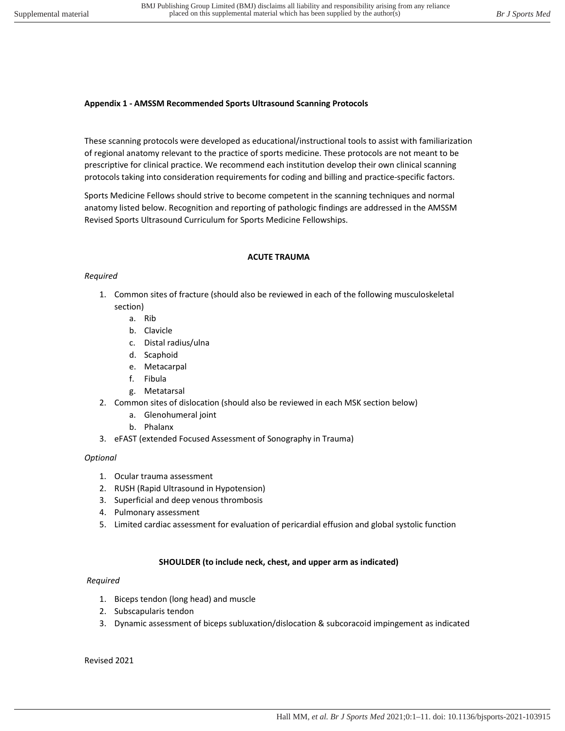**Appendix 1 - AMSSM Recommended Sports Ultrasound Scanning Protocols**

These scanning protocols were developed as educational/instructional tools to assist with familiarization of regional anatomy relevant to the practice of sports medicine. These protocols are not meant to be prescriptive for clinical practice. We recommend each institution develop their own clinical scanning protocols taking into consideration requirements for coding and billing and practice-specific factors.

Sports Medicine Fellows should strive to become competent in the scanning techniques and normal anatomy listed below. Recognition and reporting of pathologic findings are addressed in the AMSSM Revised Sports Ultrasound Curriculum for Sports Medicine Fellowships.

**ACUTE TRAUMA**

*Required*

1. Common sites of fracture (should also be reviewed in each of the following musculoskeletal section)
   a. Rib
   b. Clavicle
   c. Distal radius/ulna
   d. Scaphoid
   e. Metacarpal
   f. Fibula
   g. Metatarsal
2. Common sites of dislocation (should also be reviewed in each MSK section below)
   a. Glenohumeral joint
   b. Phalanx
3. eFAST (extended Focused Assessment of Sonography in Trauma)

*Optional*

1. Ocular trauma assessment
2. RUSH (Rapid Ultrasound in Hypotension)
3. Superficial and deep venous thrombosis
4. Pulmonary assessment
5. Limited cardiac assessment for evaluation of pericardial effusion and global systolic function

**SHOULDER (to include neck, chest, and upper arm as indicated)**

*Required*

1. Biceps tendon (long head) and muscle
2. Subscapularis tendon
3. Dynamic assessment of biceps subluxation/dislocation & subcoracoid impingement as indicated

Revised 2021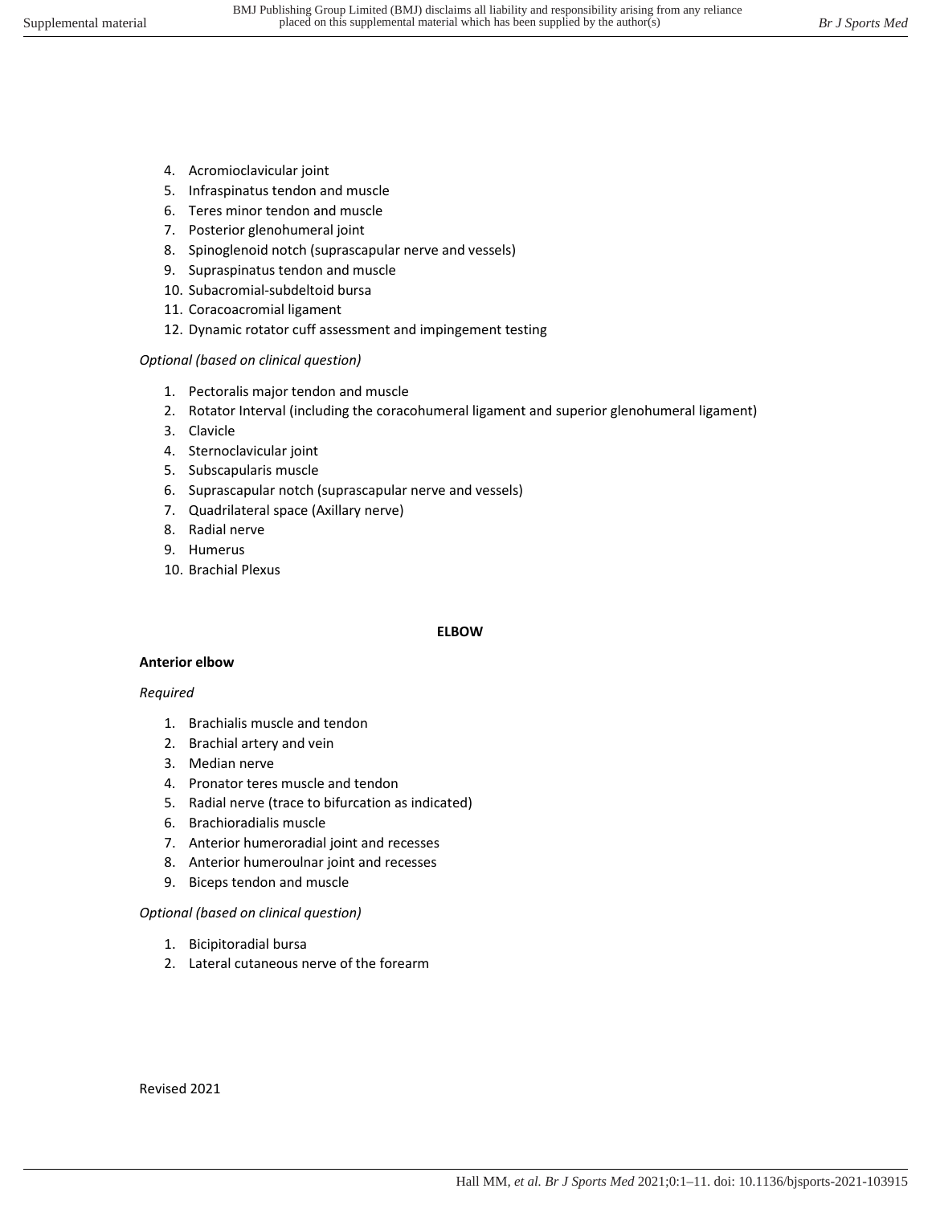4. Acromioclavicular joint
5. Infraspinatus tendon and muscle
6. Teres minor tendon and muscle
7. Posterior glenohumeral joint
8. Spinoglenoid notch (suprascapular nerve and vessels)
9. Supraspinatus tendon and muscle
10. Subacromial-subdeltoid bursa
11. Coracoacromial ligament
12. Dynamic rotator cuff assessment and impingement testing

*Optional (based on clinical question)*

1. Pectoralis major tendon and muscle
2. Rotator Interval (including the coracohumeral ligament and superior glenohumeral ligament)
3. Clavicle
4. Sternoclavicular joint
5. Subscapularis muscle
6. Suprascapular notch (suprascapular nerve and vessels)
7. Quadrilateral space (Axillary nerve)
8. Radial nerve
9. Humerus
10. Brachial Plexus

## ELBOW

### Anterior elbow

*Required*

1. Brachialis muscle and tendon
2. Brachial artery and vein
3. Median nerve
4. Pronator teres muscle and tendon
5. Radial nerve (trace to bifurcation as indicated)
6. Brachioradialis muscle
7. Anterior humeroradial joint and recesses
8. Anterior humeroulnar joint and recesses
9. Biceps tendon and muscle

*Optional (based on clinical question)*

1. Bicipitoradial bursa
2. Lateral cutaneous nerve of the forearm

Revised 2021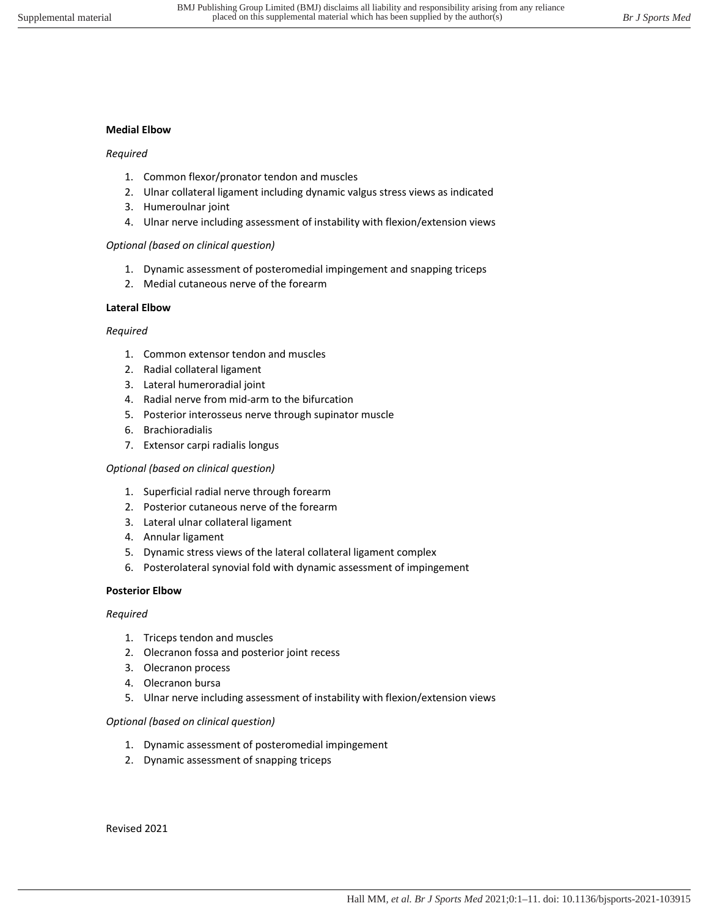**Medial Elbow**

*Required*

1. Common flexor/pronator tendon and muscles
2. Ulnar collateral ligament including dynamic valgus stress views as indicated
3. Humeroulnar joint
4. Ulnar nerve including assessment of instability with flexion/extension views

*Optional (based on clinical question)*

1. Dynamic assessment of posteromedial impingement and snapping triceps
2. Medial cutaneous nerve of the forearm

**Lateral Elbow**

*Required*

1. Common extensor tendon and muscles
2. Radial collateral ligament
3. Lateral humeroradial joint
4. Radial nerve from mid-arm to the bifurcation
5. Posterior interosseus nerve through supinator muscle
6. Brachioradialis
7. Extensor carpi radialis longus

*Optional (based on clinical question)*

1. Superficial radial nerve through forearm
2. Posterior cutaneous nerve of the forearm
3. Lateral ulnar collateral ligament
4. Annular ligament
5. Dynamic stress views of the lateral collateral ligament complex
6. Posterolateral synovial fold with dynamic assessment of impingement

**Posterior Elbow**

*Required*

1. Triceps tendon and muscles
2. Olecranon fossa and posterior joint recess
3. Olecranon process
4. Olecranon bursa
5. Ulnar nerve including assessment of instability with flexion/extension views

*Optional (based on clinical question)*

1. Dynamic assessment of posteromedial impingement
2. Dynamic assessment of snapping triceps

Revised 2021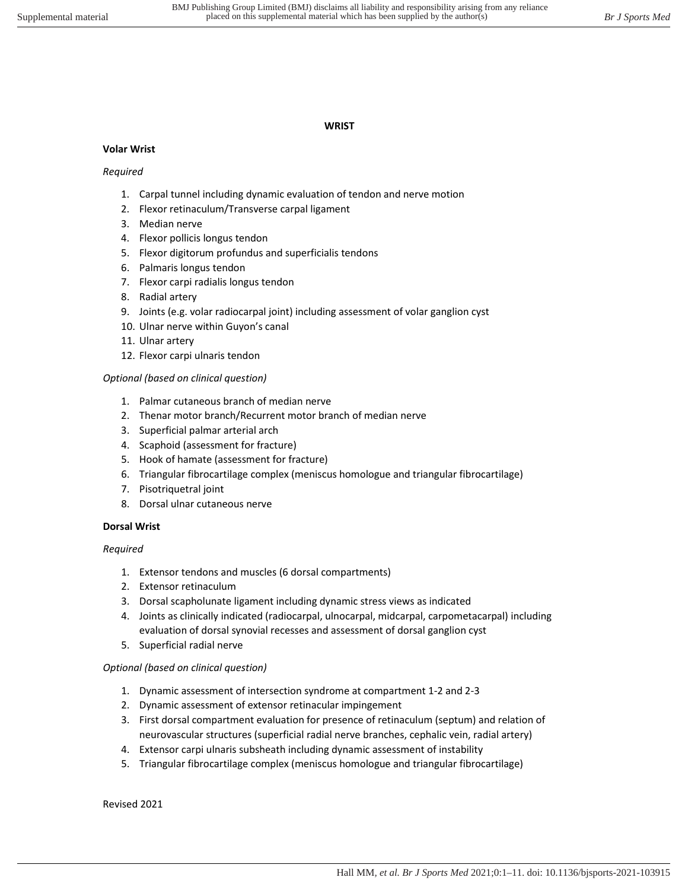# WRIST

## Volar Wrist

*Required*

1. Carpal tunnel including dynamic evaluation of tendon and nerve motion
2. Flexor retinaculum/Transverse carpal ligament
3. Median nerve
4. Flexor pollicis longus tendon
5. Flexor digitorum profundus and superficialis tendons
6. Palmaris longus tendon
7. Flexor carpi radialis longus tendon
8. Radial artery
9. Joints (e.g. volar radiocarpal joint) including assessment of volar ganglion cyst
10. Ulnar nerve within Guyon's canal
11. Ulnar artery
12. Flexor carpi ulnaris tendon

*Optional (based on clinical question)*

1. Palmar cutaneous branch of median nerve
2. Thenar motor branch/Recurrent motor branch of median nerve
3. Superficial palmar arterial arch
4. Scaphoid (assessment for fracture)
5. Hook of hamate (assessment for fracture)
6. Triangular fibrocartilage complex (meniscus homologue and triangular fibrocartilage)
7. Pisotriquetral joint
8. Dorsal ulnar cutaneous nerve

## Dorsal Wrist

*Required*

1. Extensor tendons and muscles (6 dorsal compartments)
2. Extensor retinaculum
3. Dorsal scapholunate ligament including dynamic stress views as indicated
4. Joints as clinically indicated (radiocarpal, ulnocarpal, midcarpal, carpometacarpal) including evaluation of dorsal synovial recesses and assessment of dorsal ganglion cyst
5. Superficial radial nerve

*Optional (based on clinical question)*

1. Dynamic assessment of intersection syndrome at compartment 1-2 and 2-3
2. Dynamic assessment of extensor retinacular impingement
3. First dorsal compartment evaluation for presence of retinaculum (septum) and relation of neurovascular structures (superficial radial nerve branches, cephalic vein, radial artery)
4. Extensor carpi ulnaris subsheath including dynamic assessment of instability
5. Triangular fibrocartilage complex (meniscus homologue and triangular fibrocartilage)

Revised 2021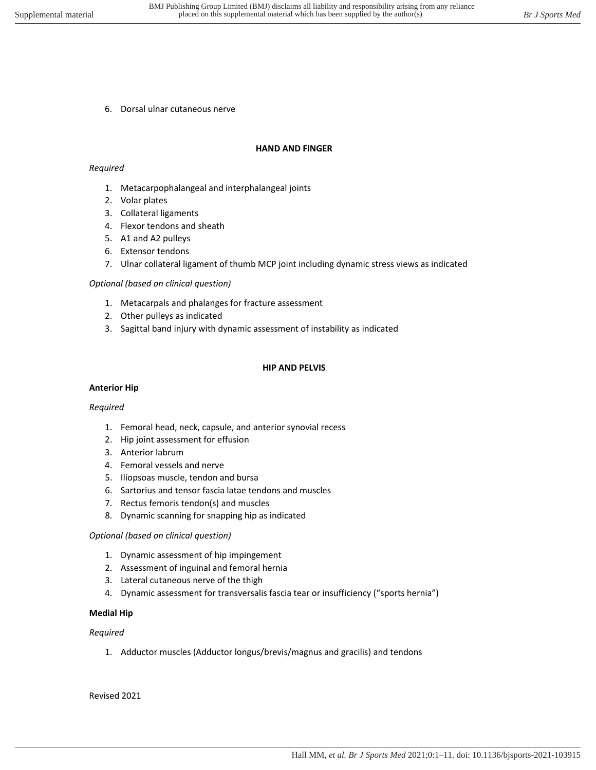6. Dorsal ulnar cutaneous nerve

## HAND AND FINGER

*Required*

1. Metacarpophalangeal and interphalangeal joints
2. Volar plates
3. Collateral ligaments
4. Flexor tendons and sheath
5. A1 and A2 pulleys
6. Extensor tendons
7. Ulnar collateral ligament of thumb MCP joint including dynamic stress views as indicated

*Optional (based on clinical question)*

1. Metacarpals and phalanges for fracture assessment
2. Other pulleys as indicated
3. Sagittal band injury with dynamic assessment of instability as indicated

## HIP AND PELVIS

### Anterior Hip

*Required*

1. Femoral head, neck, capsule, and anterior synovial recess
2. Hip joint assessment for effusion
3. Anterior labrum
4. Femoral vessels and nerve
5. Iliopsoas muscle, tendon and bursa
6. Sartorius and tensor fascia latae tendons and muscles
7. Rectus femoris tendon(s) and muscles
8. Dynamic scanning for snapping hip as indicated

*Optional (based on clinical question)*

1. Dynamic assessment of hip impingement
2. Assessment of inguinal and femoral hernia
3. Lateral cutaneous nerve of the thigh
4. Dynamic assessment for transversalis fascia tear or insufficiency ("sports hernia")

### Medial Hip

*Required*

1. Adductor muscles (Adductor longus/brevis/magnus and gracilis) and tendons

Revised 2021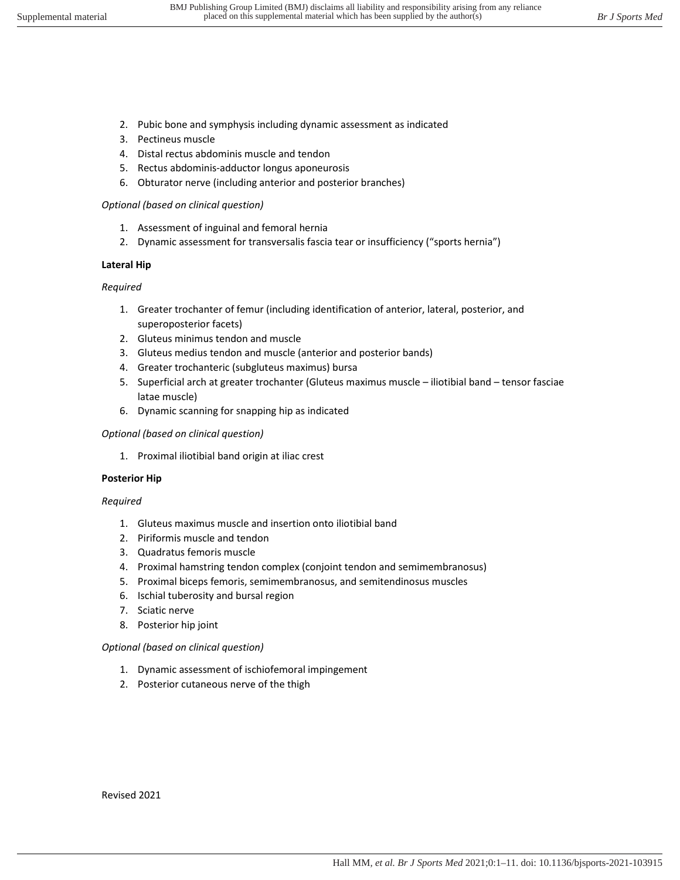2. Pubic bone and symphysis including dynamic assessment as indicated
3. Pectineus muscle
4. Distal rectus abdominis muscle and tendon
5. Rectus abdominis-adductor longus aponeurosis
6. Obturator nerve (including anterior and posterior branches)

*Optional (based on clinical question)*

1. Assessment of inguinal and femoral hernia
2. Dynamic assessment for transversalis fascia tear or insufficiency ("sports hernia")

**Lateral Hip**

*Required*

1. Greater trochanter of femur (including identification of anterior, lateral, posterior, and superoposterior facets)
2. Gluteus minimus tendon and muscle
3. Gluteus medius tendon and muscle (anterior and posterior bands)
4. Greater trochanteric (subgluteus maximus) bursa
5. Superficial arch at greater trochanter (Gluteus maximus muscle – iliotibial band – tensor fasciae latae muscle)
6. Dynamic scanning for snapping hip as indicated

*Optional (based on clinical question)*

1. Proximal iliotibial band origin at iliac crest

**Posterior Hip**

*Required*

1. Gluteus maximus muscle and insertion onto iliotibial band
2. Piriformis muscle and tendon
3. Quadratus femoris muscle
4. Proximal hamstring tendon complex (conjoint tendon and semimembranosus)
5. Proximal biceps femoris, semimembranosus, and semitendinosus muscles
6. Ischial tuberosity and bursal region
7. Sciatic nerve
8. Posterior hip joint

*Optional (based on clinical question)*

1. Dynamic assessment of ischiofemoral impingement
2. Posterior cutaneous nerve of the thigh

Revised 2021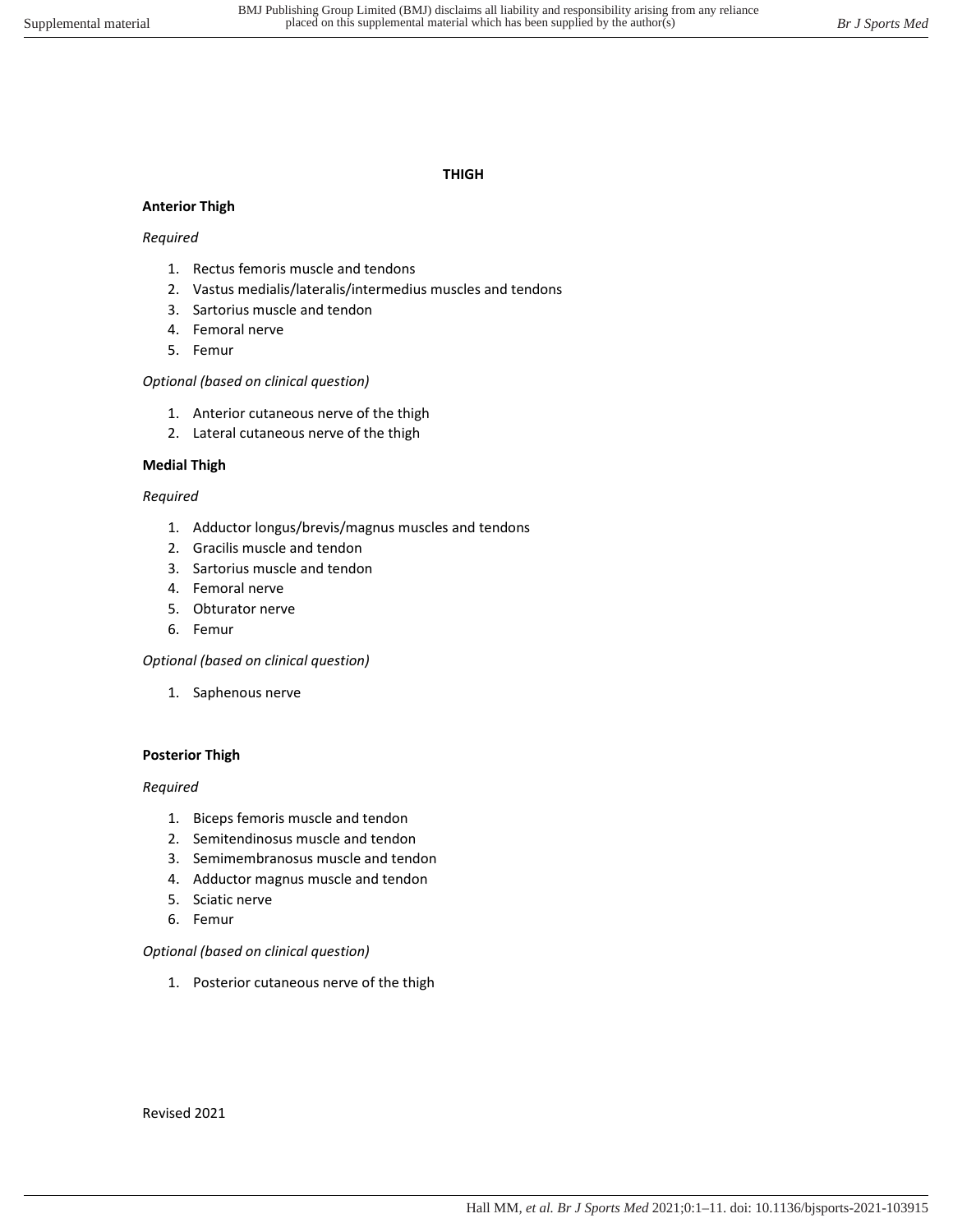# THIGH

## Anterior Thigh

*Required*

1. Rectus femoris muscle and tendons
2. Vastus medialis/lateralis/intermedius muscles and tendons
3. Sartorius muscle and tendon
4. Femoral nerve
5. Femur

*Optional (based on clinical question)*

1. Anterior cutaneous nerve of the thigh
2. Lateral cutaneous nerve of the thigh

## Medial Thigh

*Required*

1. Adductor longus/brevis/magnus muscles and tendons
2. Gracilis muscle and tendon
3. Sartorius muscle and tendon
4. Femoral nerve
5. Obturator nerve
6. Femur

*Optional (based on clinical question)*

1. Saphenous nerve

## Posterior Thigh

*Required*

1. Biceps femoris muscle and tendon
2. Semitendinosus muscle and tendon
3. Semimembranosus muscle and tendon
4. Adductor magnus muscle and tendon
5. Sciatic nerve
6. Femur

*Optional (based on clinical question)*

1. Posterior cutaneous nerve of the thigh

Revised 2021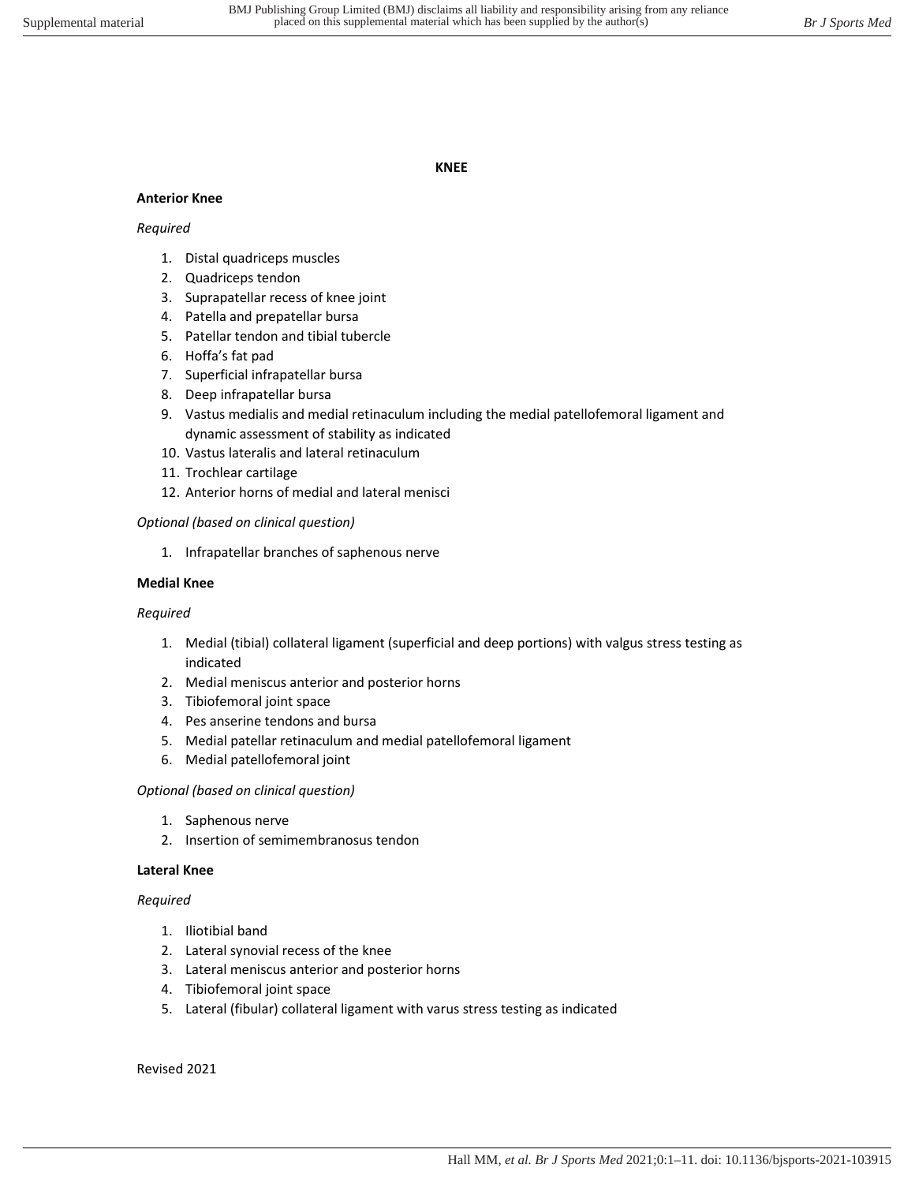## KNEE

### Anterior Knee

*Required*

1. Distal quadriceps muscles
2. Quadriceps tendon
3. Suprapatellar recess of knee joint
4. Patella and prepatellar bursa
5. Patellar tendon and tibial tubercle
6. Hoffa's fat pad
7. Superficial infrapatellar bursa
8. Deep infrapatellar bursa
9. Vastus medialis and medial retinaculum including the medial patellofemoral ligament and dynamic assessment of stability as indicated
10. Vastus lateralis and lateral retinaculum
11. Trochlear cartilage
12. Anterior horns of medial and lateral menisci

*Optional (based on clinical question)*

1. Infrapatellar branches of saphenous nerve

### Medial Knee

*Required*

1. Medial (tibial) collateral ligament (superficial and deep portions) with valgus stress testing as indicated
2. Medial meniscus anterior and posterior horns
3. Tibiofemoral joint space
4. Pes anserine tendons and bursa
5. Medial patellar retinaculum and medial patellofemoral ligament
6. Medial patellofemoral joint

*Optional (based on clinical question)*

1. Saphenous nerve
2. Insertion of semimembranosus tendon

### Lateral Knee

*Required*

1. Iliotibial band
2. Lateral synovial recess of the knee
3. Lateral meniscus anterior and posterior horns
4. Tibiofemoral joint space
5. Lateral (fibular) collateral ligament with varus stress testing as indicated

Revised 2021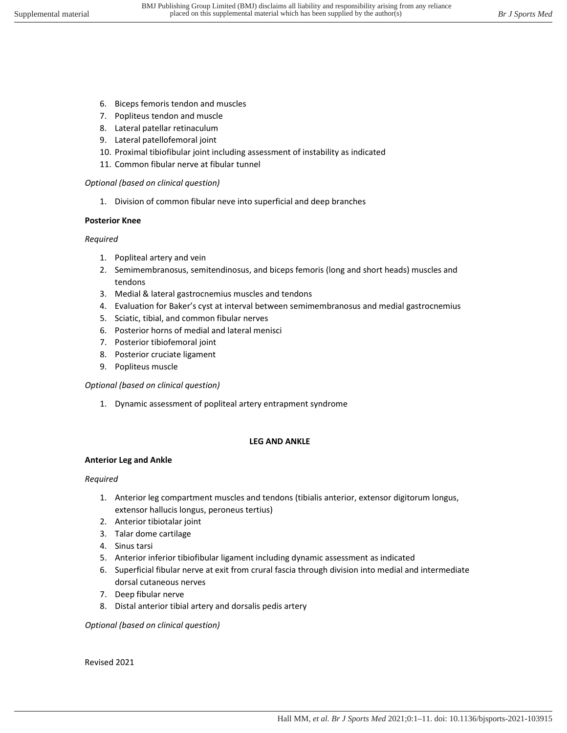6. Biceps femoris tendon and muscles
7. Popliteus tendon and muscle
8. Lateral patellar retinaculum
9. Lateral patellofemoral joint
10. Proximal tibiofibular joint including assessment of instability as indicated
11. Common fibular nerve at fibular tunnel

*Optional (based on clinical question)*

1. Division of common fibular neve into superficial and deep branches

**Posterior Knee**

*Required*

1. Popliteal artery and vein
2. Semimembranosus, semitendinosus, and biceps femoris (long and short heads) muscles and tendons
3. Medial & lateral gastrocnemius muscles and tendons
4. Evaluation for Baker's cyst at interval between semimembranosus and medial gastrocnemius
5. Sciatic, tibial, and common fibular nerves
6. Posterior horns of medial and lateral menisci
7. Posterior tibiofemoral joint
8. Posterior cruciate ligament
9. Popliteus muscle

*Optional (based on clinical question)*

1. Dynamic assessment of popliteal artery entrapment syndrome

## LEG AND ANKLE

**Anterior Leg and Ankle**

*Required*

1. Anterior leg compartment muscles and tendons (tibialis anterior, extensor digitorum longus, extensor hallucis longus, peroneus tertius)
2. Anterior tibiotalar joint
3. Talar dome cartilage
4. Sinus tarsi
5. Anterior inferior tibiofibular ligament including dynamic assessment as indicated
6. Superficial fibular nerve at exit from crural fascia through division into medial and intermediate dorsal cutaneous nerves
7. Deep fibular nerve
8. Distal anterior tibial artery and dorsalis pedis artery

*Optional (based on clinical question)*

Revised 2021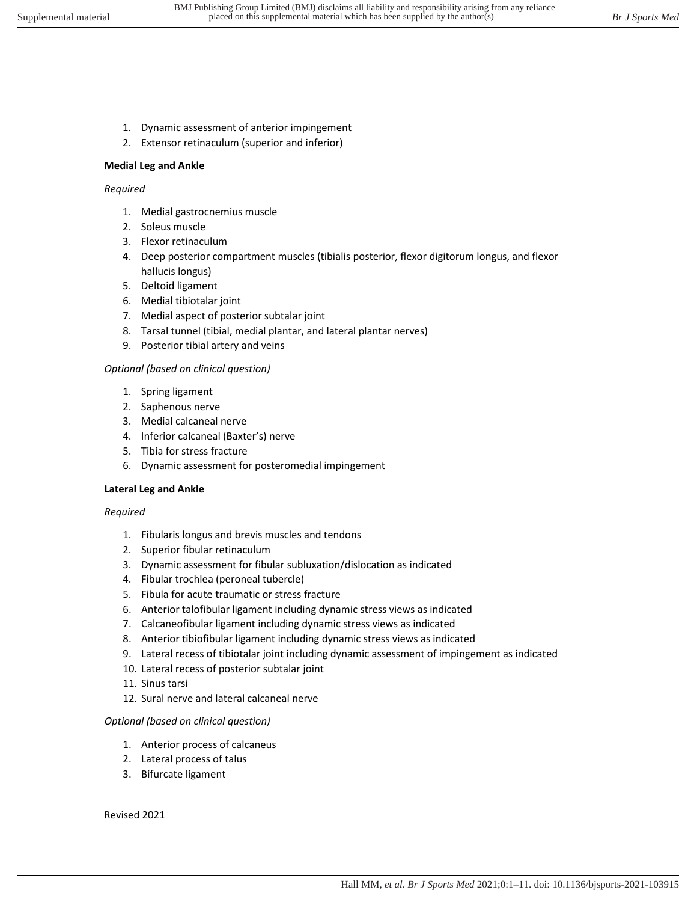1. Dynamic assessment of anterior impingement
2. Extensor retinaculum (superior and inferior)

**Medial Leg and Ankle**

*Required*

1. Medial gastrocnemius muscle
2. Soleus muscle
3. Flexor retinaculum
4. Deep posterior compartment muscles (tibialis posterior, flexor digitorum longus, and flexor hallucis longus)
5. Deltoid ligament
6. Medial tibiotalar joint
7. Medial aspect of posterior subtalar joint
8. Tarsal tunnel (tibial, medial plantar, and lateral plantar nerves)
9. Posterior tibial artery and veins

*Optional (based on clinical question)*

1. Spring ligament
2. Saphenous nerve
3. Medial calcaneal nerve
4. Inferior calcaneal (Baxter's) nerve
5. Tibia for stress fracture
6. Dynamic assessment for posteromedial impingement

**Lateral Leg and Ankle**

*Required*

1. Fibularis longus and brevis muscles and tendons
2. Superior fibular retinaculum
3. Dynamic assessment for fibular subluxation/dislocation as indicated
4. Fibular trochlea (peroneal tubercle)
5. Fibula for acute traumatic or stress fracture
6. Anterior talofibular ligament including dynamic stress views as indicated
7. Calcaneofibular ligament including dynamic stress views as indicated
8. Anterior tibiofibular ligament including dynamic stress views as indicated
9. Lateral recess of tibiotalar joint including dynamic assessment of impingement as indicated
10. Lateral recess of posterior subtalar joint
11. Sinus tarsi
12. Sural nerve and lateral calcaneal nerve

*Optional (based on clinical question)*

1. Anterior process of calcaneus
2. Lateral process of talus
3. Bifurcate ligament

Revised 2021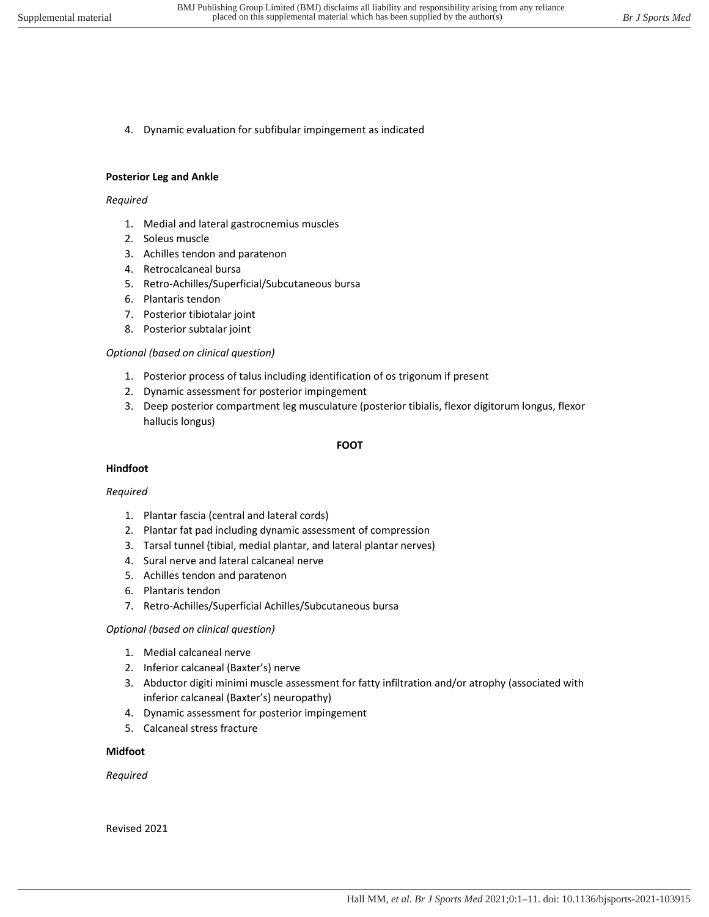4. Dynamic evaluation for subfibular impingement as indicated

**Posterior Leg and Ankle**

*Required*

1. Medial and lateral gastrocnemius muscles
2. Soleus muscle
3. Achilles tendon and paratenon
4. Retrocalcaneal bursa
5. Retro-Achilles/Superficial/Subcutaneous bursa
6. Plantaris tendon
7. Posterior tibiotalar joint
8. Posterior subtalar joint

*Optional (based on clinical question)*

1. Posterior process of talus including identification of os trigonum if present
2. Dynamic assessment for posterior impingement
3. Deep posterior compartment leg musculature (posterior tibialis, flexor digitorum longus, flexor hallucis longus)

## FOOT

**Hindfoot**

*Required*

1. Plantar fascia (central and lateral cords)
2. Plantar fat pad including dynamic assessment of compression
3. Tarsal tunnel (tibial, medial plantar, and lateral plantar nerves)
4. Sural nerve and lateral calcaneal nerve
5. Achilles tendon and paratenon
6. Plantaris tendon
7. Retro-Achilles/Superficial Achilles/Subcutaneous bursa

*Optional (based on clinical question)*

1. Medial calcaneal nerve
2. Inferior calcaneal (Baxter's) nerve
3. Abductor digiti minimi muscle assessment for fatty infiltration and/or atrophy (associated with inferior calcaneal (Baxter's) neuropathy)
4. Dynamic assessment for posterior impingement
5. Calcaneal stress fracture

**Midfoot**

*Required*

Revised 2021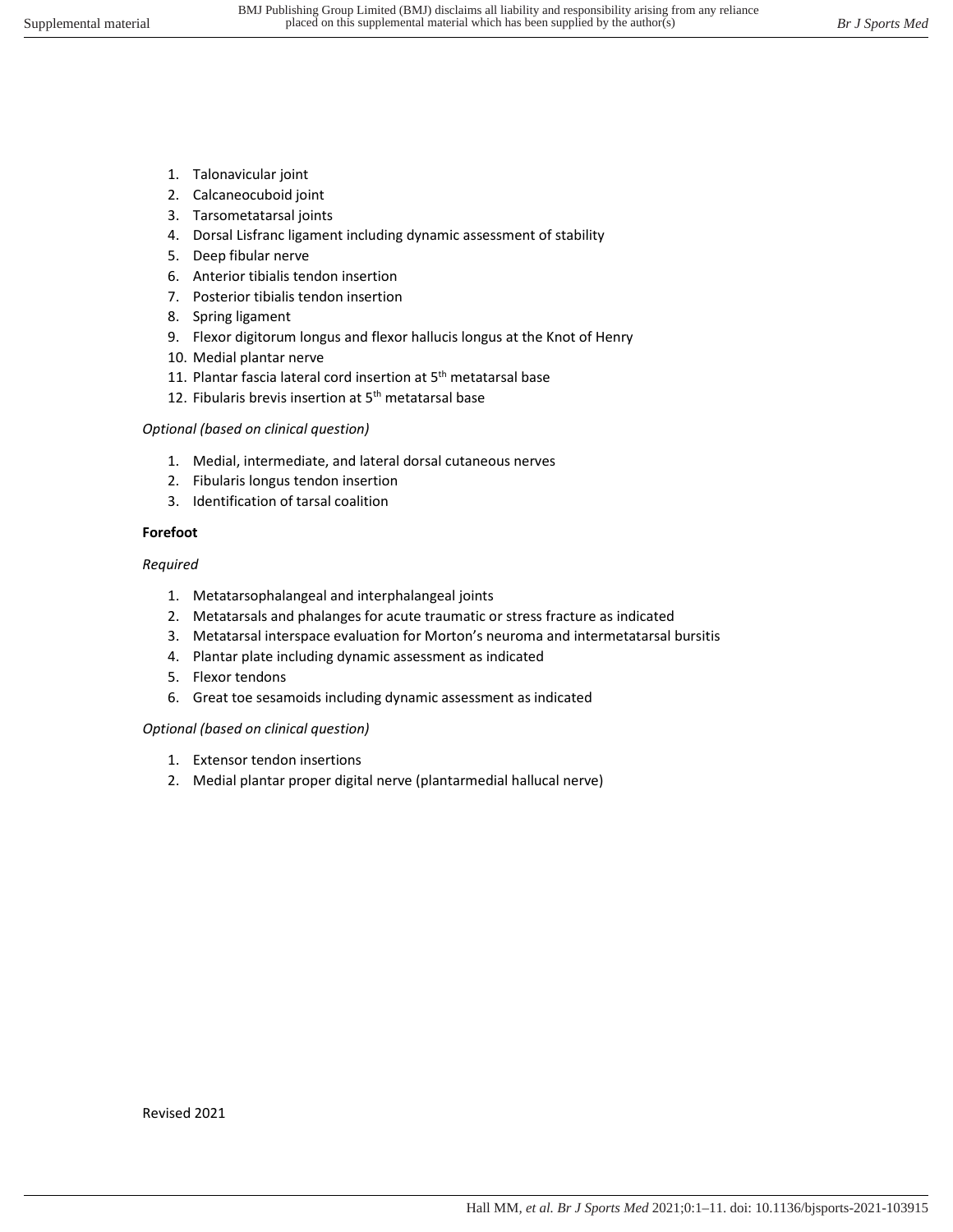1. Talonavicular joint
2. Calcaneocuboid joint
3. Tarsometatarsal joints
4. Dorsal Lisfranc ligament including dynamic assessment of stability
5. Deep fibular nerve
6. Anterior tibialis tendon insertion
7. Posterior tibialis tendon insertion
8. Spring ligament
9. Flexor digitorum longus and flexor hallucis longus at the Knot of Henry
10. Medial plantar nerve
11. Plantar fascia lateral cord insertion at 5th metatarsal base
12. Fibularis brevis insertion at 5th metatarsal base

*Optional (based on clinical question)*

1. Medial, intermediate, and lateral dorsal cutaneous nerves
2. Fibularis longus tendon insertion
3. Identification of tarsal coalition

**Forefoot**

*Required*

1. Metatarsophalangeal and interphalangeal joints
2. Metatarsals and phalanges for acute traumatic or stress fracture as indicated
3. Metatarsal interspace evaluation for Morton's neuroma and intermetatarsal bursitis
4. Plantar plate including dynamic assessment as indicated
5. Flexor tendons
6. Great toe sesamoids including dynamic assessment as indicated

*Optional (based on clinical question)*

1. Extensor tendon insertions
2. Medial plantar proper digital nerve (plantarmedial hallucal nerve)

Revised 2021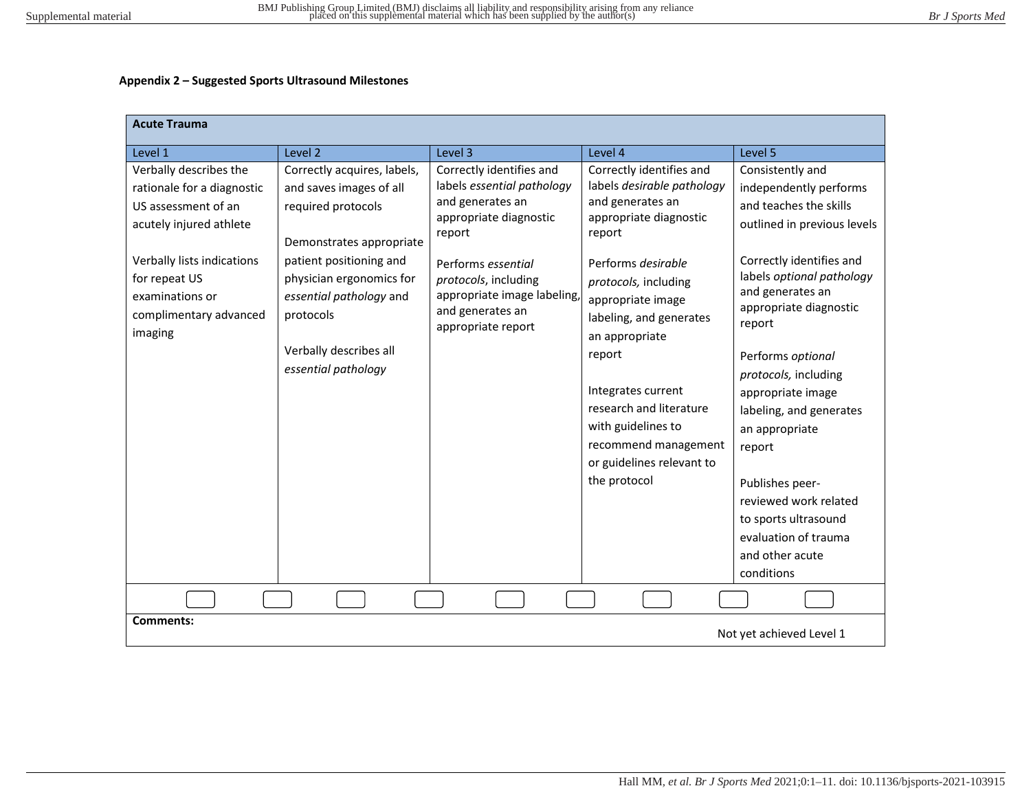**Appendix 2 – Suggested Sports Ultrasound Milestones**

| **Acute Trauma** | | | | |
|---|---|---|---|---|
| Level 1 | Level 2 | Level 3 | Level 4 | Level 5 |
| Verbally describes the rationale for a diagnostic US assessment of an acutely injured athlete<br><br>Verbally lists indications for repeat US examinations or complimentary advanced imaging | Correctly acquires, labels, and saves images of all required protocols<br><br>Demonstrates appropriate patient positioning and physician ergonomics for *essential pathology* and protocols<br><br>Verbally describes all *essential pathology* | Correctly identifies and labels *essential pathology* and generates an appropriate diagnostic report<br><br>Performs *essential protocols*, including appropriate image labeling, and generates an appropriate report | Correctly identifies and labels *desirable pathology* and generates an appropriate diagnostic report<br><br>Performs *desirable protocols,* including appropriate image labeling, and generates an appropriate report<br><br>Integrates current research and literature with guidelines to recommend management or guidelines relevant to the protocol | Consistently and independently performs and teaches the skills outlined in previous levels<br><br>Correctly identifies and labels *optional pathology* and generates an appropriate diagnostic report<br><br>Performs *optional protocols,* including appropriate image labeling, and generates an appropriate report<br><br>Publishes peer-reviewed work related to sports ultrasound evaluation of trauma and other acute conditions |

**Comments:**

Not yet achieved Level 1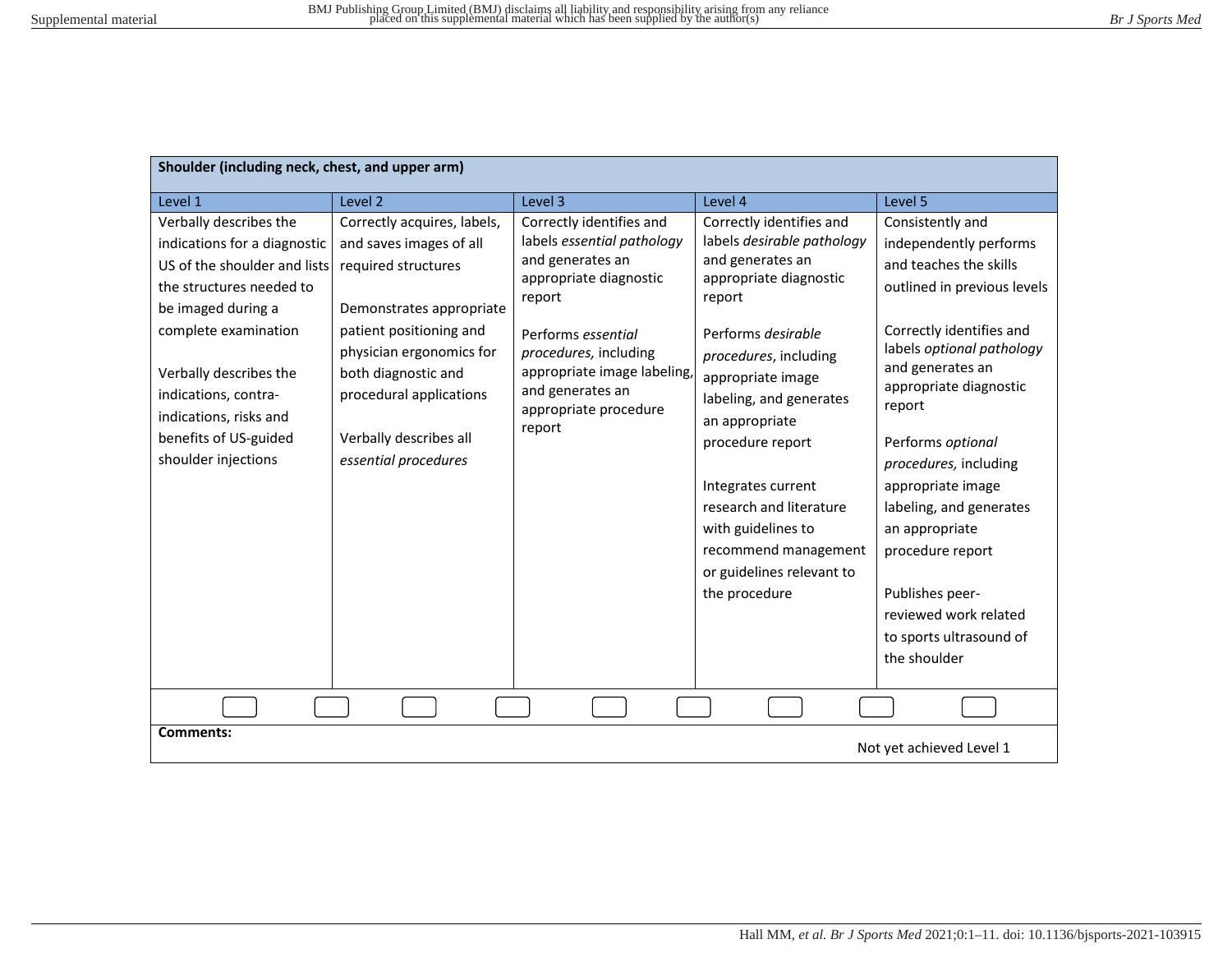| Shoulder (including neck, chest, and upper arm) | | | | |
|---|---|---|---|---|
| Level 1 | Level 2 | Level 3 | Level 4 | Level 5 |
| Verbally describes the indications for a diagnostic US of the shoulder and lists the structures needed to be imaged during a complete examination<br><br>Verbally describes the indications, contra-indications, risks and benefits of US-guided shoulder injections | Correctly acquires, labels, and saves images of all required structures<br><br>Demonstrates appropriate patient positioning and physician ergonomics for both diagnostic and procedural applications<br><br>Verbally describes all *essential procedures* | Correctly identifies and labels *essential pathology* and generates an appropriate diagnostic report<br><br>Performs *essential procedures,* including appropriate image labeling, and generates an appropriate procedure report | Correctly identifies and labels *desirable pathology* and generates an appropriate diagnostic report<br><br>Performs *desirable procedures*, including appropriate image labeling, and generates an appropriate procedure report<br><br>Integrates current research and literature with guidelines to recommend management or guidelines relevant to the procedure | Consistently and independently performs and teaches the skills outlined in previous levels<br><br>Correctly identifies and labels *optional pathology* and generates an appropriate diagnostic report<br><br>Performs *optional procedures,* including appropriate image labeling, and generates an appropriate procedure report<br><br>Publishes peer-reviewed work related to sports ultrasound of the shoulder |
| ☐ ☐ | ☐ ☐ | ☐ | ☐ ☐ | ☐ ☐ |

**Comments:**

Not yet achieved Level 1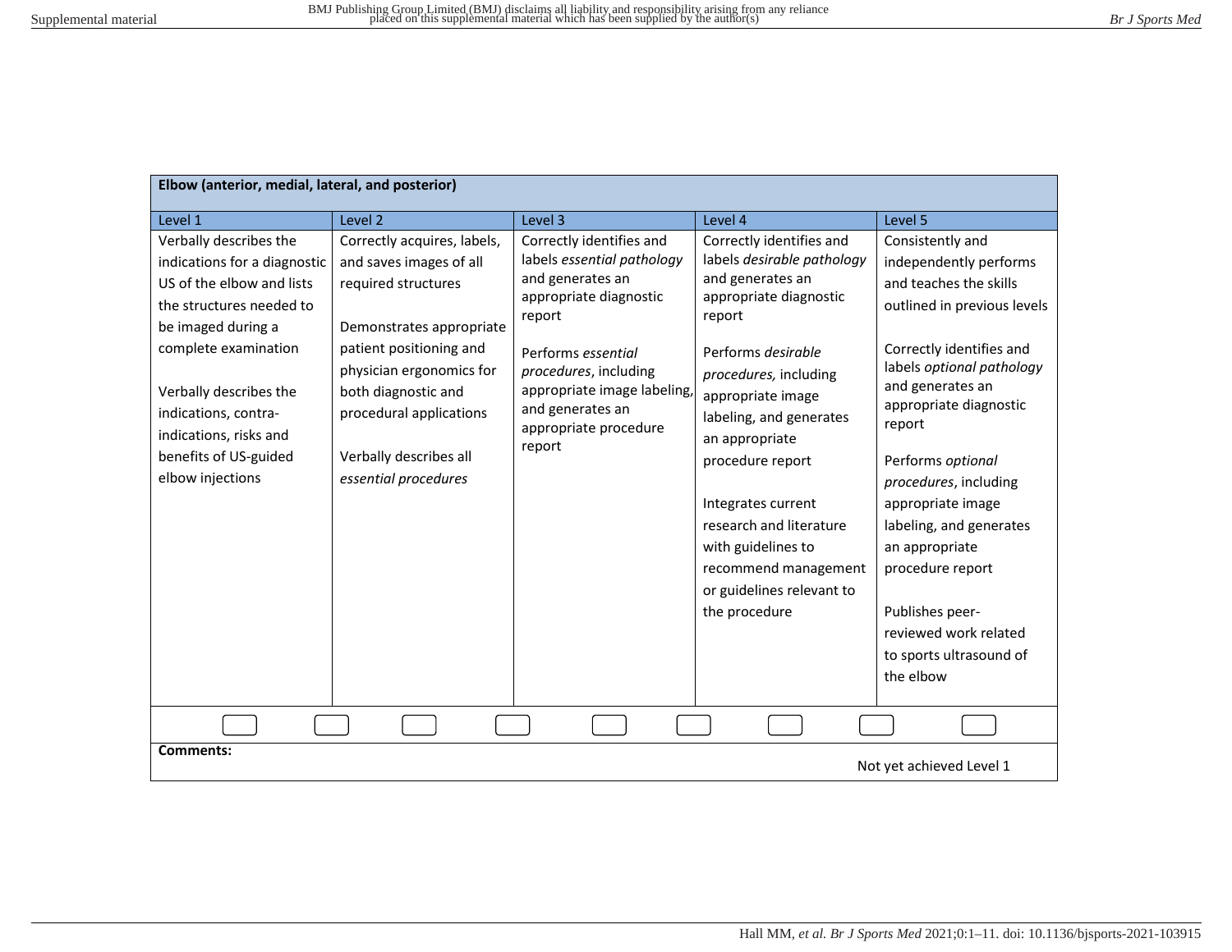| **Elbow (anterior, medial, lateral, and posterior)** | | | | |
|---|---|---|---|---|
| Level 1 | Level 2 | Level 3 | Level 4 | Level 5 |
| Verbally describes the indications for a diagnostic US of the elbow and lists the structures needed to be imaged during a complete examination<br><br>Verbally describes the indications, contra-indications, risks and benefits of US-guided elbow injections | Correctly acquires, labels, and saves images of all required structures<br><br>Demonstrates appropriate patient positioning and physician ergonomics for both diagnostic and procedural applications<br><br>Verbally describes all *essential procedures* | Correctly identifies and labels *essential pathology* and generates an appropriate diagnostic report<br><br>Performs *essential procedures*, including appropriate image labeling, and generates an appropriate procedure report | Correctly identifies and labels *desirable pathology* and generates an appropriate diagnostic report<br><br>Performs *desirable procedures,* including appropriate image labeling, and generates an appropriate procedure report<br><br>Integrates current research and literature with guidelines to recommend management or guidelines relevant to the procedure | Consistently and independently performs and teaches the skills outlined in previous levels<br><br>Correctly identifies and labels *optional pathology* and generates an appropriate diagnostic report<br><br>Performs *optional procedures*, including appropriate image labeling, and generates an appropriate procedure report<br><br>Publishes peer-reviewed work related to sports ultrasound of the elbow |
| ☐ ☐ | ☐ ☐ | ☐ ☐ | ☐ ☐ | ☐ |
| **Comments:** | | | Not yet achieved Level 1 | |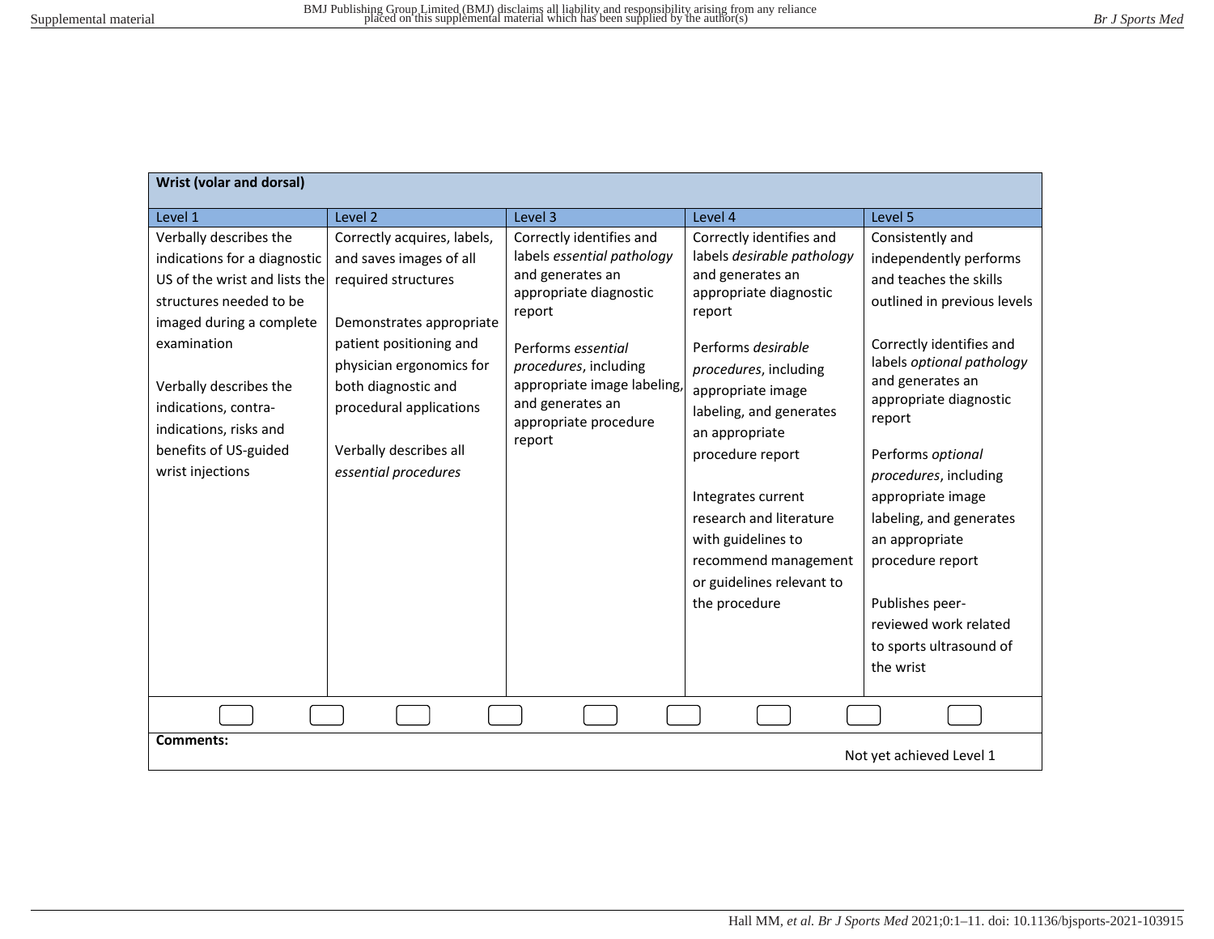| Wrist (volar and dorsal) | | | | |
|---|---|---|---|---|
| Level 1 | Level 2 | Level 3 | Level 4 | Level 5 |
| Verbally describes the indications for a diagnostic US of the wrist and lists the structures needed to be imaged during a complete examination<br><br>Verbally describes the indications, contra-indications, risks and benefits of US-guided wrist injections | Correctly acquires, labels, and saves images of all required structures<br><br>Demonstrates appropriate patient positioning and physician ergonomics for both diagnostic and procedural applications<br><br>Verbally describes all *essential procedures* | Correctly identifies and labels *essential pathology* and generates an appropriate diagnostic report<br><br>Performs *essential procedures*, including appropriate image labeling, and generates an appropriate procedure report | Correctly identifies and labels *desirable pathology* and generates an appropriate diagnostic report<br><br>Performs *desirable procedures*, including appropriate image labeling, and generates an appropriate procedure report<br><br>Integrates current research and literature with guidelines to recommend management or guidelines relevant to the procedure | Consistently and independently performs and teaches the skills outlined in previous levels<br><br>Correctly identifies and labels *optional pathology* and generates an appropriate diagnostic report<br><br>Performs *optional procedures*, including appropriate image labeling, and generates an appropriate procedure report<br><br>Publishes peer-reviewed work related to sports ultrasound of the wrist |
| ☐ ☐ | ☐ ☐ | ☐ ☐ | ☐ ☐ | ☐ |

**Comments:**

Not yet achieved Level 1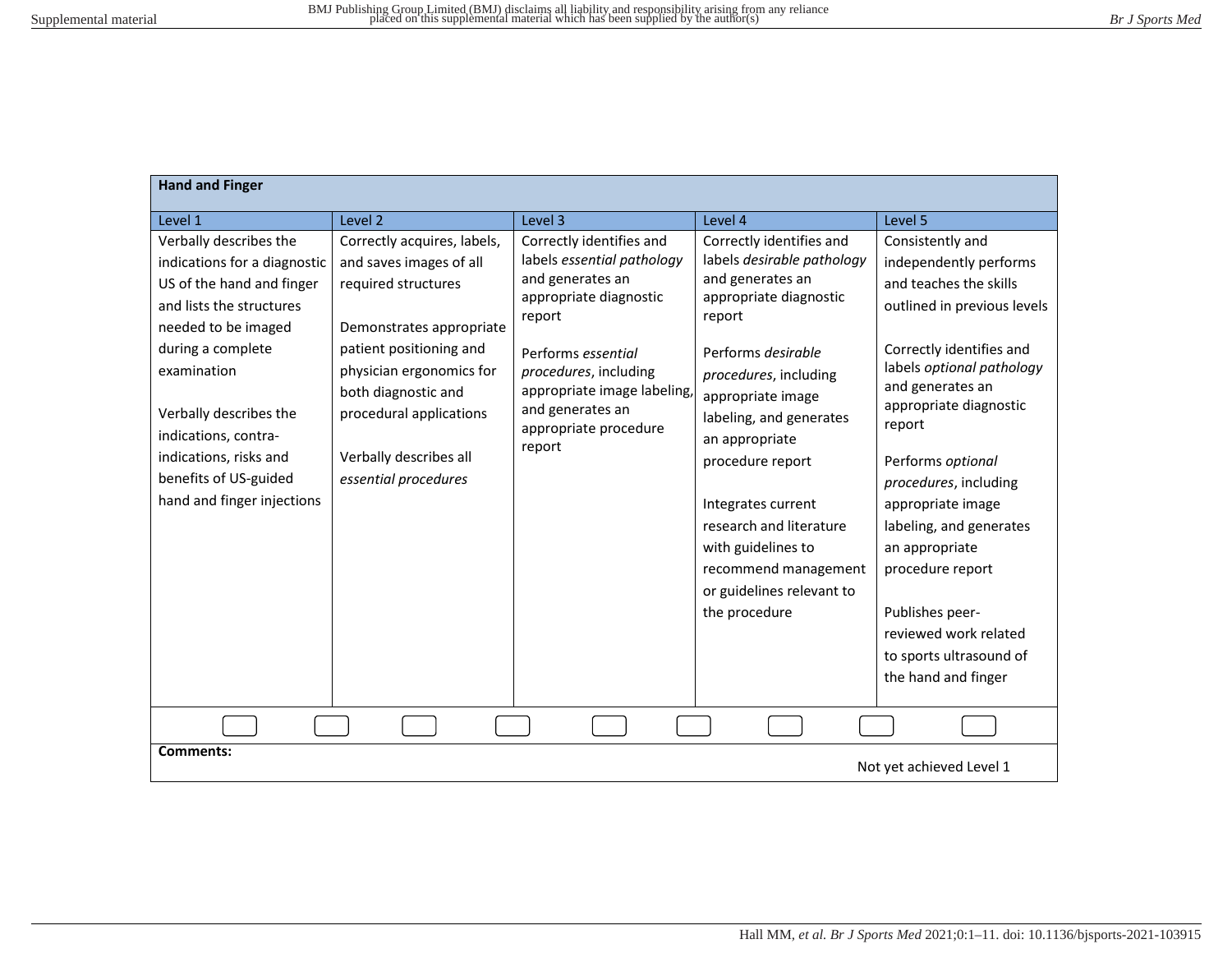| **Hand and Finger** | | | | |
|---|---|---|---|---|
| Level 1 | Level 2 | Level 3 | Level 4 | Level 5 |
| Verbally describes the indications for a diagnostic US of the hand and finger and lists the structures needed to be imaged during a complete examination<br><br>Verbally describes the indications, contra-indications, risks and benefits of US-guided hand and finger injections | Correctly acquires, labels, and saves images of all required structures<br><br>Demonstrates appropriate patient positioning and physician ergonomics for both diagnostic and procedural applications<br><br>Verbally describes all *essential procedures* | Correctly identifies and labels *essential pathology* and generates an appropriate diagnostic report<br><br>Performs *essential procedures*, including appropriate image labeling, and generates an appropriate procedure report | Correctly identifies and labels *desirable pathology* and generates an appropriate diagnostic report<br><br>Performs *desirable procedures*, including appropriate image labeling, and generates an appropriate procedure report<br><br>Integrates current research and literature with guidelines to recommend management or guidelines relevant to the procedure | Consistently and independently performs and teaches the skills outlined in previous levels<br><br>Correctly identifies and labels *optional pathology* and generates an appropriate diagnostic report<br><br>Performs *optional procedures*, including appropriate image labeling, and generates an appropriate procedure report<br><br>Publishes peer-reviewed work related to sports ultrasound of the hand and finger |
| ☐ ☐ | ☐ ☐ | ☐ ☐ | ☐ ☐ | ☐ |
| **Comments:** | | | | Not yet achieved Level 1 |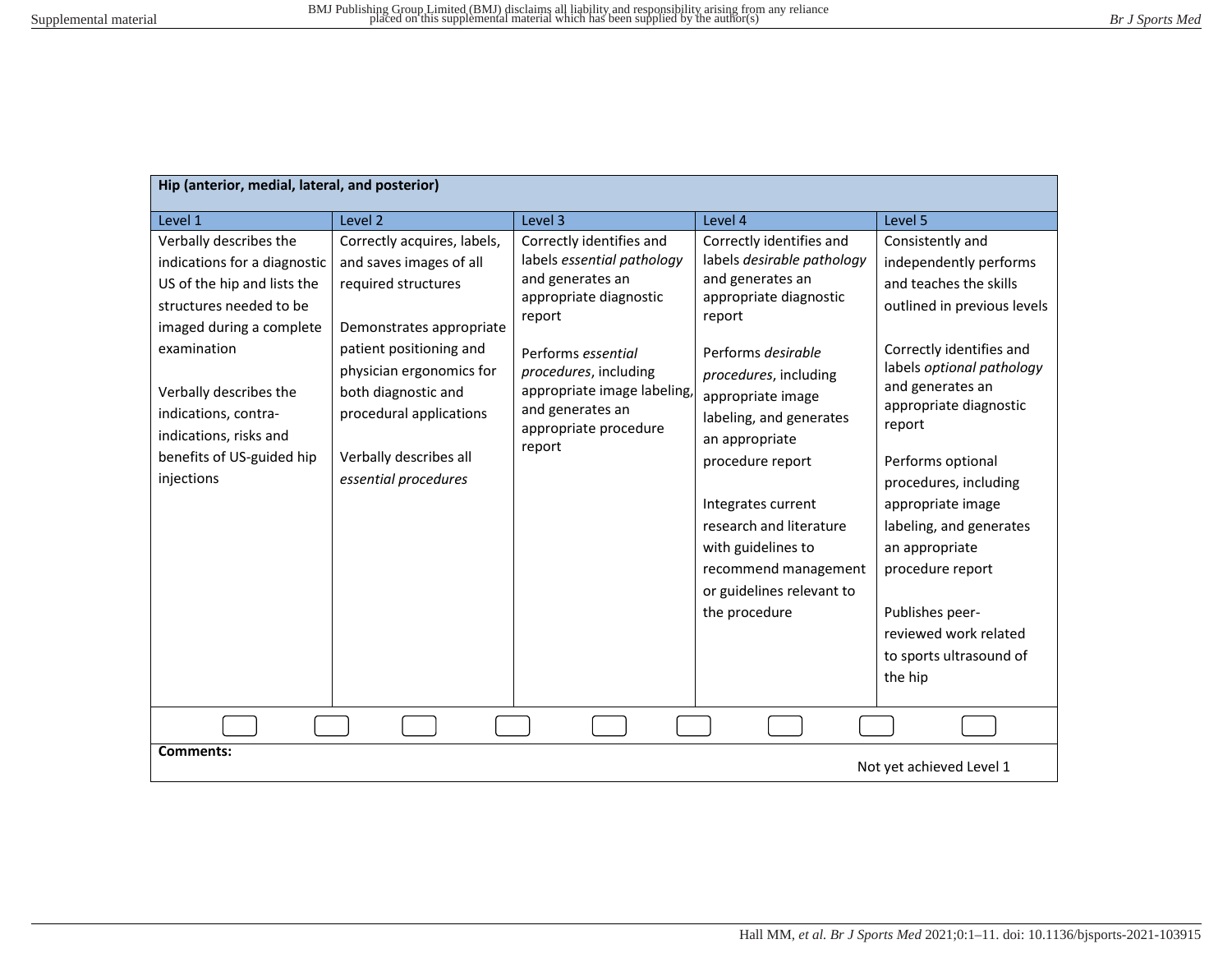| Hip (anterior, medial, lateral, and posterior) | | | | |
|---|---|---|---|---|
| Level 1 | Level 2 | Level 3 | Level 4 | Level 5 |
| Verbally describes the indications for a diagnostic US of the hip and lists the structures needed to be imaged during a complete examination<br><br>Verbally describes the indications, contra-indications, risks and benefits of US-guided hip injections | Correctly acquires, labels, and saves images of all required structures<br><br>Demonstrates appropriate patient positioning and physician ergonomics for both diagnostic and procedural applications<br><br>Verbally describes all *essential procedures* | Correctly identifies and labels *essential pathology* and generates an appropriate diagnostic report<br><br>Performs *essential procedures*, including appropriate image labeling, and generates an appropriate procedure report | Correctly identifies and labels *desirable pathology* and generates an appropriate diagnostic report<br><br>Performs *desirable procedures*, including appropriate image labeling, and generates an appropriate procedure report<br><br>Integrates current research and literature with guidelines to recommend management or guidelines relevant to the procedure | Consistently and independently performs and teaches the skills outlined in previous levels<br><br>Correctly identifies and labels *optional pathology* and generates an appropriate diagnostic report<br><br>Performs optional procedures, including appropriate image labeling, and generates an appropriate procedure report<br><br>Publishes peer-reviewed work related to sports ultrasound of the hip |
| ☐ ☐ | ☐ ☐ | ☐ ☐ | ☐ ☐ | ☐ |

**Comments:**

Not yet achieved Level 1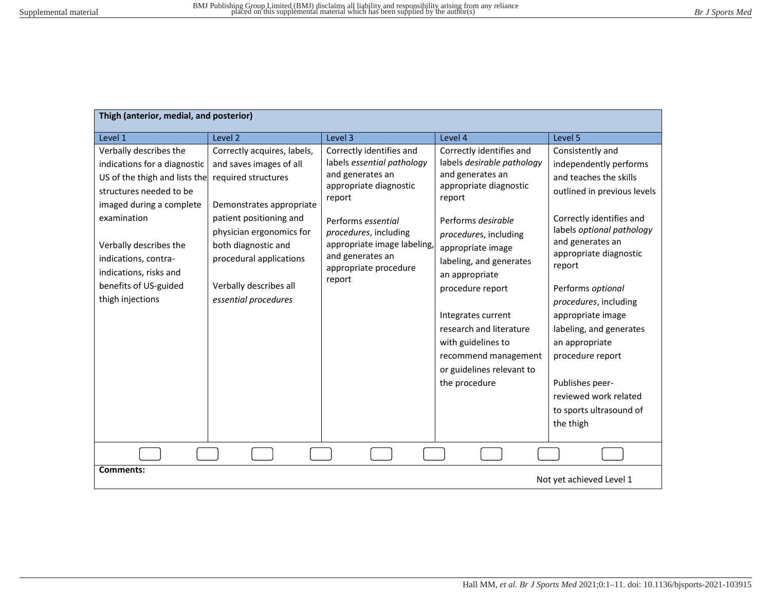| Thigh (anterior, medial, and posterior) | | | | |
|---|---|---|---|---|
| Level 1 | Level 2 | Level 3 | Level 4 | Level 5 |
| Verbally describes the indications for a diagnostic US of the thigh and lists the structures needed to be imaged during a complete examination<br><br>Verbally describes the indications, contra-indications, risks and benefits of US-guided thigh injections | Correctly acquires, labels, and saves images of all required structures<br><br>Demonstrates appropriate patient positioning and physician ergonomics for both diagnostic and procedural applications<br><br>Verbally describes all *essential procedures* | Correctly identifies and labels *essential pathology* and generates an appropriate diagnostic report<br><br>Performs *essential procedures*, including appropriate image labeling, and generates an appropriate procedure report | Correctly identifies and labels *desirable pathology* and generates an appropriate diagnostic report<br><br>Performs *desirable procedures*, including appropriate image labeling, and generates an appropriate procedure report<br><br>Integrates current research and literature with guidelines to recommend management or guidelines relevant to the procedure | Consistently and independently performs and teaches the skills outlined in previous levels<br><br>Correctly identifies and labels *optional pathology* and generates an appropriate diagnostic report<br><br>Performs *optional procedures*, including appropriate image labeling, and generates an appropriate procedure report<br><br>Publishes peer-reviewed work related to sports ultrasound of the thigh |

☐ ☐ ☐ ☐ ☐ ☐ ☐ ☐ ☐

**Comments:**

Not yet achieved Level 1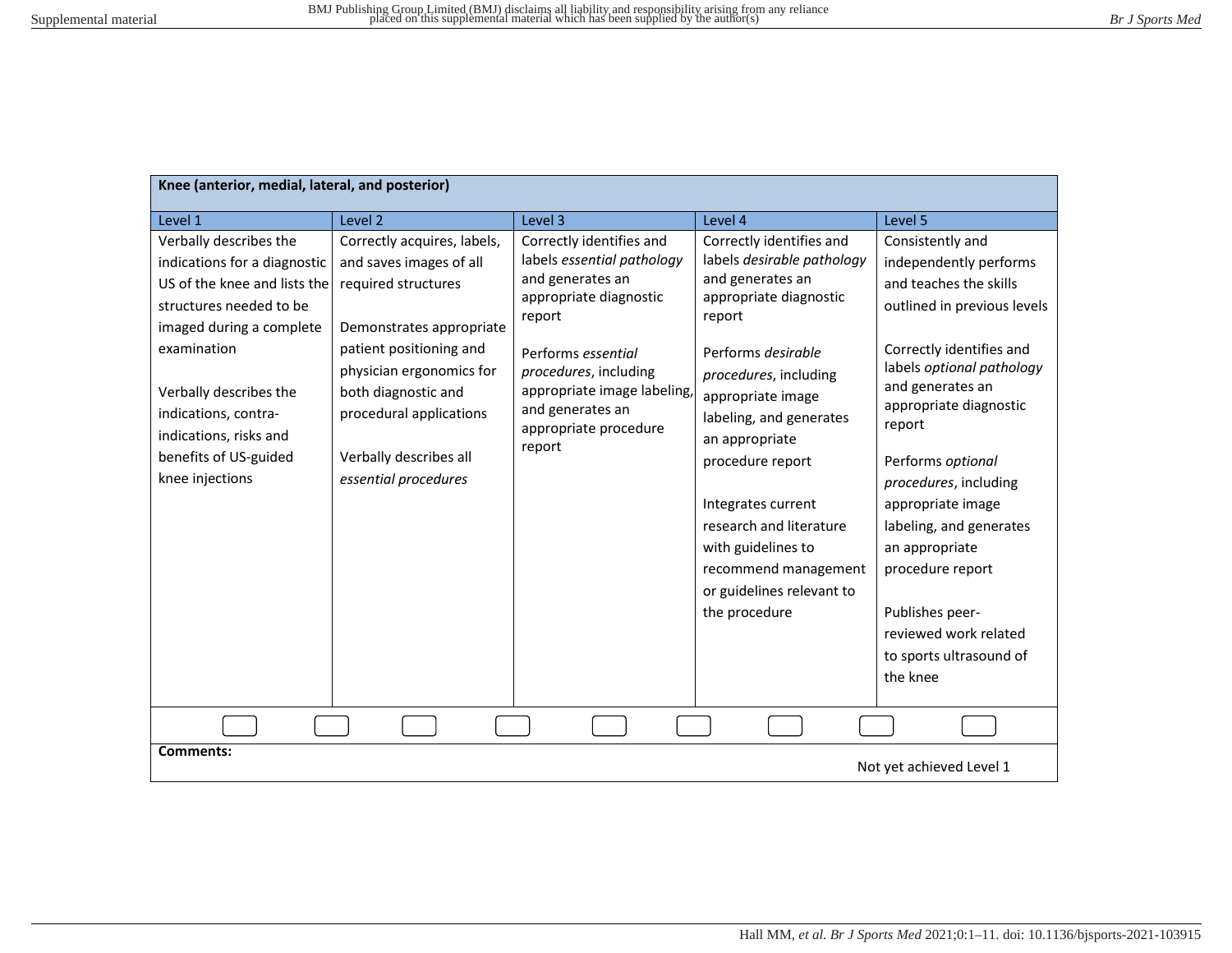| Knee (anterior, medial, lateral, and posterior) | | | | |
|---|---|---|---|---|
| Level 1 | Level 2 | Level 3 | Level 4 | Level 5 |
| Verbally describes the indications for a diagnostic US of the knee and lists the structures needed to be imaged during a complete examination<br><br>Verbally describes the indications, contra-indications, risks and benefits of US-guided knee injections | Correctly acquires, labels, and saves images of all required structures<br><br>Demonstrates appropriate patient positioning and physician ergonomics for both diagnostic and procedural applications<br><br>Verbally describes all *essential procedures* | Correctly identifies and labels *essential pathology* and generates an appropriate diagnostic report<br><br>Performs *essential procedures*, including appropriate image labeling, and generates an appropriate procedure report | Correctly identifies and labels *desirable pathology* and generates an appropriate diagnostic report<br><br>Performs *desirable procedures*, including appropriate image labeling, and generates an appropriate procedure report<br><br>Integrates current research and literature with guidelines to recommend management or guidelines relevant to the procedure | Consistently and independently performs and teaches the skills outlined in previous levels<br><br>Correctly identifies and labels *optional pathology* and generates an appropriate diagnostic report<br><br>Performs *optional procedures*, including appropriate image labeling, and generates an appropriate procedure report<br><br>Publishes peer-reviewed work related to sports ultrasound of the knee |
| ☐ ☐ | ☐ ☐ | ☐ ☐ | ☐ ☐ | ☐ |
| **Comments:** | | | | Not yet achieved Level 1 |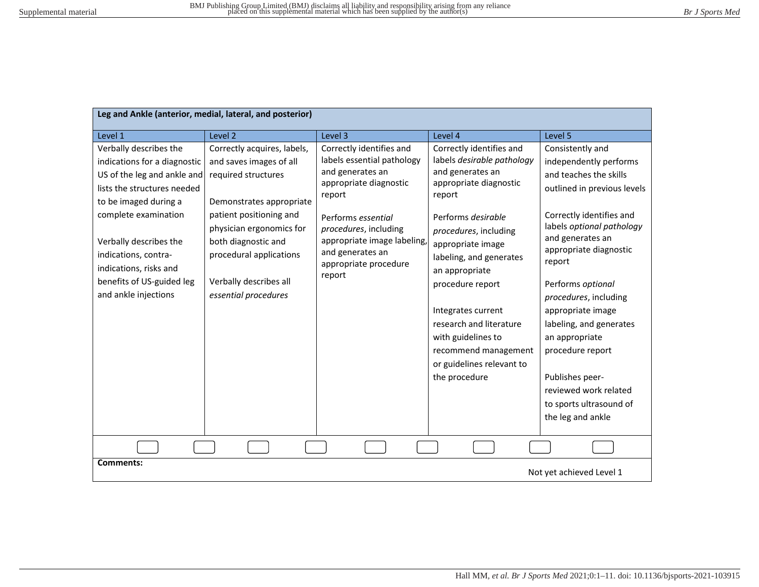| **Leg and Ankle (anterior, medial, lateral, and posterior)** | | | | |
|---|---|---|---|---|
| Level 1 | Level 2 | Level 3 | Level 4 | Level 5 |
| Verbally describes the indications for a diagnostic US of the leg and ankle and lists the structures needed to be imaged during a complete examination<br><br>Verbally describes the indications, contra-indications, risks and benefits of US-guided leg and ankle injections | Correctly acquires, labels, and saves images of all required structures<br><br>Demonstrates appropriate patient positioning and physician ergonomics for both diagnostic and procedural applications<br><br>Verbally describes all *essential procedures* | Correctly identifies and labels essential pathology and generates an appropriate diagnostic report<br><br>Performs *essential procedures*, including appropriate image labeling, and generates an appropriate procedure report | Correctly identifies and labels *desirable pathology* and generates an appropriate diagnostic report<br><br>Performs *desirable procedures*, including appropriate image labeling, and generates an appropriate procedure report<br><br>Integrates current research and literature with guidelines to recommend management or guidelines relevant to the procedure | Consistently and independently performs and teaches the skills outlined in previous levels<br><br>Correctly identifies and labels *optional pathology* and generates an appropriate diagnostic report<br><br>Performs *optional procedures*, including appropriate image labeling, and generates an appropriate procedure report<br><br>Publishes peer-reviewed work related to sports ultrasound of the leg and ankle |

**Comments:**

Not yet achieved Level 1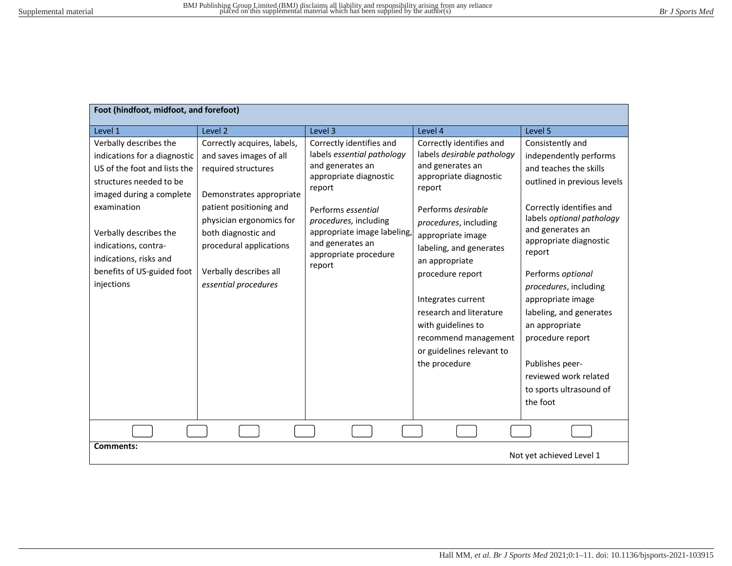| Foot (hindfoot, midfoot, and forefoot) | | | | |
|---|---|---|---|---|
| Level 1 | Level 2 | Level 3 | Level 4 | Level 5 |
| Verbally describes the indications for a diagnostic US of the foot and lists the structures needed to be imaged during a complete examination<br><br>Verbally describes the indications, contra-indications, risks and benefits of US-guided foot injections | Correctly acquires, labels, and saves images of all required structures<br><br>Demonstrates appropriate patient positioning and physician ergonomics for both diagnostic and procedural applications<br><br>Verbally describes all *essential procedures* | Correctly identifies and labels *essential pathology* and generates an appropriate diagnostic report<br><br>Performs *essential procedures,* including appropriate image labeling, and generates an appropriate procedure report | Correctly identifies and labels *desirable pathology* and generates an appropriate diagnostic report<br><br>Performs *desirable procedures*, including appropriate image labeling, and generates an appropriate procedure report<br><br>Integrates current research and literature with guidelines to recommend management or guidelines relevant to the procedure | Consistently and independently performs and teaches the skills outlined in previous levels<br><br>Correctly identifies and labels *optional pathology* and generates an appropriate diagnostic report<br><br>Performs *optional procedures*, including appropriate image labeling, and generates an appropriate procedure report<br><br>Publishes peer-reviewed work related to sports ultrasound of the foot |
| ☐ ☐ | ☐ ☐ | ☐ ☐ | ☐ ☐ | ☐ |
| **Comments:** | | | | Not yet achieved Level 1 |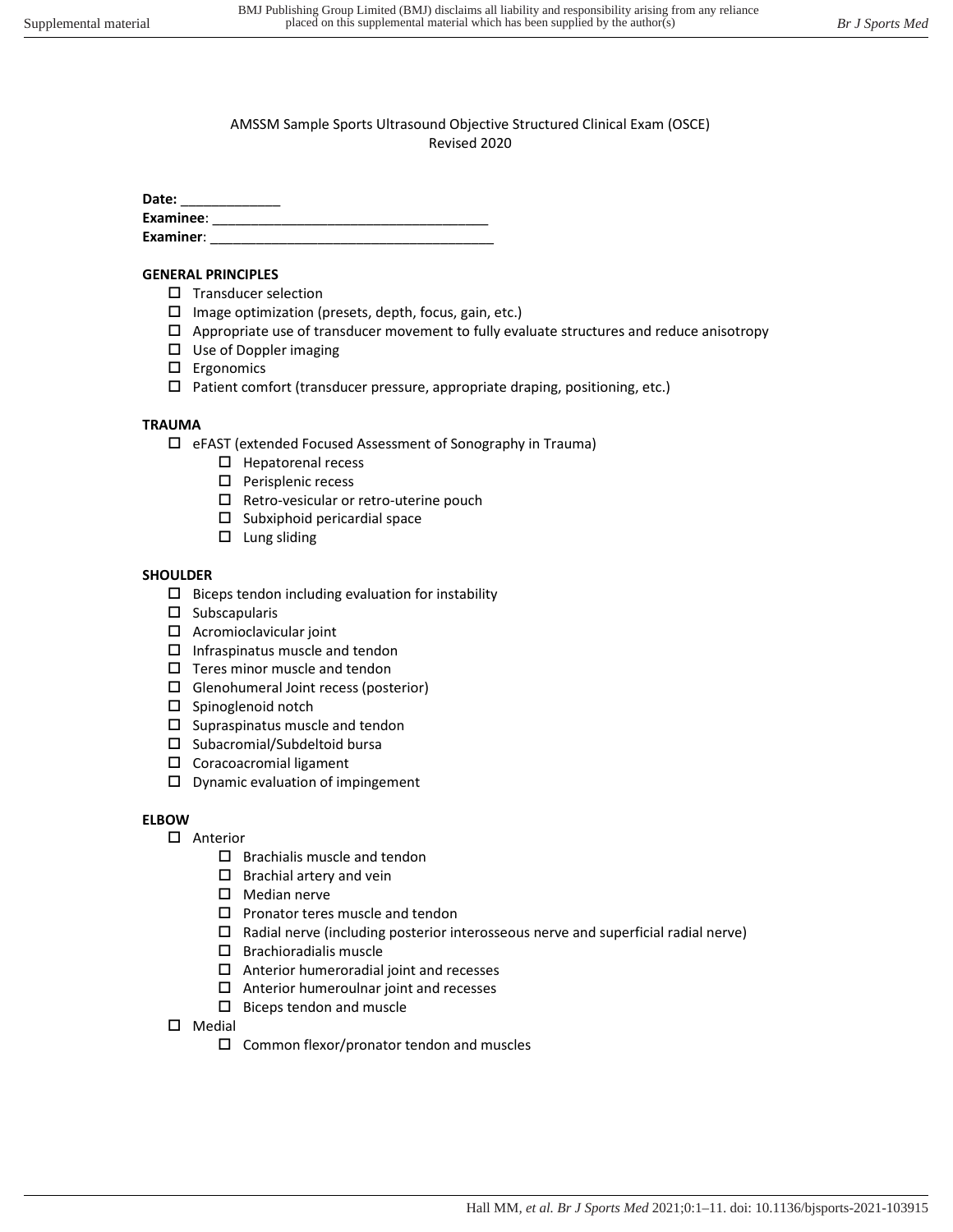AMSSM Sample Sports Ultrasound Objective Structured Clinical Exam (OSCE)
Revised 2020

**Date:** _____________
**Examinee**: ____________________________________
**Examiner**: ______________________________________

**GENERAL PRINCIPLES**

- ☐ Transducer selection
- ☐ Image optimization (presets, depth, focus, gain, etc.)
- ☐ Appropriate use of transducer movement to fully evaluate structures and reduce anisotropy
- ☐ Use of Doppler imaging
- ☐ Ergonomics
- ☐ Patient comfort (transducer pressure, appropriate draping, positioning, etc.)

**TRAUMA**

- ☐ eFAST (extended Focused Assessment of Sonography in Trauma)
  - ☐ Hepatorenal recess
  - ☐ Perisplenic recess
  - ☐ Retro-vesicular or retro-uterine pouch
  - ☐ Subxiphoid pericardial space
  - ☐ Lung sliding

**SHOULDER**

- ☐ Biceps tendon including evaluation for instability
- ☐ Subscapularis
- ☐ Acromioclavicular joint
- ☐ Infraspinatus muscle and tendon
- ☐ Teres minor muscle and tendon
- ☐ Glenohumeral Joint recess (posterior)
- ☐ Spinoglenoid notch
- ☐ Supraspinatus muscle and tendon
- ☐ Subacromial/Subdeltoid bursa
- ☐ Coracoacromial ligament
- ☐ Dynamic evaluation of impingement

**ELBOW**

- ☐ Anterior
  - ☐ Brachialis muscle and tendon
  - ☐ Brachial artery and vein
  - ☐ Median nerve
  - ☐ Pronator teres muscle and tendon
  - ☐ Radial nerve (including posterior interosseous nerve and superficial radial nerve)
  - ☐ Brachioradialis muscle
  - ☐ Anterior humeroradial joint and recesses
  - ☐ Anterior humeroulnar joint and recesses
  - ☐ Biceps tendon and muscle
- ☐ Medial
  - ☐ Common flexor/pronator tendon and muscles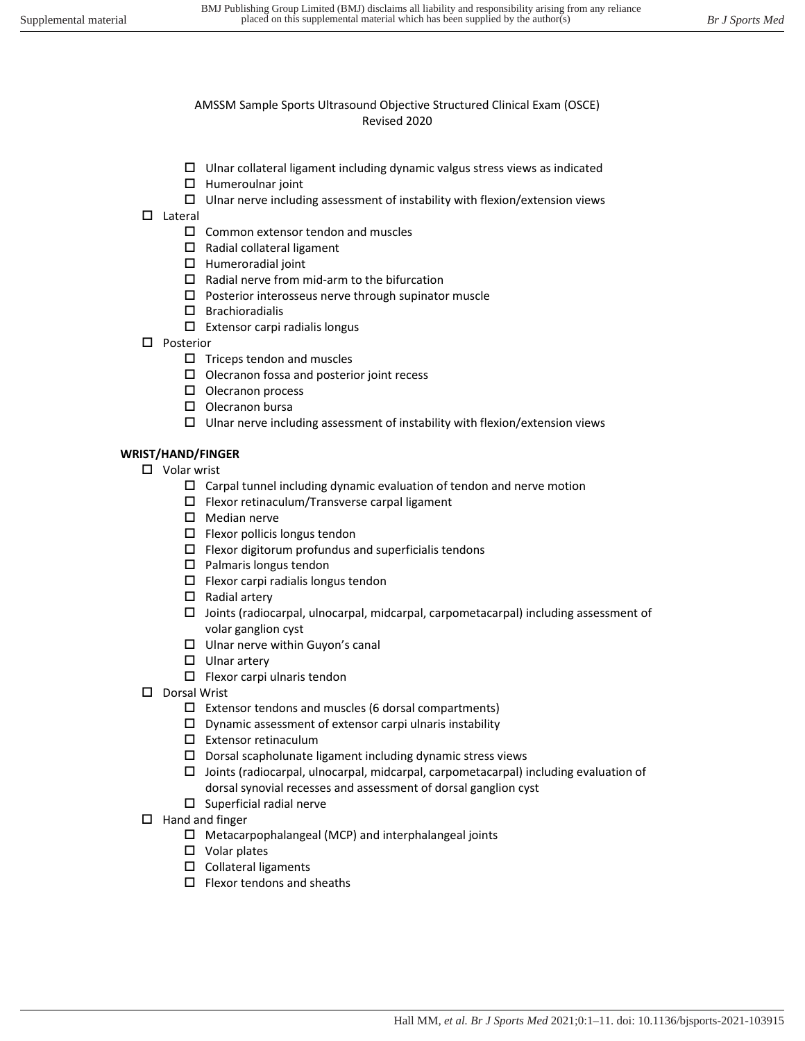AMSSM Sample Sports Ultrasound Objective Structured Clinical Exam (OSCE)
Revised 2020

- ☐ Ulnar collateral ligament including dynamic valgus stress views as indicated
- ☐ Humeroulnar joint
- ☐ Ulnar nerve including assessment of instability with flexion/extension views

- ☐ Lateral
  - ☐ Common extensor tendon and muscles
  - ☐ Radial collateral ligament
  - ☐ Humeroradial joint
  - ☐ Radial nerve from mid-arm to the bifurcation
  - ☐ Posterior interosseus nerve through supinator muscle
  - ☐ Brachioradialis
  - ☐ Extensor carpi radialis longus
- ☐ Posterior
  - ☐ Triceps tendon and muscles
  - ☐ Olecranon fossa and posterior joint recess
  - ☐ Olecranon process
  - ☐ Olecranon bursa
  - ☐ Ulnar nerve including assessment of instability with flexion/extension views

**WRIST/HAND/FINGER**

- ☐ Volar wrist
  - ☐ Carpal tunnel including dynamic evaluation of tendon and nerve motion
  - ☐ Flexor retinaculum/Transverse carpal ligament
  - ☐ Median nerve
  - ☐ Flexor pollicis longus tendon
  - ☐ Flexor digitorum profundus and superficialis tendons
  - ☐ Palmaris longus tendon
  - ☐ Flexor carpi radialis longus tendon
  - ☐ Radial artery
  - ☐ Joints (radiocarpal, ulnocarpal, midcarpal, carpometacarpal) including assessment of volar ganglion cyst
  - ☐ Ulnar nerve within Guyon's canal
  - ☐ Ulnar artery
  - ☐ Flexor carpi ulnaris tendon
- ☐ Dorsal Wrist
  - ☐ Extensor tendons and muscles (6 dorsal compartments)
  - ☐ Dynamic assessment of extensor carpi ulnaris instability
  - ☐ Extensor retinaculum
  - ☐ Dorsal scapholunate ligament including dynamic stress views
  - ☐ Joints (radiocarpal, ulnocarpal, midcarpal, carpometacarpal) including evaluation of dorsal synovial recesses and assessment of dorsal ganglion cyst
  - ☐ Superficial radial nerve
- ☐ Hand and finger
  - ☐ Metacarpophalangeal (MCP) and interphalangeal joints
  - ☐ Volar plates
  - ☐ Collateral ligaments
  - ☐ Flexor tendons and sheaths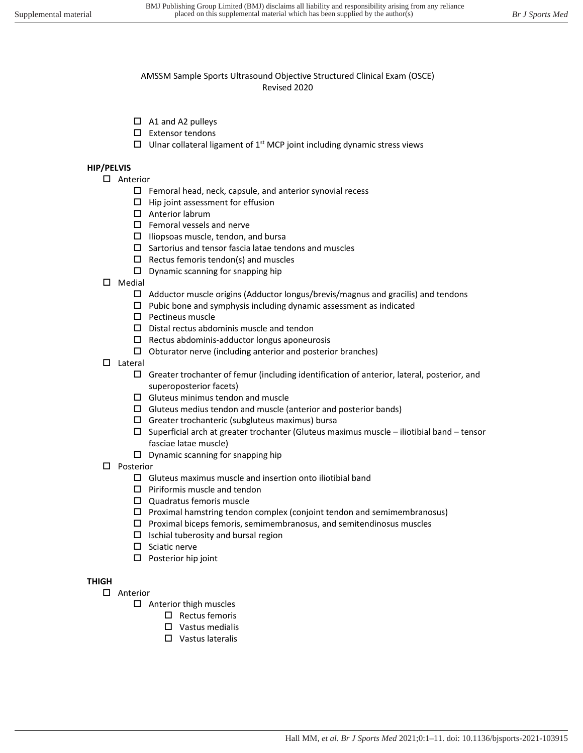AMSSM Sample Sports Ultrasound Objective Structured Clinical Exam (OSCE)
Revised 2020

- ☐ A1 and A2 pulleys
- ☐ Extensor tendons
- ☐ Ulnar collateral ligament of 1st MCP joint including dynamic stress views

**HIP/PELVIS**

- ☐ Anterior
  - ☐ Femoral head, neck, capsule, and anterior synovial recess
  - ☐ Hip joint assessment for effusion
  - ☐ Anterior labrum
  - ☐ Femoral vessels and nerve
  - ☐ Iliopsoas muscle, tendon, and bursa
  - ☐ Sartorius and tensor fascia latae tendons and muscles
  - ☐ Rectus femoris tendon(s) and muscles
  - ☐ Dynamic scanning for snapping hip
- ☐ Medial
  - ☐ Adductor muscle origins (Adductor longus/brevis/magnus and gracilis) and tendons
  - ☐ Pubic bone and symphysis including dynamic assessment as indicated
  - ☐ Pectineus muscle
  - ☐ Distal rectus abdominis muscle and tendon
  - ☐ Rectus abdominis-adductor longus aponeurosis
  - ☐ Obturator nerve (including anterior and posterior branches)
- ☐ Lateral
  - ☐ Greater trochanter of femur (including identification of anterior, lateral, posterior, and superoposterior facets)
  - ☐ Gluteus minimus tendon and muscle
  - ☐ Gluteus medius tendon and muscle (anterior and posterior bands)
  - ☐ Greater trochanteric (subgluteus maximus) bursa
  - ☐ Superficial arch at greater trochanter (Gluteus maximus muscle – iliotibial band – tensor fasciae latae muscle)
  - ☐ Dynamic scanning for snapping hip
- ☐ Posterior
  - ☐ Gluteus maximus muscle and insertion onto iliotibial band
  - ☐ Piriformis muscle and tendon
  - ☐ Quadratus femoris muscle
  - ☐ Proximal hamstring tendon complex (conjoint tendon and semimembranosus)
  - ☐ Proximal biceps femoris, semimembranosus, and semitendinosus muscles
  - ☐ Ischial tuberosity and bursal region
  - ☐ Sciatic nerve
  - ☐ Posterior hip joint

**THIGH**

- ☐ Anterior
  - ☐ Anterior thigh muscles
    - ☐ Rectus femoris
    - ☐ Vastus medialis
    - ☐ Vastus lateralis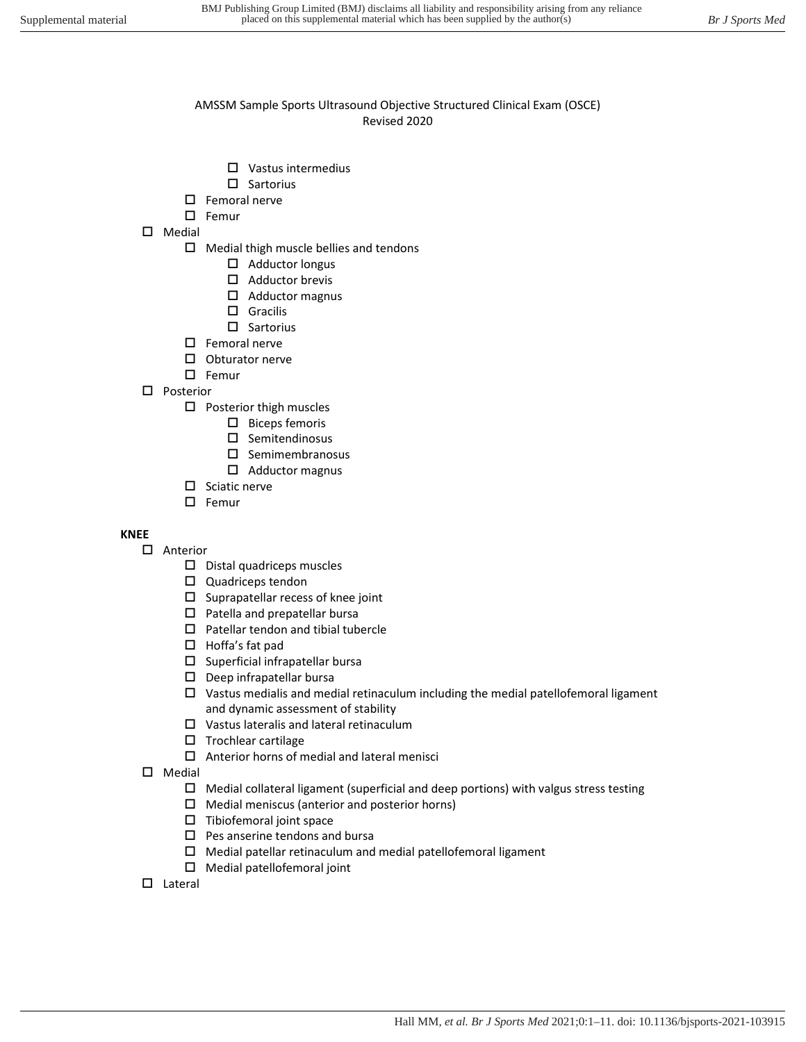AMSSM Sample Sports Ultrasound Objective Structured Clinical Exam (OSCE)
Revised 2020

        - ☐ Vastus intermedius
        - ☐ Sartorius
    - ☐ Femoral nerve
    - ☐ Femur
- ☐ Medial
    - ☐ Medial thigh muscle bellies and tendons
        - ☐ Adductor longus
        - ☐ Adductor brevis
        - ☐ Adductor magnus
        - ☐ Gracilis
        - ☐ Sartorius
    - ☐ Femoral nerve
    - ☐ Obturator nerve
    - ☐ Femur
- ☐ Posterior
    - ☐ Posterior thigh muscles
        - ☐ Biceps femoris
        - ☐ Semitendinosus
        - ☐ Semimembranosus
        - ☐ Adductor magnus
    - ☐ Sciatic nerve
    - ☐ Femur

**KNEE**

- ☐ Anterior
    - ☐ Distal quadriceps muscles
    - ☐ Quadriceps tendon
    - ☐ Suprapatellar recess of knee joint
    - ☐ Patella and prepatellar bursa
    - ☐ Patellar tendon and tibial tubercle
    - ☐ Hoffa's fat pad
    - ☐ Superficial infrapatellar bursa
    - ☐ Deep infrapatellar bursa
    - ☐ Vastus medialis and medial retinaculum including the medial patellofemoral ligament and dynamic assessment of stability
    - ☐ Vastus lateralis and lateral retinaculum
    - ☐ Trochlear cartilage
    - ☐ Anterior horns of medial and lateral menisci
- ☐ Medial
    - ☐ Medial collateral ligament (superficial and deep portions) with valgus stress testing
    - ☐ Medial meniscus (anterior and posterior horns)
    - ☐ Tibiofemoral joint space
    - ☐ Pes anserine tendons and bursa
    - ☐ Medial patellar retinaculum and medial patellofemoral ligament
    - ☐ Medial patellofemoral joint
- ☐ Lateral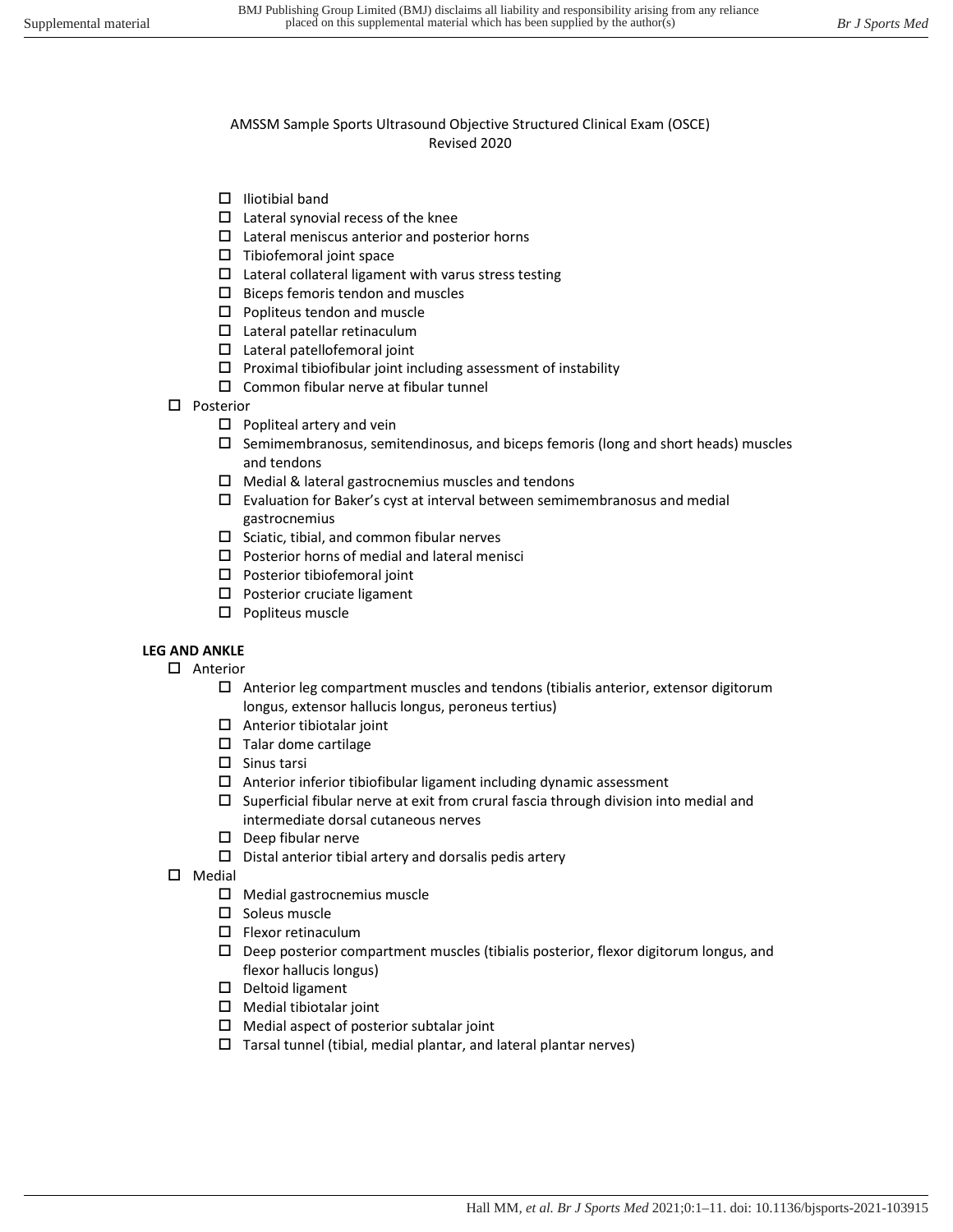AMSSM Sample Sports Ultrasound Objective Structured Clinical Exam (OSCE)
Revised 2020

- ☐ Iliotibial band
- ☐ Lateral synovial recess of the knee
- ☐ Lateral meniscus anterior and posterior horns
- ☐ Tibiofemoral joint space
- ☐ Lateral collateral ligament with varus stress testing
- ☐ Biceps femoris tendon and muscles
- ☐ Popliteus tendon and muscle
- ☐ Lateral patellar retinaculum
- ☐ Lateral patellofemoral joint
- ☐ Proximal tibiofibular joint including assessment of instability
- ☐ Common fibular nerve at fibular tunnel

- ☐ Posterior
  - ☐ Popliteal artery and vein
  - ☐ Semimembranosus, semitendinosus, and biceps femoris (long and short heads) muscles and tendons
  - ☐ Medial & lateral gastrocnemius muscles and tendons
  - ☐ Evaluation for Baker's cyst at interval between semimembranosus and medial gastrocnemius
  - ☐ Sciatic, tibial, and common fibular nerves
  - ☐ Posterior horns of medial and lateral menisci
  - ☐ Posterior tibiofemoral joint
  - ☐ Posterior cruciate ligament
  - ☐ Popliteus muscle

**LEG AND ANKLE**

- ☐ Anterior
  - ☐ Anterior leg compartment muscles and tendons (tibialis anterior, extensor digitorum longus, extensor hallucis longus, peroneus tertius)
  - ☐ Anterior tibiotalar joint
  - ☐ Talar dome cartilage
  - ☐ Sinus tarsi
  - ☐ Anterior inferior tibiofibular ligament including dynamic assessment
  - ☐ Superficial fibular nerve at exit from crural fascia through division into medial and intermediate dorsal cutaneous nerves
  - ☐ Deep fibular nerve
  - ☐ Distal anterior tibial artery and dorsalis pedis artery
- ☐ Medial
  - ☐ Medial gastrocnemius muscle
  - ☐ Soleus muscle
  - ☐ Flexor retinaculum
  - ☐ Deep posterior compartment muscles (tibialis posterior, flexor digitorum longus, and flexor hallucis longus)
  - ☐ Deltoid ligament
  - ☐ Medial tibiotalar joint
  - ☐ Medial aspect of posterior subtalar joint
  - ☐ Tarsal tunnel (tibial, medial plantar, and lateral plantar nerves)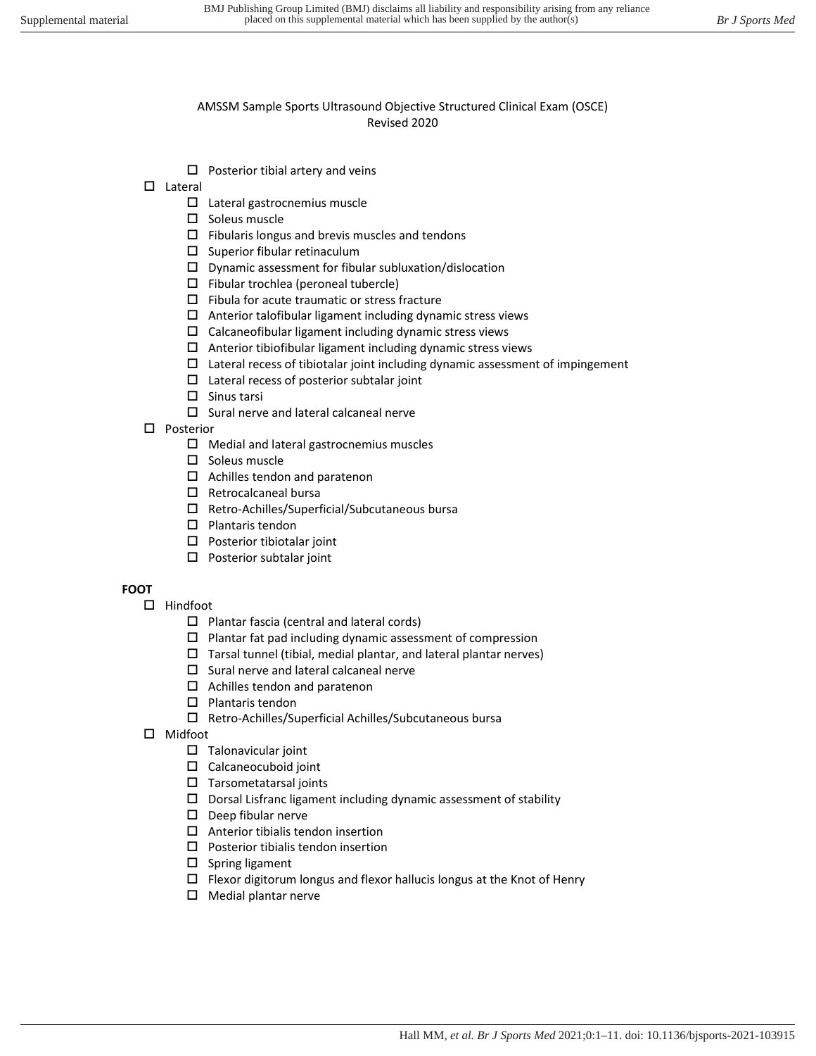AMSSM Sample Sports Ultrasound Objective Structured Clinical Exam (OSCE)
Revised 2020

- ☐ Posterior tibial artery and veins
- ☐ Lateral
  - ☐ Lateral gastrocnemius muscle
  - ☐ Soleus muscle
  - ☐ Fibularis longus and brevis muscles and tendons
  - ☐ Superior fibular retinaculum
  - ☐ Dynamic assessment for fibular subluxation/dislocation
  - ☐ Fibular trochlea (peroneal tubercle)
  - ☐ Fibula for acute traumatic or stress fracture
  - ☐ Anterior talofibular ligament including dynamic stress views
  - ☐ Calcaneofibular ligament including dynamic stress views
  - ☐ Anterior tibiofibular ligament including dynamic stress views
  - ☐ Lateral recess of tibiotalar joint including dynamic assessment of impingement
  - ☐ Lateral recess of posterior subtalar joint
  - ☐ Sinus tarsi
  - ☐ Sural nerve and lateral calcaneal nerve
- ☐ Posterior
  - ☐ Medial and lateral gastrocnemius muscles
  - ☐ Soleus muscle
  - ☐ Achilles tendon and paratenon
  - ☐ Retrocalcaneal bursa
  - ☐ Retro-Achilles/Superficial/Subcutaneous bursa
  - ☐ Plantaris tendon
  - ☐ Posterior tibiotalar joint
  - ☐ Posterior subtalar joint

**FOOT**

- ☐ Hindfoot
  - ☐ Plantar fascia (central and lateral cords)
  - ☐ Plantar fat pad including dynamic assessment of compression
  - ☐ Tarsal tunnel (tibial, medial plantar, and lateral plantar nerves)
  - ☐ Sural nerve and lateral calcaneal nerve
  - ☐ Achilles tendon and paratenon
  - ☐ Plantaris tendon
  - ☐ Retro-Achilles/Superficial Achilles/Subcutaneous bursa
- ☐ Midfoot
  - ☐ Talonavicular joint
  - ☐ Calcaneocuboid joint
  - ☐ Tarsometatarsal joints
  - ☐ Dorsal Lisfranc ligament including dynamic assessment of stability
  - ☐ Deep fibular nerve
  - ☐ Anterior tibialis tendon insertion
  - ☐ Posterior tibialis tendon insertion
  - ☐ Spring ligament
  - ☐ Flexor digitorum longus and flexor hallucis longus at the Knot of Henry
  - ☐ Medial plantar nerve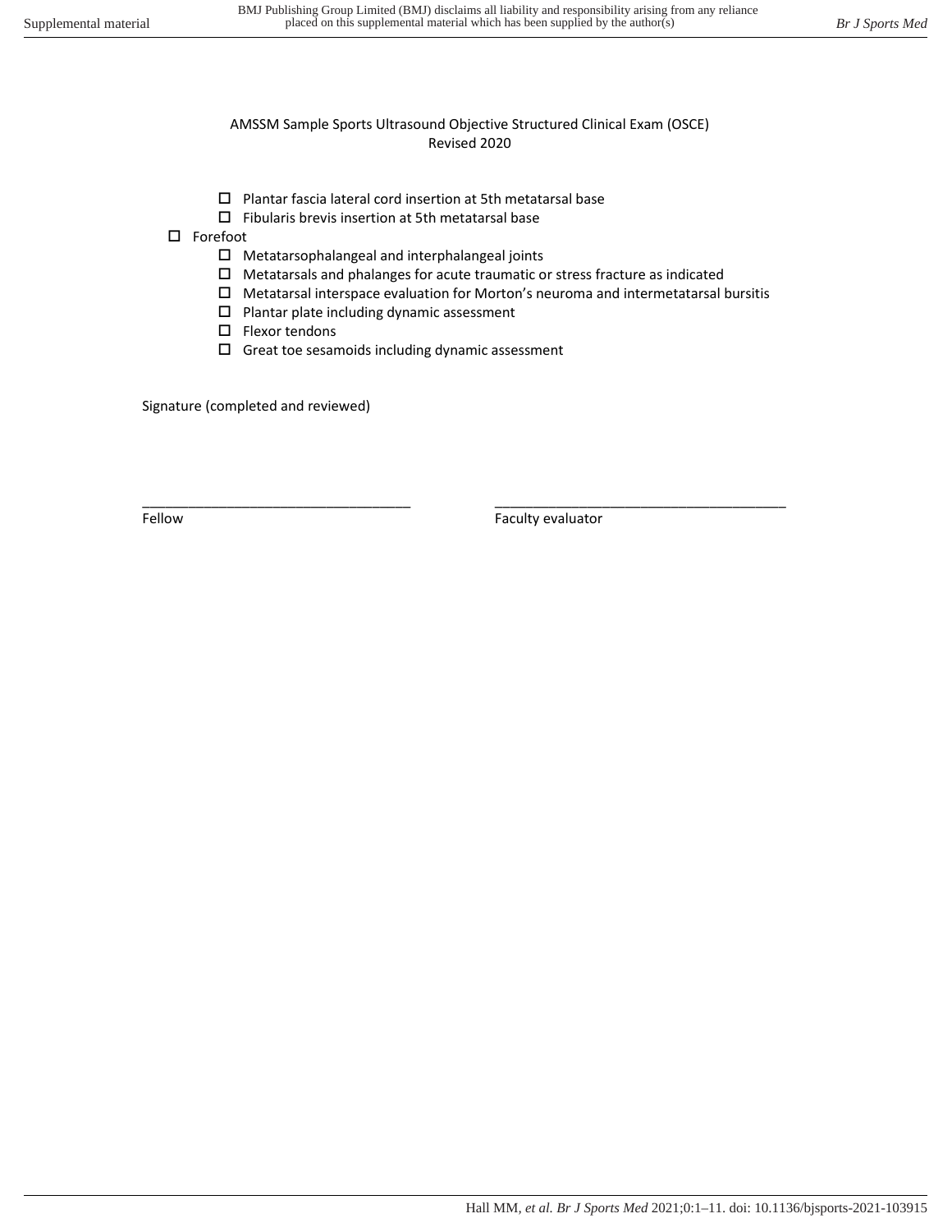AMSSM Sample Sports Ultrasound Objective Structured Clinical Exam (OSCE)
Revised 2020

- ☐ Plantar fascia lateral cord insertion at 5th metatarsal base
- ☐ Fibularis brevis insertion at 5th metatarsal base

☐ Forefoot

- ☐ Metatarsophalangeal and interphalangeal joints
- ☐ Metatarsals and phalanges for acute traumatic or stress fracture as indicated
- ☐ Metatarsal interspace evaluation for Morton's neuroma and intermetatarsal bursitis
- ☐ Plantar plate including dynamic assessment
- ☐ Flexor tendons
- ☐ Great toe sesamoids including dynamic assessment

Signature (completed and reviewed)

\_\_\_\_\_\_\_\_\_\_\_\_\_\_\_\_\_\_\_\_\_\_\_\_\_\_\_\_\_\_\_\_\_\_
Fellow

\_\_\_\_\_\_\_\_\_\_\_\_\_\_\_\_\_\_\_\_\_\_\_\_\_\_\_\_\_\_\_\_\_\_
Faculty evaluator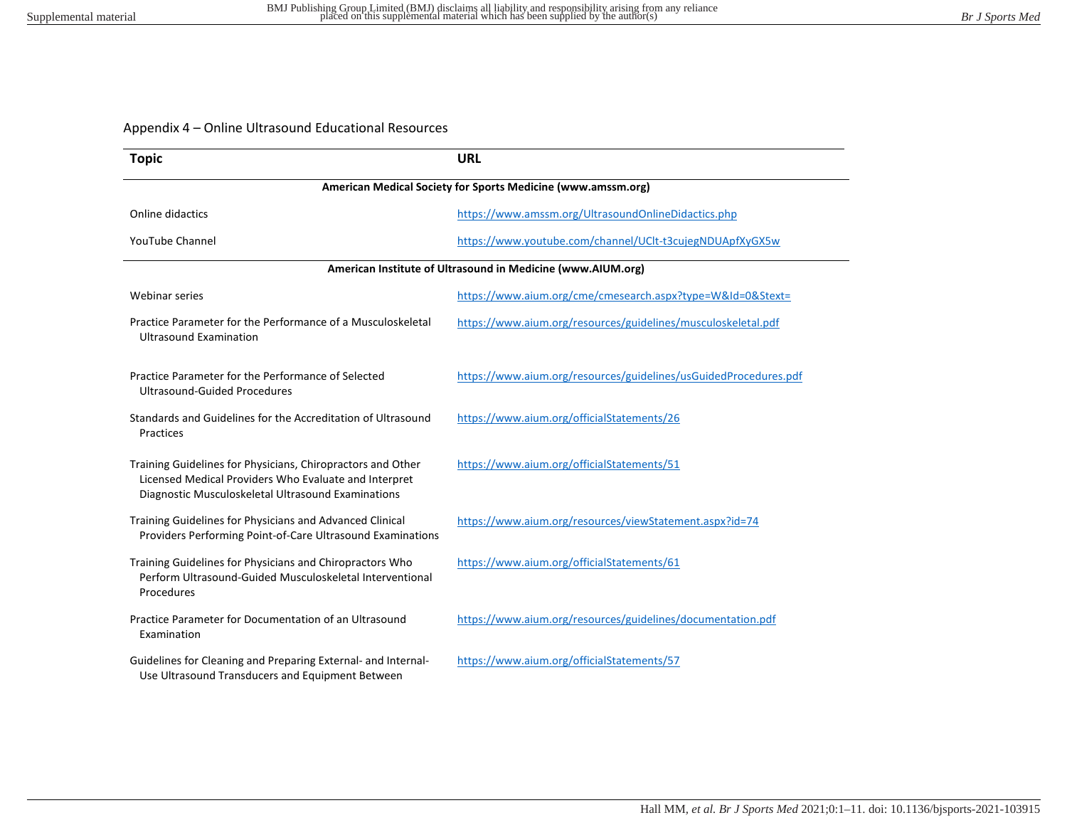Appendix 4 – Online Ultrasound Educational Resources

| Topic | URL |
|---|---|
| **American Medical Society for Sports Medicine (www.amssm.org)** | |
| Online didactics | https://www.amssm.org/UltrasoundOnlineDidactics.php |
| YouTube Channel | https://www.youtube.com/channel/UClt-t3cujegNDUApfXyGX5w |
| **American Institute of Ultrasound in Medicine (www.AIUM.org)** | |
| Webinar series | https://www.aium.org/cme/cmesearch.aspx?type=W&Id=0&Stext= |
| Practice Parameter for the Performance of a Musculoskeletal Ultrasound Examination | https://www.aium.org/resources/guidelines/musculoskeletal.pdf |
| Practice Parameter for the Performance of Selected Ultrasound-Guided Procedures | https://www.aium.org/resources/guidelines/usGuidedProcedures.pdf |
| Standards and Guidelines for the Accreditation of Ultrasound Practices | https://www.aium.org/officialStatements/26 |
| Training Guidelines for Physicians, Chiropractors and Other Licensed Medical Providers Who Evaluate and Interpret Diagnostic Musculoskeletal Ultrasound Examinations | https://www.aium.org/officialStatements/51 |
| Training Guidelines for Physicians and Advanced Clinical Providers Performing Point-of-Care Ultrasound Examinations | https://www.aium.org/resources/viewStatement.aspx?id=74 |
| Training Guidelines for Physicians and Chiropractors Who Perform Ultrasound-Guided Musculoskeletal Interventional Procedures | https://www.aium.org/officialStatements/61 |
| Practice Parameter for Documentation of an Ultrasound Examination | https://www.aium.org/resources/guidelines/documentation.pdf |
| Guidelines for Cleaning and Preparing External- and Internal-Use Ultrasound Transducers and Equipment Between | https://www.aium.org/officialStatements/57 |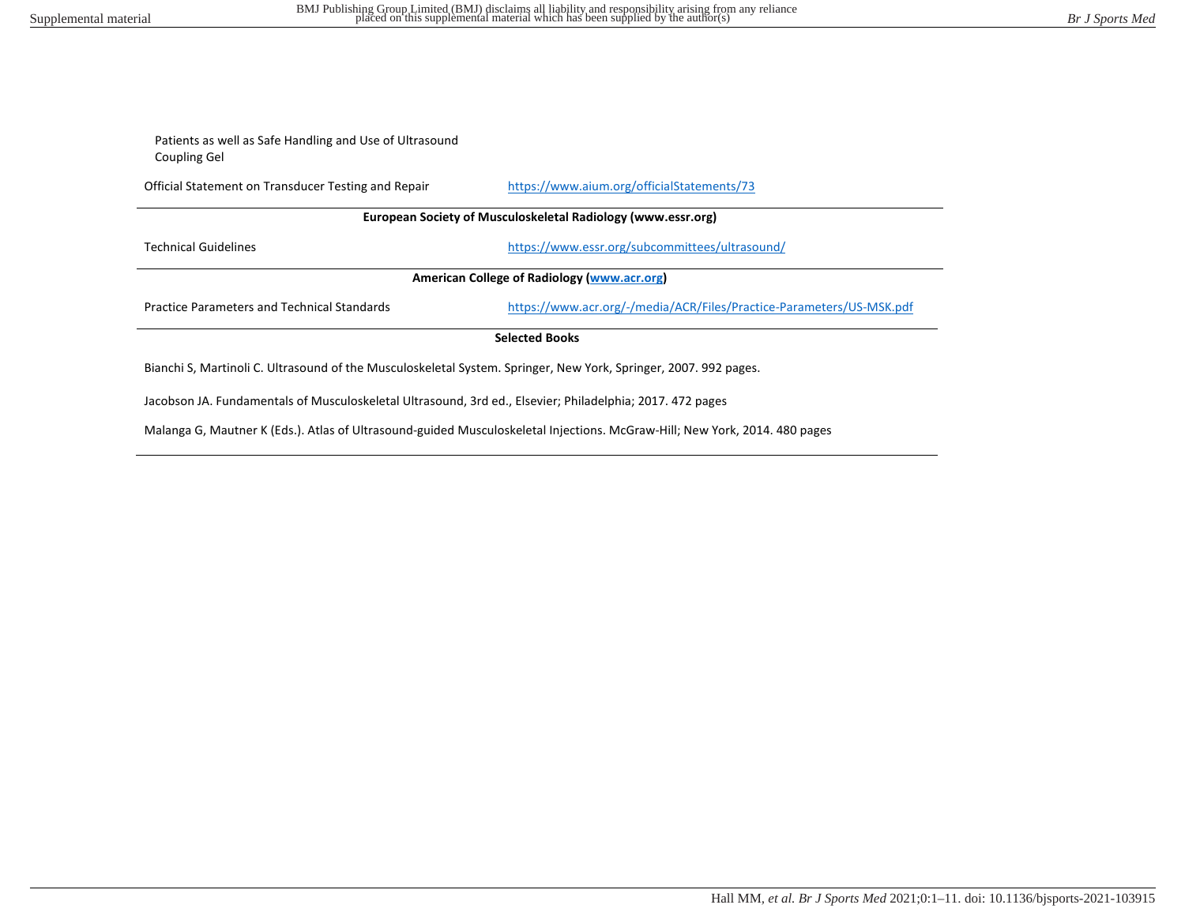| | |
|---|---|
| Patients as well as Safe Handling and Use of Ultrasound Coupling Gel | |
| Official Statement on Transducer Testing and Repair | https://www.aium.org/officialStatements/73 |
| **European Society of Musculoskeletal Radiology (www.essr.org)** | |
| Technical Guidelines | https://www.essr.org/subcommittees/ultrasound/ |
| **American College of Radiology (www.acr.org)** | |
| Practice Parameters and Technical Standards | https://www.acr.org/-/media/ACR/Files/Practice-Parameters/US-MSK.pdf |
| **Selected Books** | |
| Bianchi S, Martinoli C. Ultrasound of the Musculoskeletal System. Springer, New York, Springer, 2007. 992 pages. | |
| Jacobson JA. Fundamentals of Musculoskeletal Ultrasound, 3rd ed., Elsevier; Philadelphia; 2017. 472 pages | |
| Malanga G, Mautner K (Eds.). Atlas of Ultrasound-guided Musculoskeletal Injections. McGraw-Hill; New York, 2014. 480 pages | |